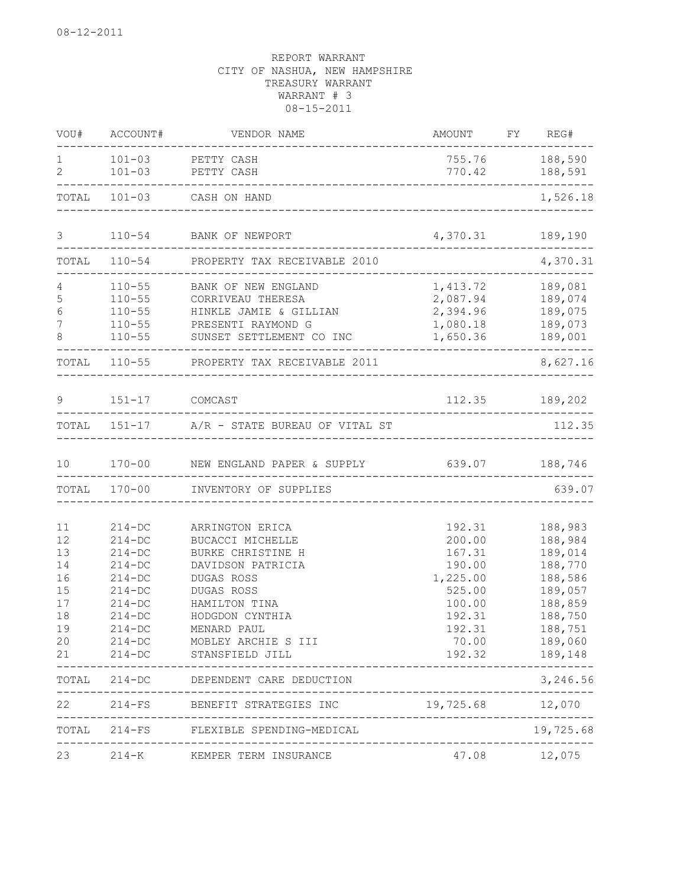08-12-2011

REPORT WARRANT
CITY OF NASHUA, NEW HAMPSHIRE
TREASURY WARRANT
WARRANT # 3
08-15-2011

| VOU# | ACCOUNT# | VENDOR NAME | AMOUNT | FY | REG# |
|---|---|---|---|---|---|
| 1 | 101-03 | PETTY CASH | 755.76 | | 188,590 |
| 2 | 101-03 | PETTY CASH | 770.42 | | 188,591 |
| TOTAL | 101-03 | CASH ON HAND | | | 1,526.18 |
| 3 | 110-54 | BANK OF NEWPORT | 4,370.31 | | 189,190 |
| TOTAL | 110-54 | PROPERTY TAX RECEIVABLE 2010 | | | 4,370.31 |
| 4 | 110-55 | BANK OF NEW ENGLAND | 1,413.72 | | 189,081 |
| 5 | 110-55 | CORRIVEAU THERESA | 2,087.94 | | 189,074 |
| 6 | 110-55 | HINKLE JAMIE & GILLIAN | 2,394.96 | | 189,075 |
| 7 | 110-55 | PRESENTI RAYMOND G | 1,080.18 | | 189,073 |
| 8 | 110-55 | SUNSET SETTLEMENT CO INC | 1,650.36 | | 189,001 |
| TOTAL | 110-55 | PROPERTY TAX RECEIVABLE 2011 | | | 8,627.16 |
| 9 | 151-17 | COMCAST | 112.35 | | 189,202 |
| TOTAL | 151-17 | A/R - STATE BUREAU OF VITAL ST | | | 112.35 |
| 10 | 170-00 | NEW ENGLAND PAPER & SUPPLY | 639.07 | | 188,746 |
| TOTAL | 170-00 | INVENTORY OF SUPPLIES | | | 639.07 |
| 11 | 214-DC | ARRINGTON ERICA | 192.31 | | 188,983 |
| 12 | 214-DC | BUCACCI MICHELLE | 200.00 | | 188,984 |
| 13 | 214-DC | BURKE CHRISTINE H | 167.31 | | 189,014 |
| 14 | 214-DC | DAVIDSON PATRICIA | 190.00 | | 188,770 |
| 16 | 214-DC | DUGAS ROSS | 1,225.00 | | 188,586 |
| 15 | 214-DC | DUGAS ROSS | 525.00 | | 189,057 |
| 17 | 214-DC | HAMILTON TINA | 100.00 | | 188,859 |
| 18 | 214-DC | HODGDON CYNTHIA | 192.31 | | 188,750 |
| 19 | 214-DC | MENARD PAUL | 192.31 | | 188,751 |
| 20 | 214-DC | MOBLEY ARCHIE S III | 70.00 | | 189,060 |
| 21 | 214-DC | STANSFIELD JILL | 192.32 | | 189,148 |
| TOTAL | 214-DC | DEPENDENT CARE DEDUCTION | | | 3,246.56 |
| 22 | 214-FS | BENEFIT STRATEGIES INC | 19,725.68 | | 12,070 |
| TOTAL | 214-FS | FLEXIBLE SPENDING-MEDICAL | | | 19,725.68 |
| 23 | 214-K | KEMPER TERM INSURANCE | 47.08 | | 12,075 |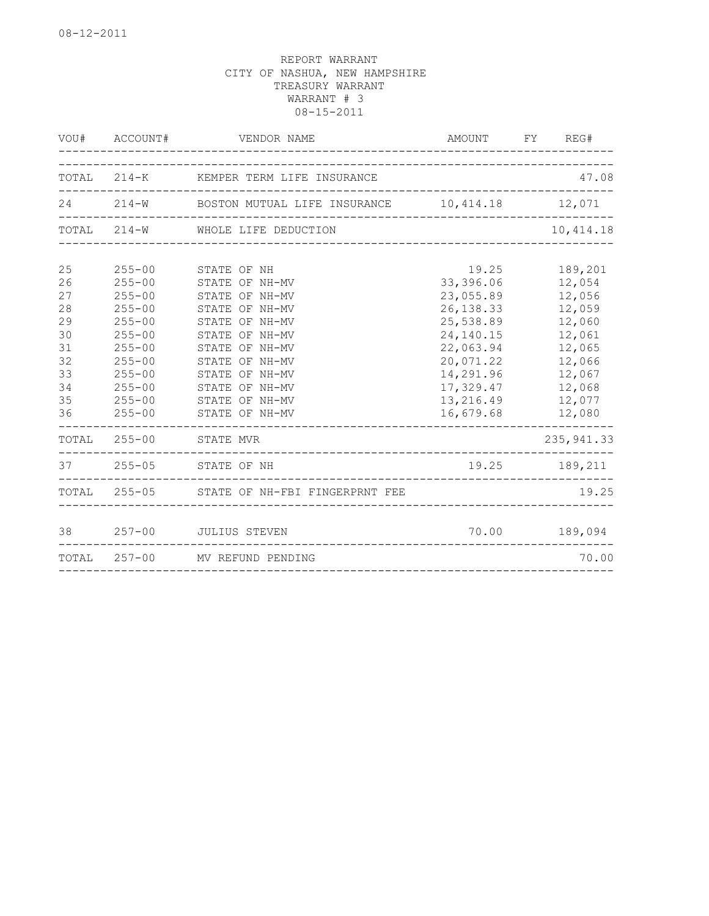08-12-2011

REPORT WARRANT
CITY OF NASHUA, NEW HAMPSHIRE
TREASURY WARRANT
WARRANT # 3
08-15-2011

| VOU# | ACCOUNT# | VENDOR NAME | AMOUNT | FY | REG# |
|---|---|---|---|---|---|
| TOTAL | 214-K | KEMPER TERM LIFE INSURANCE | | | 47.08 |
| 24 | 214-W | BOSTON MUTUAL LIFE INSURANCE | 10,414.18 | | 12,071 |
| TOTAL | 214-W | WHOLE LIFE DEDUCTION | | | 10,414.18 |
| 25 | 255-00 | STATE OF NH | 19.25 | | 189,201 |
| 26 | 255-00 | STATE OF NH-MV | 33,396.06 | | 12,054 |
| 27 | 255-00 | STATE OF NH-MV | 23,055.89 | | 12,056 |
| 28 | 255-00 | STATE OF NH-MV | 26,138.33 | | 12,059 |
| 29 | 255-00 | STATE OF NH-MV | 25,538.89 | | 12,060 |
| 30 | 255-00 | STATE OF NH-MV | 24,140.15 | | 12,061 |
| 31 | 255-00 | STATE OF NH-MV | 22,063.94 | | 12,065 |
| 32 | 255-00 | STATE OF NH-MV | 20,071.22 | | 12,066 |
| 33 | 255-00 | STATE OF NH-MV | 14,291.96 | | 12,067 |
| 34 | 255-00 | STATE OF NH-MV | 17,329.47 | | 12,068 |
| 35 | 255-00 | STATE OF NH-MV | 13,216.49 | | 12,077 |
| 36 | 255-00 | STATE OF NH-MV | 16,679.68 | | 12,080 |
| TOTAL | 255-00 | STATE MVR | | | 235,941.33 |
| 37 | 255-05 | STATE OF NH | 19.25 | | 189,211 |
| TOTAL | 255-05 | STATE OF NH-FBI FINGERPRNT FEE | | | 19.25 |
| 38 | 257-00 | JULIUS STEVEN | 70.00 | | 189,094 |
| TOTAL | 257-00 | MV REFUND PENDING | | | 70.00 |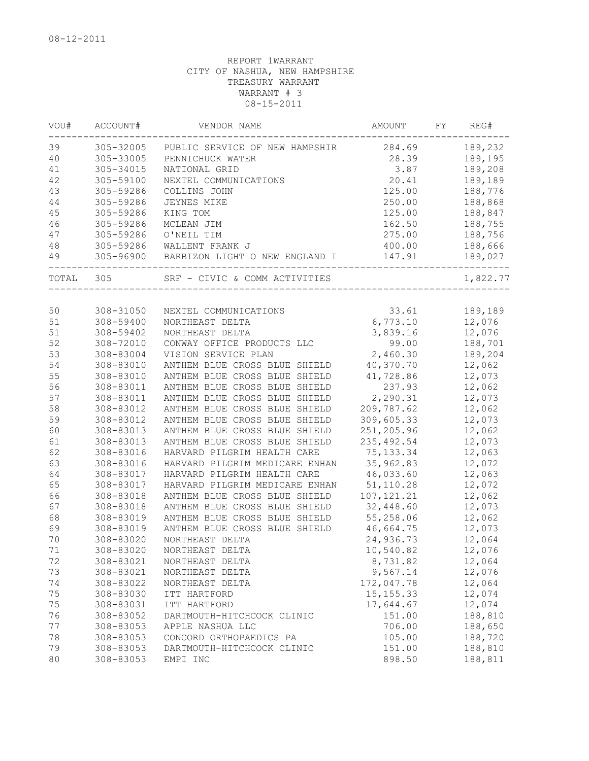08-12-2011

REPORT 1WARRANT
CITY OF NASHUA, NEW HAMPSHIRE
TREASURY WARRANT
WARRANT # 3
08-15-2011

| VOU# | ACCOUNT# | VENDOR NAME | AMOUNT | FY | REG# |
|---|---|---|---|---|---|
| 39 | 305-32005 | PUBLIC SERVICE OF NEW HAMPSHIR | 284.69 | | 189,232 |
| 40 | 305-33005 | PENNICHUCK WATER | 28.39 | | 189,195 |
| 41 | 305-34015 | NATIONAL GRID | 3.87 | | 189,208 |
| 42 | 305-59100 | NEXTEL COMMUNICATIONS | 20.41 | | 189,189 |
| 43 | 305-59286 | COLLINS JOHN | 125.00 | | 188,776 |
| 44 | 305-59286 | JEYNES MIKE | 250.00 | | 188,868 |
| 45 | 305-59286 | KING TOM | 125.00 | | 188,847 |
| 46 | 305-59286 | MCLEAN JIM | 162.50 | | 188,755 |
| 47 | 305-59286 | O'NEIL TIM | 275.00 | | 188,756 |
| 48 | 305-59286 | WALLENT FRANK J | 400.00 | | 188,666 |
| 49 | 305-96900 | BARBIZON LIGHT O NEW ENGLAND I | 147.91 | | 189,027 |
| TOTAL | 305 | SRF - CIVIC & COMM ACTIVITIES | | | 1,822.77 |

| VOU# | ACCOUNT# | VENDOR NAME | AMOUNT | FY | REG# |
|---|---|---|---|---|---|
| 50 | 308-31050 | NEXTEL COMMUNICATIONS | 33.61 | | 189,189 |
| 51 | 308-59400 | NORTHEAST DELTA | 6,773.10 | | 12,076 |
| 51 | 308-59402 | NORTHEAST DELTA | 3,839.16 | | 12,076 |
| 52 | 308-72010 | CONWAY OFFICE PRODUCTS LLC | 99.00 | | 188,701 |
| 53 | 308-83004 | VISION SERVICE PLAN | 2,460.30 | | 189,204 |
| 54 | 308-83010 | ANTHEM BLUE CROSS BLUE SHIELD | 40,370.70 | | 12,062 |
| 55 | 308-83010 | ANTHEM BLUE CROSS BLUE SHIELD | 41,728.86 | | 12,073 |
| 56 | 308-83011 | ANTHEM BLUE CROSS BLUE SHIELD | 237.93 | | 12,062 |
| 57 | 308-83011 | ANTHEM BLUE CROSS BLUE SHIELD | 2,290.31 | | 12,073 |
| 58 | 308-83012 | ANTHEM BLUE CROSS BLUE SHIELD | 209,787.62 | | 12,062 |
| 59 | 308-83012 | ANTHEM BLUE CROSS BLUE SHIELD | 309,605.33 | | 12,073 |
| 60 | 308-83013 | ANTHEM BLUE CROSS BLUE SHIELD | 251,205.96 | | 12,062 |
| 61 | 308-83013 | ANTHEM BLUE CROSS BLUE SHIELD | 235,492.54 | | 12,073 |
| 62 | 308-83016 | HARVARD PILGRIM HEALTH CARE | 75,133.34 | | 12,063 |
| 63 | 308-83016 | HARVARD PILGRIM MEDICARE ENHAN | 35,962.83 | | 12,072 |
| 64 | 308-83017 | HARVARD PILGRIM HEALTH CARE | 46,033.60 | | 12,063 |
| 65 | 308-83017 | HARVARD PILGRIM MEDICARE ENHAN | 51,110.28 | | 12,072 |
| 66 | 308-83018 | ANTHEM BLUE CROSS BLUE SHIELD | 107,121.21 | | 12,062 |
| 67 | 308-83018 | ANTHEM BLUE CROSS BLUE SHIELD | 32,448.60 | | 12,073 |
| 68 | 308-83019 | ANTHEM BLUE CROSS BLUE SHIELD | 55,258.06 | | 12,062 |
| 69 | 308-83019 | ANTHEM BLUE CROSS BLUE SHIELD | 46,664.75 | | 12,073 |
| 70 | 308-83020 | NORTHEAST DELTA | 24,936.73 | | 12,064 |
| 71 | 308-83020 | NORTHEAST DELTA | 10,540.82 | | 12,076 |
| 72 | 308-83021 | NORTHEAST DELTA | 8,731.82 | | 12,064 |
| 73 | 308-83021 | NORTHEAST DELTA | 9,567.14 | | 12,076 |
| 74 | 308-83022 | NORTHEAST DELTA | 172,047.78 | | 12,064 |
| 75 | 308-83030 | ITT HARTFORD | 15,155.33 | | 12,074 |
| 75 | 308-83031 | ITT HARTFORD | 17,644.67 | | 12,074 |
| 76 | 308-83052 | DARTMOUTH-HITCHCOCK CLINIC | 151.00 | | 188,810 |
| 77 | 308-83053 | APPLE NASHUA LLC | 706.00 | | 188,650 |
| 78 | 308-83053 | CONCORD ORTHOPAEDICS PA | 105.00 | | 188,720 |
| 79 | 308-83053 | DARTMOUTH-HITCHCOCK CLINIC | 151.00 | | 188,810 |
| 80 | 308-83053 | EMPI INC | 898.50 | | 188,811 |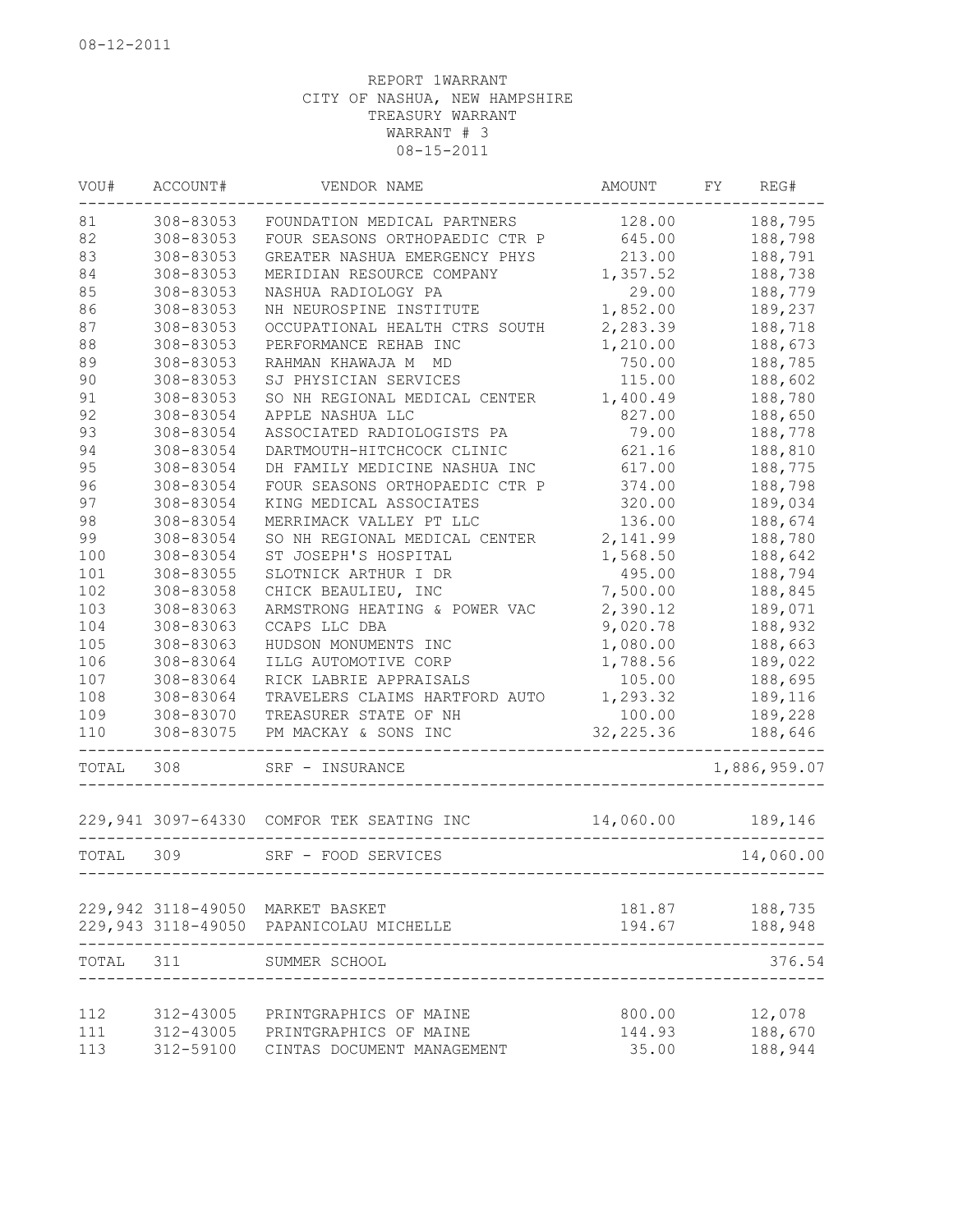08-12-2011

REPORT 1WARRANT
CITY OF NASHUA, NEW HAMPSHIRE
TREASURY WARRANT
WARRANT # 3
08-15-2011

| VOU# | ACCOUNT# | VENDOR NAME | AMOUNT | FY | REG# |
|---|---|---|---|---|---|
| 81 | 308-83053 | FOUNDATION MEDICAL PARTNERS | 128.00 | | 188,795 |
| 82 | 308-83053 | FOUR SEASONS ORTHOPAEDIC CTR P | 645.00 | | 188,798 |
| 83 | 308-83053 | GREATER NASHUA EMERGENCY PHYS | 213.00 | | 188,791 |
| 84 | 308-83053 | MERIDIAN RESOURCE COMPANY | 1,357.52 | | 188,738 |
| 85 | 308-83053 | NASHUA RADIOLOGY PA | 29.00 | | 188,779 |
| 86 | 308-83053 | NH NEUROSPINE INSTITUTE | 1,852.00 | | 189,237 |
| 87 | 308-83053 | OCCUPATIONAL HEALTH CTRS SOUTH | 2,283.39 | | 188,718 |
| 88 | 308-83053 | PERFORMANCE REHAB INC | 1,210.00 | | 188,673 |
| 89 | 308-83053 | RAHMAN KHAWAJA M MD | 750.00 | | 188,785 |
| 90 | 308-83053 | SJ PHYSICIAN SERVICES | 115.00 | | 188,602 |
| 91 | 308-83053 | SO NH REGIONAL MEDICAL CENTER | 1,400.49 | | 188,780 |
| 92 | 308-83054 | APPLE NASHUA LLC | 827.00 | | 188,650 |
| 93 | 308-83054 | ASSOCIATED RADIOLOGISTS PA | 79.00 | | 188,778 |
| 94 | 308-83054 | DARTMOUTH-HITCHCOCK CLINIC | 621.16 | | 188,810 |
| 95 | 308-83054 | DH FAMILY MEDICINE NASHUA INC | 617.00 | | 188,775 |
| 96 | 308-83054 | FOUR SEASONS ORTHOPAEDIC CTR P | 374.00 | | 188,798 |
| 97 | 308-83054 | KING MEDICAL ASSOCIATES | 320.00 | | 189,034 |
| 98 | 308-83054 | MERRIMACK VALLEY PT LLC | 136.00 | | 188,674 |
| 99 | 308-83054 | SO NH REGIONAL MEDICAL CENTER | 2,141.99 | | 188,780 |
| 100 | 308-83054 | ST JOSEPH'S HOSPITAL | 1,568.50 | | 188,642 |
| 101 | 308-83055 | SLOTNICK ARTHUR I DR | 495.00 | | 188,794 |
| 102 | 308-83058 | CHICK BEAULIEU, INC | 7,500.00 | | 188,845 |
| 103 | 308-83063 | ARMSTRONG HEATING & POWER VAC | 2,390.12 | | 189,071 |
| 104 | 308-83063 | CCAPS LLC DBA | 9,020.78 | | 188,932 |
| 105 | 308-83063 | HUDSON MONUMENTS INC | 1,080.00 | | 188,663 |
| 106 | 308-83064 | ILLG AUTOMOTIVE CORP | 1,788.56 | | 189,022 |
| 107 | 308-83064 | RICK LABRIE APPRAISALS | 105.00 | | 188,695 |
| 108 | 308-83064 | TRAVELERS CLAIMS HARTFORD AUTO | 1,293.32 | | 189,116 |
| 109 | 308-83070 | TREASURER STATE OF NH | 100.00 | | 189,228 |
| 110 | 308-83075 | PM MACKAY & SONS INC | 32,225.36 | | 188,646 |
| TOTAL | 308 | SRF - INSURANCE | | | 1,886,959.07 |
| 229,941 | 3097-64330 | COMFOR TEK SEATING INC | 14,060.00 | | 189,146 |
| TOTAL | 309 | SRF - FOOD SERVICES | | | 14,060.00 |
| 229,942 | 3118-49050 | MARKET BASKET | 181.87 | | 188,735 |
| 229,943 | 3118-49050 | PAPANICOLAU MICHELLE | 194.67 | | 188,948 |
| TOTAL | 311 | SUMMER SCHOOL | | | 376.54 |
| 112 | 312-43005 | PRINTGRAPHICS OF MAINE | 800.00 | | 12,078 |
| 111 | 312-43005 | PRINTGRAPHICS OF MAINE | 144.93 | | 188,670 |
| 113 | 312-59100 | CINTAS DOCUMENT MANAGEMENT | 35.00 | | 188,944 |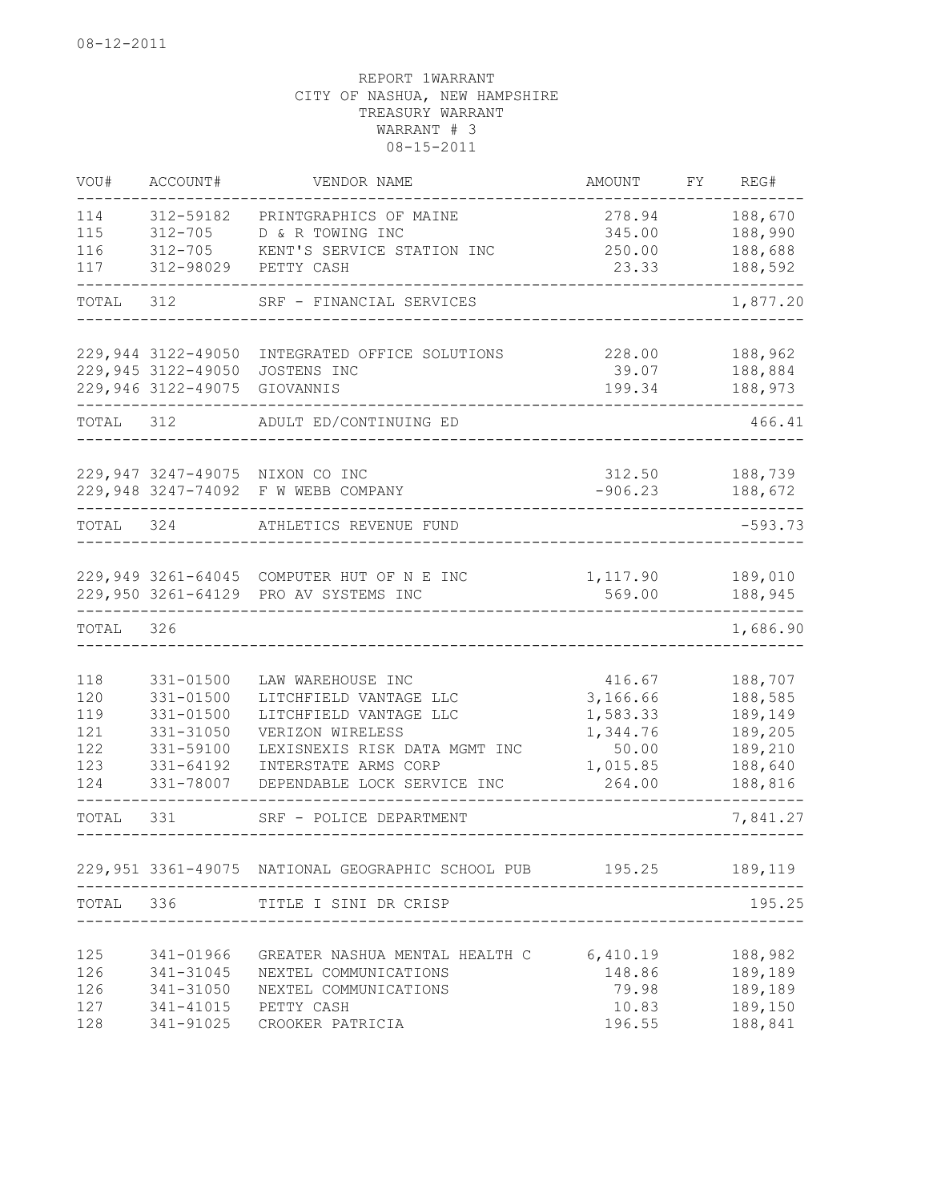08-12-2011

REPORT 1WARRANT
CITY OF NASHUA, NEW HAMPSHIRE
TREASURY WARRANT
WARRANT # 3
08-15-2011

| VOU# | ACCOUNT# | VENDOR NAME | AMOUNT | FY | REG# |
|---|---|---|---|---|---|
| 114 | 312-59182 | PRINTGRAPHICS OF MAINE | 278.94 | | 188,670 |
| 115 | 312-705 | D & R TOWING INC | 345.00 | | 188,990 |
| 116 | 312-705 | KENT'S SERVICE STATION INC | 250.00 | | 188,688 |
| 117 | 312-98029 | PETTY CASH | 23.33 | | 188,592 |
| TOTAL | 312 | SRF - FINANCIAL SERVICES | | | 1,877.20 |
| 229,944 | 3122-49050 | INTEGRATED OFFICE SOLUTIONS | 228.00 | | 188,962 |
| 229,945 | 3122-49050 | JOSTENS INC | 39.07 | | 188,884 |
| 229,946 | 3122-49075 | GIOVANNIS | 199.34 | | 188,973 |
| TOTAL | 312 | ADULT ED/CONTINUING ED | | | 466.41 |
| 229,947 | 3247-49075 | NIXON CO INC | 312.50 | | 188,739 |
| 229,948 | 3247-74092 | F W WEBB COMPANY | -906.23 | | 188,672 |
| TOTAL | 324 | ATHLETICS REVENUE FUND | | | -593.73 |
| 229,949 | 3261-64045 | COMPUTER HUT OF N E INC | 1,117.90 | | 189,010 |
| 229,950 | 3261-64129 | PRO AV SYSTEMS INC | 569.00 | | 188,945 |
| TOTAL | 326 | | | | 1,686.90 |
| 118 | 331-01500 | LAW WAREHOUSE INC | 416.67 | | 188,707 |
| 120 | 331-01500 | LITCHFIELD VANTAGE LLC | 3,166.66 | | 188,585 |
| 119 | 331-01500 | LITCHFIELD VANTAGE LLC | 1,583.33 | | 189,149 |
| 121 | 331-31050 | VERIZON WIRELESS | 1,344.76 | | 189,205 |
| 122 | 331-59100 | LEXISNEXIS RISK DATA MGMT INC | 50.00 | | 189,210 |
| 123 | 331-64192 | INTERSTATE ARMS CORP | 1,015.85 | | 188,640 |
| 124 | 331-78007 | DEPENDABLE LOCK SERVICE INC | 264.00 | | 188,816 |
| TOTAL | 331 | SRF - POLICE DEPARTMENT | | | 7,841.27 |
| 229,951 | 3361-49075 | NATIONAL GEOGRAPHIC SCHOOL PUB | 195.25 | | 189,119 |
| TOTAL | 336 | TITLE I SINI DR CRISP | | | 195.25 |
| 125 | 341-01966 | GREATER NASHUA MENTAL HEALTH C | 6,410.19 | | 188,982 |
| 126 | 341-31045 | NEXTEL COMMUNICATIONS | 148.86 | | 189,189 |
| 126 | 341-31050 | NEXTEL COMMUNICATIONS | 79.98 | | 189,189 |
| 127 | 341-41015 | PETTY CASH | 10.83 | | 189,150 |
| 128 | 341-91025 | CROOKER PATRICIA | 196.55 | | 188,841 |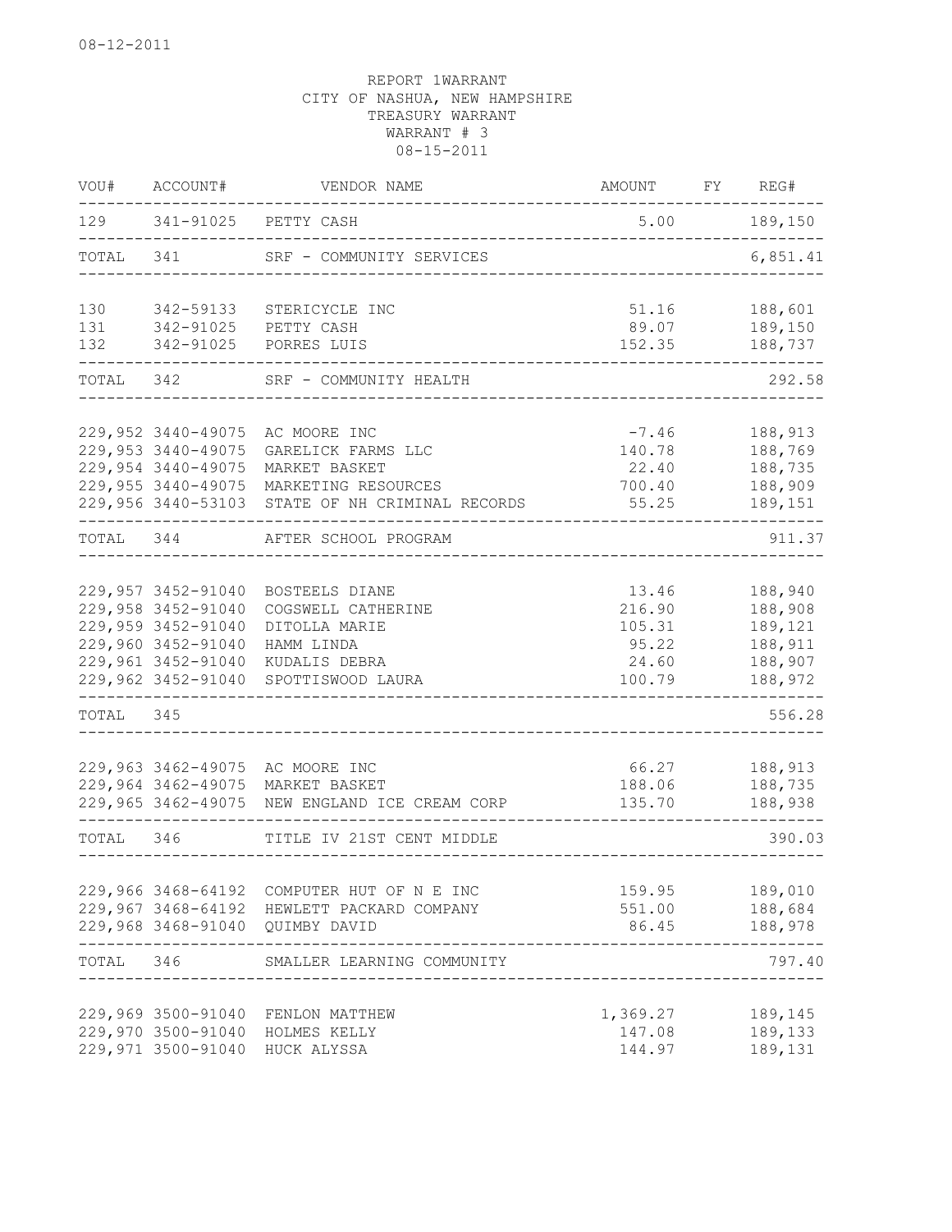08-12-2011

REPORT 1WARRANT
CITY OF NASHUA, NEW HAMPSHIRE
TREASURY WARRANT
WARRANT # 3
08-15-2011

| VOU# | ACCOUNT# | VENDOR NAME | AMOUNT | FY | REG# |
|---|---|---|---|---|---|
| 129 | 341-91025 | PETTY CASH | 5.00 | | 189,150 |
| TOTAL | 341 | SRF - COMMUNITY SERVICES | | | 6,851.41 |
| 130 | 342-59133 | STERICYCLE INC | 51.16 | | 188,601 |
| 131 | 342-91025 | PETTY CASH | 89.07 | | 189,150 |
| 132 | 342-91025 | PORRES LUIS | 152.35 | | 188,737 |
| TOTAL | 342 | SRF - COMMUNITY HEALTH | | | 292.58 |
| 229,952 | 3440-49075 | AC MOORE INC | -7.46 | | 188,913 |
| 229,953 | 3440-49075 | GARELICK FARMS LLC | 140.78 | | 188,769 |
| 229,954 | 3440-49075 | MARKET BASKET | 22.40 | | 188,735 |
| 229,955 | 3440-49075 | MARKETING RESOURCES | 700.40 | | 188,909 |
| 229,956 | 3440-53103 | STATE OF NH CRIMINAL RECORDS | 55.25 | | 189,151 |
| TOTAL | 344 | AFTER SCHOOL PROGRAM | | | 911.37 |
| 229,957 | 3452-91040 | BOSTEELS DIANE | 13.46 | | 188,940 |
| 229,958 | 3452-91040 | COGSWELL CATHERINE | 216.90 | | 188,908 |
| 229,959 | 3452-91040 | DITOLLA MARIE | 105.31 | | 189,121 |
| 229,960 | 3452-91040 | HAMM LINDA | 95.22 | | 188,911 |
| 229,961 | 3452-91040 | KUDALIS DEBRA | 24.60 | | 188,907 |
| 229,962 | 3452-91040 | SPOTTISWOOD LAURA | 100.79 | | 188,972 |
| TOTAL | 345 | | | | 556.28 |
| 229,963 | 3462-49075 | AC MOORE INC | 66.27 | | 188,913 |
| 229,964 | 3462-49075 | MARKET BASKET | 188.06 | | 188,735 |
| 229,965 | 3462-49075 | NEW ENGLAND ICE CREAM CORP | 135.70 | | 188,938 |
| TOTAL | 346 | TITLE IV 21ST CENT MIDDLE | | | 390.03 |
| 229,966 | 3468-64192 | COMPUTER HUT OF N E INC | 159.95 | | 189,010 |
| 229,967 | 3468-64192 | HEWLETT PACKARD COMPANY | 551.00 | | 188,684 |
| 229,968 | 3468-91040 | QUIMBY DAVID | 86.45 | | 188,978 |
| TOTAL | 346 | SMALLER LEARNING COMMUNITY | | | 797.40 |
| 229,969 | 3500-91040 | FENLON MATTHEW | 1,369.27 | | 189,145 |
| 229,970 | 3500-91040 | HOLMES KELLY | 147.08 | | 189,133 |
| 229,971 | 3500-91040 | HUCK ALYSSA | 144.97 | | 189,131 |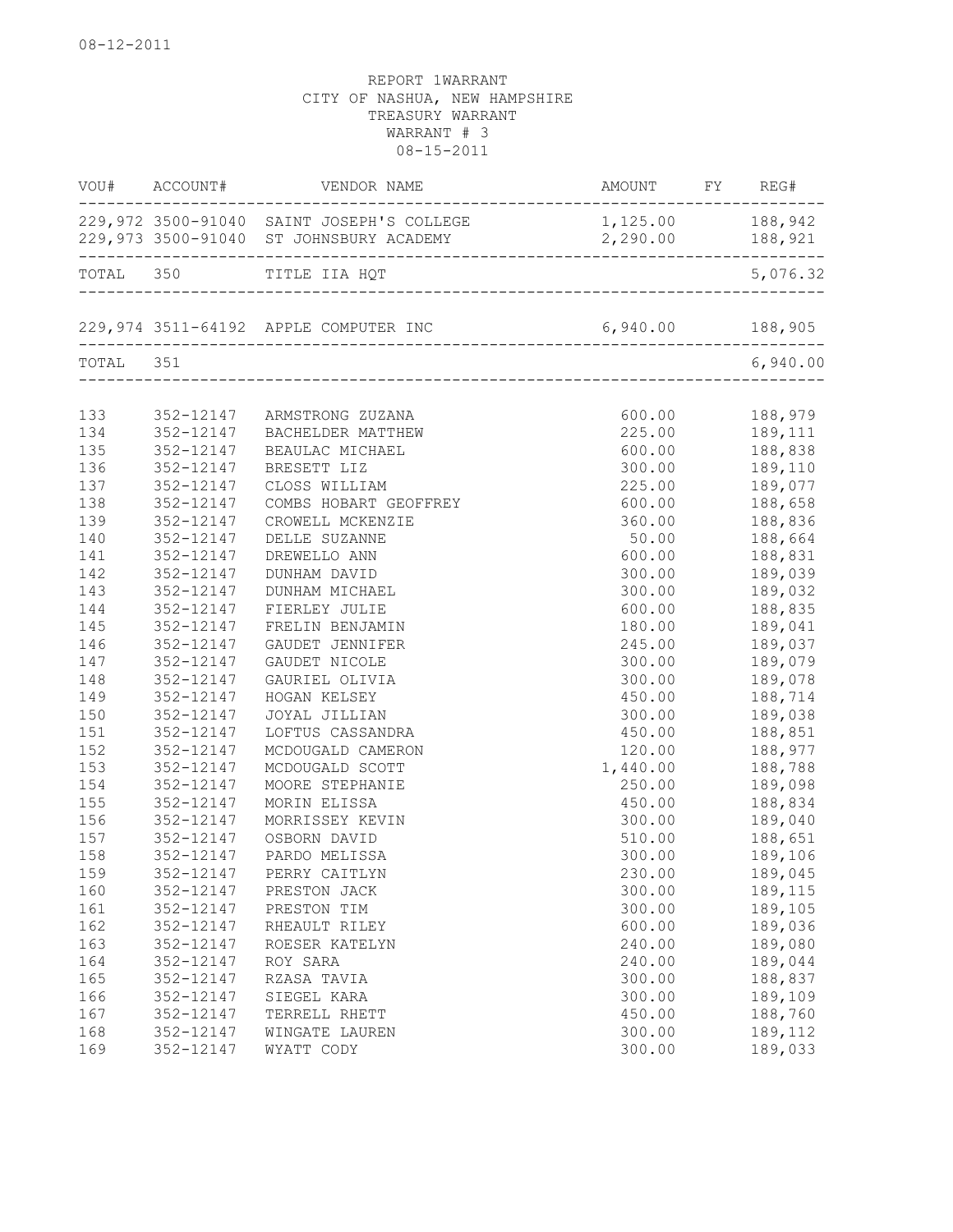08-12-2011

REPORT 1WARRANT
CITY OF NASHUA, NEW HAMPSHIRE
TREASURY WARRANT
WARRANT # 3
08-15-2011

| VOU# | ACCOUNT# | VENDOR NAME | AMOUNT | FY | REG# |
|---|---|---|---|---|---|
| 229,972 | 3500-91040 | SAINT JOSEPH'S COLLEGE | 1,125.00 | | 188,942 |
| 229,973 | 3500-91040 | ST JOHNSBURY ACADEMY | 2,290.00 | | 188,921 |
| TOTAL | 350 | TITLE IIA HQT | | | 5,076.32 |
| 229,974 | 3511-64192 | APPLE COMPUTER INC | 6,940.00 | | 188,905 |
| TOTAL | 351 | | | | 6,940.00 |
| 133 | 352-12147 | ARMSTRONG ZUZANA | 600.00 | | 188,979 |
| 134 | 352-12147 | BACHELDER MATTHEW | 225.00 | | 189,111 |
| 135 | 352-12147 | BEAULAC MICHAEL | 600.00 | | 188,838 |
| 136 | 352-12147 | BRESETT LIZ | 300.00 | | 189,110 |
| 137 | 352-12147 | CLOSS WILLIAM | 225.00 | | 189,077 |
| 138 | 352-12147 | COMBS HOBART GEOFFREY | 600.00 | | 188,658 |
| 139 | 352-12147 | CROWELL MCKENZIE | 360.00 | | 188,836 |
| 140 | 352-12147 | DELLE SUZANNE | 50.00 | | 188,664 |
| 141 | 352-12147 | DREWELLO ANN | 600.00 | | 188,831 |
| 142 | 352-12147 | DUNHAM DAVID | 300.00 | | 189,039 |
| 143 | 352-12147 | DUNHAM MICHAEL | 300.00 | | 189,032 |
| 144 | 352-12147 | FIERLEY JULIE | 600.00 | | 188,835 |
| 145 | 352-12147 | FRELIN BENJAMIN | 180.00 | | 189,041 |
| 146 | 352-12147 | GAUDET JENNIFER | 245.00 | | 189,037 |
| 147 | 352-12147 | GAUDET NICOLE | 300.00 | | 189,079 |
| 148 | 352-12147 | GAURIEL OLIVIA | 300.00 | | 189,078 |
| 149 | 352-12147 | HOGAN KELSEY | 450.00 | | 188,714 |
| 150 | 352-12147 | JOYAL JILLIAN | 300.00 | | 189,038 |
| 151 | 352-12147 | LOFTUS CASSANDRA | 450.00 | | 188,851 |
| 152 | 352-12147 | MCDOUGALD CAMERON | 120.00 | | 188,977 |
| 153 | 352-12147 | MCDOUGALD SCOTT | 1,440.00 | | 188,788 |
| 154 | 352-12147 | MOORE STEPHANIE | 250.00 | | 189,098 |
| 155 | 352-12147 | MORIN ELISSA | 450.00 | | 188,834 |
| 156 | 352-12147 | MORRISSEY KEVIN | 300.00 | | 189,040 |
| 157 | 352-12147 | OSBORN DAVID | 510.00 | | 188,651 |
| 158 | 352-12147 | PARDO MELISSA | 300.00 | | 189,106 |
| 159 | 352-12147 | PERRY CAITLYN | 230.00 | | 189,045 |
| 160 | 352-12147 | PRESTON JACK | 300.00 | | 189,115 |
| 161 | 352-12147 | PRESTON TIM | 300.00 | | 189,105 |
| 162 | 352-12147 | RHEAULT RILEY | 600.00 | | 189,036 |
| 163 | 352-12147 | ROESER KATELYN | 240.00 | | 189,080 |
| 164 | 352-12147 | ROY SARA | 240.00 | | 189,044 |
| 165 | 352-12147 | RZASA TAVIA | 300.00 | | 188,837 |
| 166 | 352-12147 | SIEGEL KARA | 300.00 | | 189,109 |
| 167 | 352-12147 | TERRELL RHETT | 450.00 | | 188,760 |
| 168 | 352-12147 | WINGATE LAUREN | 300.00 | | 189,112 |
| 169 | 352-12147 | WYATT CODY | 300.00 | | 189,033 |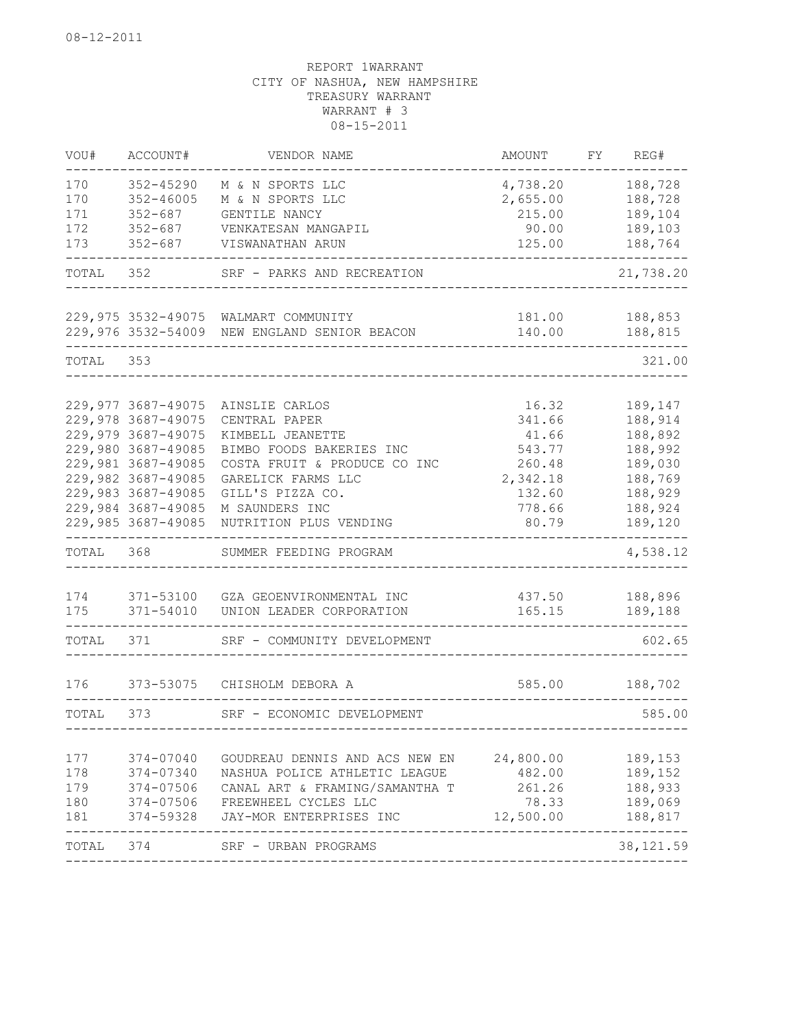08-12-2011

REPORT 1WARRANT
CITY OF NASHUA, NEW HAMPSHIRE
TREASURY WARRANT
WARRANT # 3
08-15-2011

| VOU# | ACCOUNT# | VENDOR NAME | AMOUNT | FY | REG# |
|---|---|---|---|---|---|
| 170 | 352-45290 | M & N SPORTS LLC | 4,738.20 | | 188,728 |
| 170 | 352-46005 | M & N SPORTS LLC | 2,655.00 | | 188,728 |
| 171 | 352-687 | GENTILE NANCY | 215.00 | | 189,104 |
| 172 | 352-687 | VENKATESAN MANGAPIL | 90.00 | | 189,103 |
| 173 | 352-687 | VISWANATHAN ARUN | 125.00 | | 188,764 |
| TOTAL | 352 | SRF - PARKS AND RECREATION | | | 21,738.20 |
| 229,975 | 3532-49075 | WALMART COMMUNITY | 181.00 | | 188,853 |
| 229,976 | 3532-54009 | NEW ENGLAND SENIOR BEACON | 140.00 | | 188,815 |
| TOTAL | 353 | | | | 321.00 |
| 229,977 | 3687-49075 | AINSLIE CARLOS | 16.32 | | 189,147 |
| 229,978 | 3687-49075 | CENTRAL PAPER | 341.66 | | 188,914 |
| 229,979 | 3687-49075 | KIMBELL JEANETTE | 41.66 | | 188,892 |
| 229,980 | 3687-49085 | BIMBO FOODS BAKERIES INC | 543.77 | | 188,992 |
| 229,981 | 3687-49085 | COSTA FRUIT & PRODUCE CO INC | 260.48 | | 189,030 |
| 229,982 | 3687-49085 | GARELICK FARMS LLC | 2,342.18 | | 188,769 |
| 229,983 | 3687-49085 | GILL'S PIZZA CO. | 132.60 | | 188,929 |
| 229,984 | 3687-49085 | M SAUNDERS INC | 778.66 | | 188,924 |
| 229,985 | 3687-49085 | NUTRITION PLUS VENDING | 80.79 | | 189,120 |
| TOTAL | 368 | SUMMER FEEDING PROGRAM | | | 4,538.12 |
| 174 | 371-53100 | GZA GEOENVIRONMENTAL INC | 437.50 | | 188,896 |
| 175 | 371-54010 | UNION LEADER CORPORATION | 165.15 | | 189,188 |
| TOTAL | 371 | SRF - COMMUNITY DEVELOPMENT | | | 602.65 |
| 176 | 373-53075 | CHISHOLM DEBORA A | 585.00 | | 188,702 |
| TOTAL | 373 | SRF - ECONOMIC DEVELOPMENT | | | 585.00 |
| 177 | 374-07040 | GOUDREAU DENNIS AND ACS NEW EN | 24,800.00 | | 189,153 |
| 178 | 374-07340 | NASHUA POLICE ATHLETIC LEAGUE | 482.00 | | 189,152 |
| 179 | 374-07506 | CANAL ART & FRAMING/SAMANTHA T | 261.26 | | 188,933 |
| 180 | 374-07506 | FREEWHEEL CYCLES LLC | 78.33 | | 189,069 |
| 181 | 374-59328 | JAY-MOR ENTERPRISES INC | 12,500.00 | | 188,817 |
| TOTAL | 374 | SRF - URBAN PROGRAMS | | | 38,121.59 |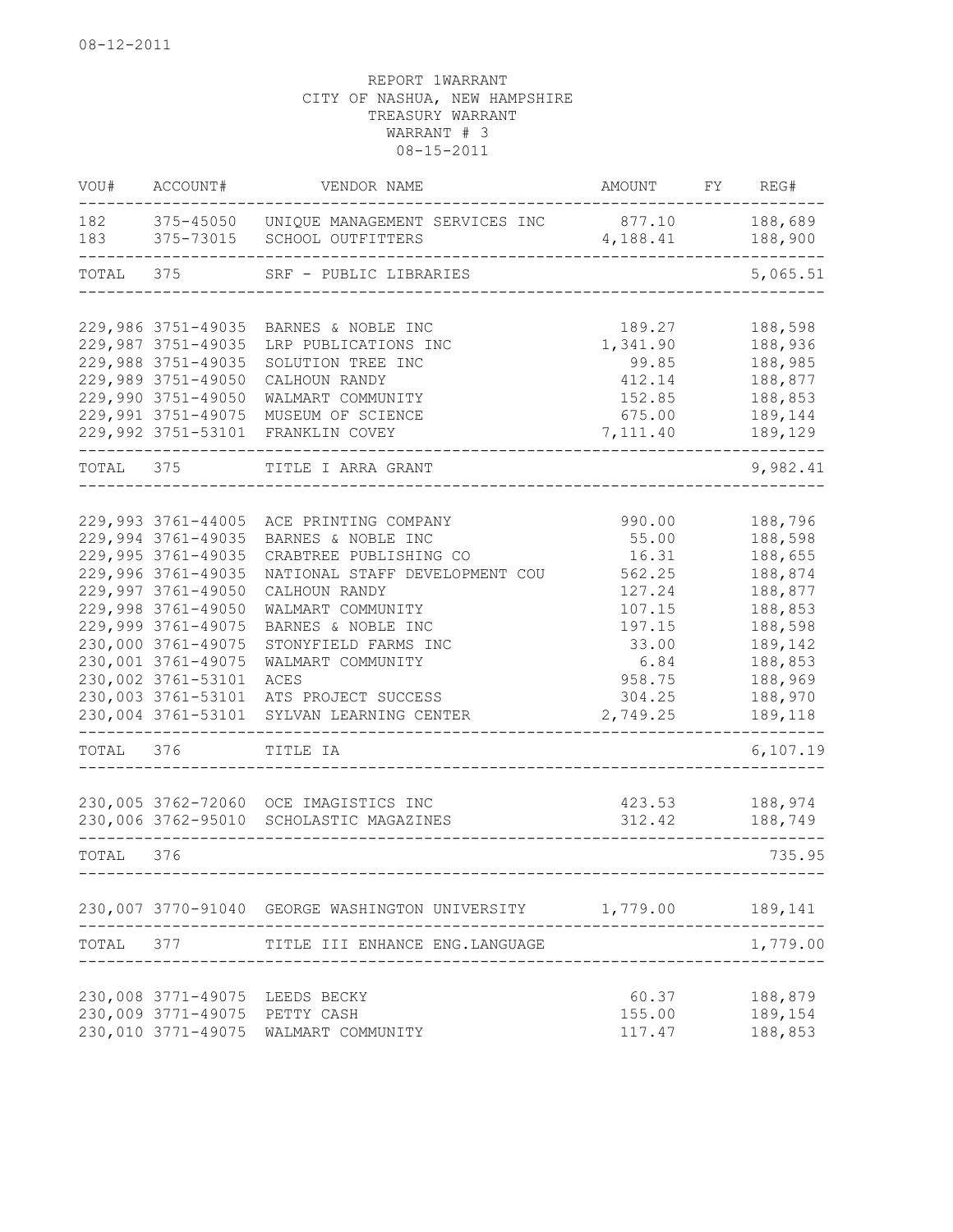08-12-2011

REPORT 1WARRANT
CITY OF NASHUA, NEW HAMPSHIRE
TREASURY WARRANT
WARRANT # 3
08-15-2011

| VOU# | ACCOUNT# | VENDOR NAME | AMOUNT | FY | REG# |
|---|---|---|---|---|---|
| 182 | 375-45050 | UNIQUE MANAGEMENT SERVICES INC | 877.10 | | 188,689 |
| 183 | 375-73015 | SCHOOL OUTFITTERS | 4,188.41 | | 188,900 |
| TOTAL | 375 | SRF - PUBLIC LIBRARIES | | | 5,065.51 |
| 229,986 | 3751-49035 | BARNES & NOBLE INC | 189.27 | | 188,598 |
| 229,987 | 3751-49035 | LRP PUBLICATIONS INC | 1,341.90 | | 188,936 |
| 229,988 | 3751-49035 | SOLUTION TREE INC | 99.85 | | 188,985 |
| 229,989 | 3751-49050 | CALHOUN RANDY | 412.14 | | 188,877 |
| 229,990 | 3751-49050 | WALMART COMMUNITY | 152.85 | | 188,853 |
| 229,991 | 3751-49075 | MUSEUM OF SCIENCE | 675.00 | | 189,144 |
| 229,992 | 3751-53101 | FRANKLIN COVEY | 7,111.40 | | 189,129 |
| TOTAL | 375 | TITLE I ARRA GRANT | | | 9,982.41 |
| 229,993 | 3761-44005 | ACE PRINTING COMPANY | 990.00 | | 188,796 |
| 229,994 | 3761-49035 | BARNES & NOBLE INC | 55.00 | | 188,598 |
| 229,995 | 3761-49035 | CRABTREE PUBLISHING CO | 16.31 | | 188,655 |
| 229,996 | 3761-49035 | NATIONAL STAFF DEVELOPMENT COU | 562.25 | | 188,874 |
| 229,997 | 3761-49050 | CALHOUN RANDY | 127.24 | | 188,877 |
| 229,998 | 3761-49050 | WALMART COMMUNITY | 107.15 | | 188,853 |
| 229,999 | 3761-49075 | BARNES & NOBLE INC | 197.15 | | 188,598 |
| 230,000 | 3761-49075 | STONYFIELD FARMS INC | 33.00 | | 189,142 |
| 230,001 | 3761-49075 | WALMART COMMUNITY | 6.84 | | 188,853 |
| 230,002 | 3761-53101 | ACES | 958.75 | | 188,969 |
| 230,003 | 3761-53101 | ATS PROJECT SUCCESS | 304.25 | | 188,970 |
| 230,004 | 3761-53101 | SYLVAN LEARNING CENTER | 2,749.25 | | 189,118 |
| TOTAL | 376 | TITLE IA | | | 6,107.19 |
| 230,005 | 3762-72060 | OCE IMAGISTICS INC | 423.53 | | 188,974 |
| 230,006 | 3762-95010 | SCHOLASTIC MAGAZINES | 312.42 | | 188,749 |
| TOTAL | 376 | | | | 735.95 |
| 230,007 | 3770-91040 | GEORGE WASHINGTON UNIVERSITY | 1,779.00 | | 189,141 |
| TOTAL | 377 | TITLE III ENHANCE ENG.LANGUAGE | | | 1,779.00 |
| 230,008 | 3771-49075 | LEEDS BECKY | 60.37 | | 188,879 |
| 230,009 | 3771-49075 | PETTY CASH | 155.00 | | 189,154 |
| 230,010 | 3771-49075 | WALMART COMMUNITY | 117.47 | | 188,853 |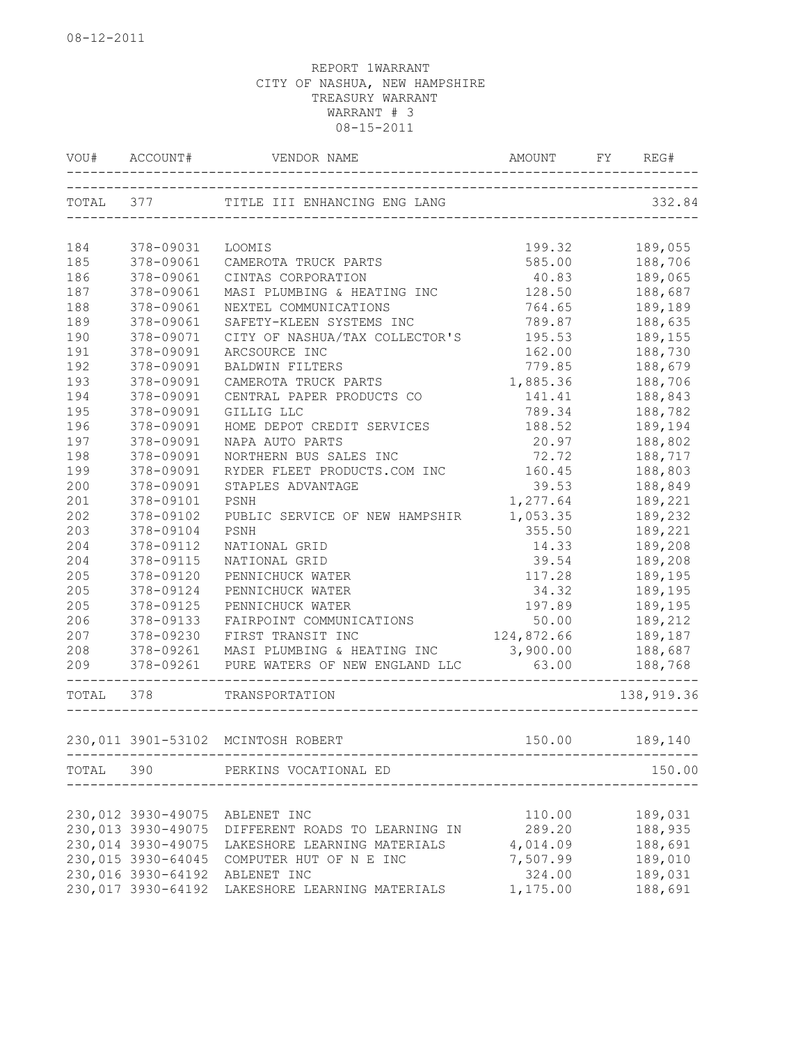08-12-2011

REPORT 1WARRANT
CITY OF NASHUA, NEW HAMPSHIRE
TREASURY WARRANT
WARRANT # 3
08-15-2011

| VOU# | ACCOUNT# | VENDOR NAME | AMOUNT | FY | REG# |
|---|---|---|---|---|---|
| TOTAL | 377 | TITLE III ENHANCING ENG LANG | | | 332.84 |
| 184 | 378-09031 | LOOMIS | 199.32 | | 189,055 |
| 185 | 378-09061 | CAMEROTA TRUCK PARTS | 585.00 | | 188,706 |
| 186 | 378-09061 | CINTAS CORPORATION | 40.83 | | 189,065 |
| 187 | 378-09061 | MASI PLUMBING & HEATING INC | 128.50 | | 188,687 |
| 188 | 378-09061 | NEXTEL COMMUNICATIONS | 764.65 | | 189,189 |
| 189 | 378-09061 | SAFETY-KLEEN SYSTEMS INC | 789.87 | | 188,635 |
| 190 | 378-09071 | CITY OF NASHUA/TAX COLLECTOR'S | 195.53 | | 189,155 |
| 191 | 378-09091 | ARCSOURCE INC | 162.00 | | 188,730 |
| 192 | 378-09091 | BALDWIN FILTERS | 779.85 | | 188,679 |
| 193 | 378-09091 | CAMEROTA TRUCK PARTS | 1,885.36 | | 188,706 |
| 194 | 378-09091 | CENTRAL PAPER PRODUCTS CO | 141.41 | | 188,843 |
| 195 | 378-09091 | GILLIG LLC | 789.34 | | 188,782 |
| 196 | 378-09091 | HOME DEPOT CREDIT SERVICES | 188.52 | | 189,194 |
| 197 | 378-09091 | NAPA AUTO PARTS | 20.97 | | 188,802 |
| 198 | 378-09091 | NORTHERN BUS SALES INC | 72.72 | | 188,717 |
| 199 | 378-09091 | RYDER FLEET PRODUCTS.COM INC | 160.45 | | 188,803 |
| 200 | 378-09091 | STAPLES ADVANTAGE | 39.53 | | 188,849 |
| 201 | 378-09101 | PSNH | 1,277.64 | | 189,221 |
| 202 | 378-09102 | PUBLIC SERVICE OF NEW HAMPSHIR | 1,053.35 | | 189,232 |
| 203 | 378-09104 | PSNH | 355.50 | | 189,221 |
| 204 | 378-09112 | NATIONAL GRID | 14.33 | | 189,208 |
| 204 | 378-09115 | NATIONAL GRID | 39.54 | | 189,208 |
| 205 | 378-09120 | PENNICHUCK WATER | 117.28 | | 189,195 |
| 205 | 378-09124 | PENNICHUCK WATER | 34.32 | | 189,195 |
| 205 | 378-09125 | PENNICHUCK WATER | 197.89 | | 189,195 |
| 206 | 378-09133 | FAIRPOINT COMMUNICATIONS | 50.00 | | 189,212 |
| 207 | 378-09230 | FIRST TRANSIT INC | 124,872.66 | | 189,187 |
| 208 | 378-09261 | MASI PLUMBING & HEATING INC | 3,900.00 | | 188,687 |
| 209 | 378-09261 | PURE WATERS OF NEW ENGLAND LLC | 63.00 | | 188,768 |
| TOTAL | 378 | TRANSPORTATION | | | 138,919.36 |
| 230,011 | 3901-53102 | MCINTOSH ROBERT | 150.00 | | 189,140 |
| TOTAL | 390 | PERKINS VOCATIONAL ED | | | 150.00 |
| 230,012 | 3930-49075 | ABLENET INC | 110.00 | | 189,031 |
| 230,013 | 3930-49075 | DIFFERENT ROADS TO LEARNING IN | 289.20 | | 188,935 |
| 230,014 | 3930-49075 | LAKESHORE LEARNING MATERIALS | 4,014.09 | | 188,691 |
| 230,015 | 3930-64045 | COMPUTER HUT OF N E INC | 7,507.99 | | 189,010 |
| 230,016 | 3930-64192 | ABLENET INC | 324.00 | | 189,031 |
| 230,017 | 3930-64192 | LAKESHORE LEARNING MATERIALS | 1,175.00 | | 188,691 |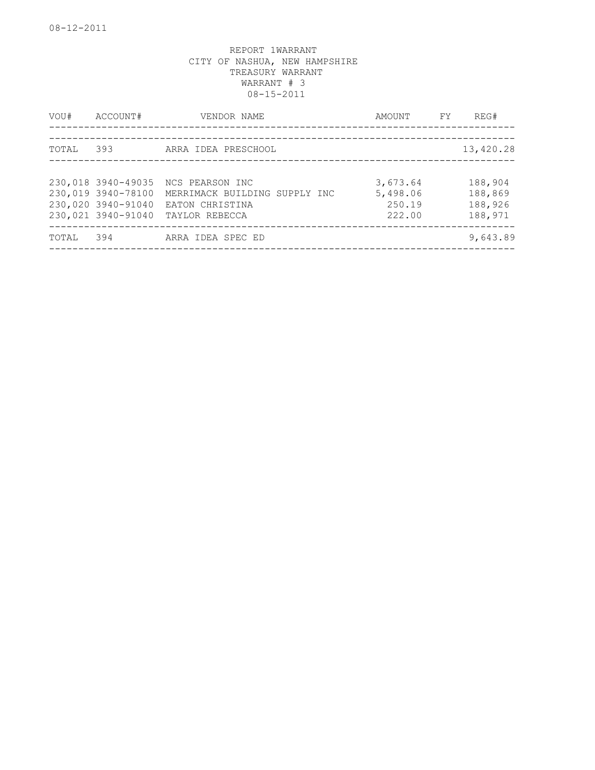08-12-2011

REPORT 1WARRANT
CITY OF NASHUA, NEW HAMPSHIRE
TREASURY WARRANT
WARRANT # 3
08-15-2011

| VOU# | ACCOUNT# | VENDOR NAME | AMOUNT | FY | REG# |
|---|---|---|---|---|---|
| TOTAL | 393 | ARRA IDEA PRESCHOOL | | | 13,420.28 |
| 230,018 | 3940-49035 | NCS PEARSON INC | 3,673.64 | | 188,904 |
| 230,019 | 3940-78100 | MERRIMACK BUILDING SUPPLY INC | 5,498.06 | | 188,869 |
| 230,020 | 3940-91040 | EATON CHRISTINA | 250.19 | | 188,926 |
| 230,021 | 3940-91040 | TAYLOR REBECCA | 222.00 | | 188,971 |
| TOTAL | 394 | ARRA IDEA SPEC ED | | | 9,643.89 |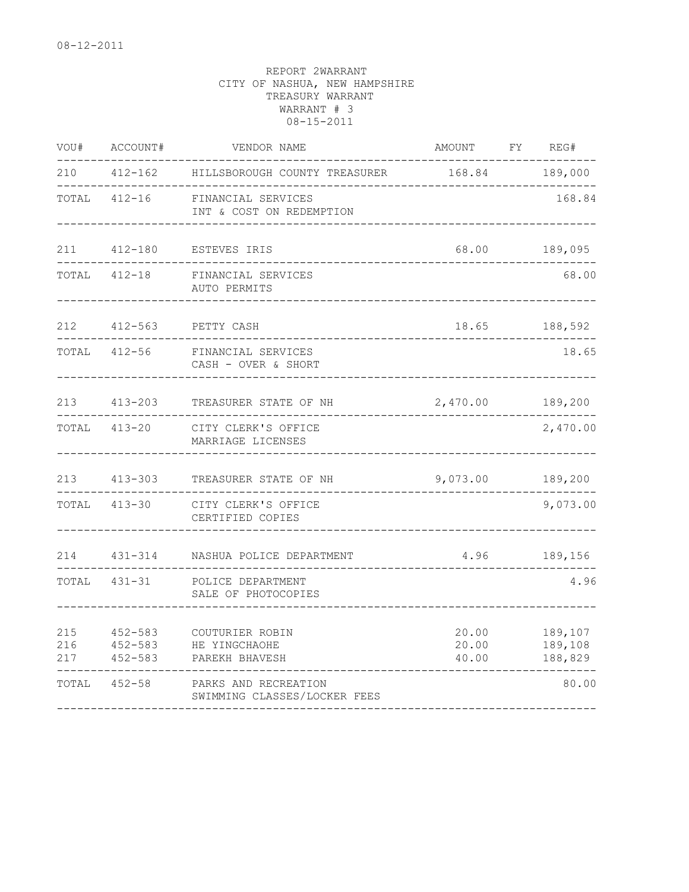08-12-2011

REPORT 2WARRANT
CITY OF NASHUA, NEW HAMPSHIRE
TREASURY WARRANT
WARRANT # 3
08-15-2011

| VOU# | ACCOUNT# | VENDOR NAME | AMOUNT | FY | REG# |
|---|---|---|---|---|---|
| 210 | 412-162 | HILLSBOROUGH COUNTY TREASURER | 168.84 | | 189,000 |
| TOTAL | 412-16 | FINANCIAL SERVICES<br>INT & COST ON REDEMPTION | | | 168.84 |
| 211 | 412-180 | ESTEVES IRIS | 68.00 | | 189,095 |
| TOTAL | 412-18 | FINANCIAL SERVICES<br>AUTO PERMITS | | | 68.00 |
| 212 | 412-563 | PETTY CASH | 18.65 | | 188,592 |
| TOTAL | 412-56 | FINANCIAL SERVICES<br>CASH - OVER & SHORT | | | 18.65 |
| 213 | 413-203 | TREASURER STATE OF NH | 2,470.00 | | 189,200 |
| TOTAL | 413-20 | CITY CLERK'S OFFICE<br>MARRIAGE LICENSES | | | 2,470.00 |
| 213 | 413-303 | TREASURER STATE OF NH | 9,073.00 | | 189,200 |
| TOTAL | 413-30 | CITY CLERK'S OFFICE<br>CERTIFIED COPIES | | | 9,073.00 |
| 214 | 431-314 | NASHUA POLICE DEPARTMENT | 4.96 | | 189,156 |
| TOTAL | 431-31 | POLICE DEPARTMENT<br>SALE OF PHOTOCOPIES | | | 4.96 |
| 215 | 452-583 | COUTURIER ROBIN | 20.00 | | 189,107 |
| 216 | 452-583 | HE YINGCHAOHE | 20.00 | | 189,108 |
| 217 | 452-583 | PAREKH BHAVESH | 40.00 | | 188,829 |
| TOTAL | 452-58 | PARKS AND RECREATION<br>SWIMMING CLASSES/LOCKER FEES | | | 80.00 |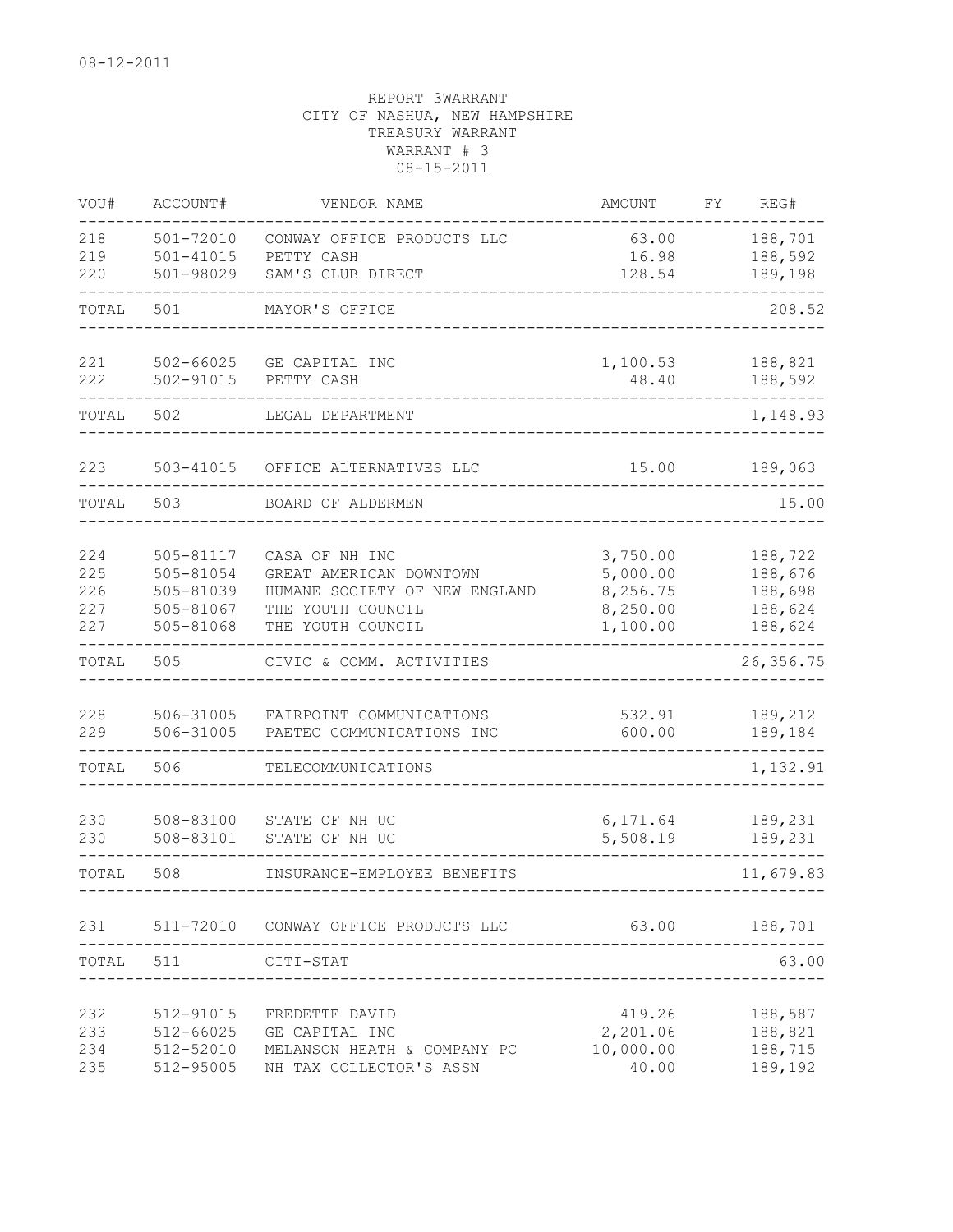08-12-2011

REPORT 3WARRANT
CITY OF NASHUA, NEW HAMPSHIRE
TREASURY WARRANT
WARRANT # 3
08-15-2011

| VOU# | ACCOUNT# | VENDOR NAME | AMOUNT | FY | REG# |
|---|---|---|---|---|---|
| 218 | 501-72010 | CONWAY OFFICE PRODUCTS LLC | 63.00 | | 188,701 |
| 219 | 501-41015 | PETTY CASH | 16.98 | | 188,592 |
| 220 | 501-98029 | SAM'S CLUB DIRECT | 128.54 | | 189,198 |
| TOTAL | 501 | MAYOR'S OFFICE | | | 208.52 |
| 221 | 502-66025 | GE CAPITAL INC | 1,100.53 | | 188,821 |
| 222 | 502-91015 | PETTY CASH | 48.40 | | 188,592 |
| TOTAL | 502 | LEGAL DEPARTMENT | | | 1,148.93 |
| 223 | 503-41015 | OFFICE ALTERNATIVES LLC | 15.00 | | 189,063 |
| TOTAL | 503 | BOARD OF ALDERMEN | | | 15.00 |
| 224 | 505-81117 | CASA OF NH INC | 3,750.00 | | 188,722 |
| 225 | 505-81054 | GREAT AMERICAN DOWNTOWN | 5,000.00 | | 188,676 |
| 226 | 505-81039 | HUMANE SOCIETY OF NEW ENGLAND | 8,256.75 | | 188,698 |
| 227 | 505-81067 | THE YOUTH COUNCIL | 8,250.00 | | 188,624 |
| 227 | 505-81068 | THE YOUTH COUNCIL | 1,100.00 | | 188,624 |
| TOTAL | 505 | CIVIC & COMM. ACTIVITIES | | | 26,356.75 |
| 228 | 506-31005 | FAIRPOINT COMMUNICATIONS | 532.91 | | 189,212 |
| 229 | 506-31005 | PAETEC COMMUNICATIONS INC | 600.00 | | 189,184 |
| TOTAL | 506 | TELECOMMUNICATIONS | | | 1,132.91 |
| 230 | 508-83100 | STATE OF NH UC | 6,171.64 | | 189,231 |
| 230 | 508-83101 | STATE OF NH UC | 5,508.19 | | 189,231 |
| TOTAL | 508 | INSURANCE-EMPLOYEE BENEFITS | | | 11,679.83 |
| 231 | 511-72010 | CONWAY OFFICE PRODUCTS LLC | 63.00 | | 188,701 |
| TOTAL | 511 | CITI-STAT | | | 63.00 |
| 232 | 512-91015 | FREDETTE DAVID | 419.26 | | 188,587 |
| 233 | 512-66025 | GE CAPITAL INC | 2,201.06 | | 188,821 |
| 234 | 512-52010 | MELANSON HEATH & COMPANY PC | 10,000.00 | | 188,715 |
| 235 | 512-95005 | NH TAX COLLECTOR'S ASSN | 40.00 | | 189,192 |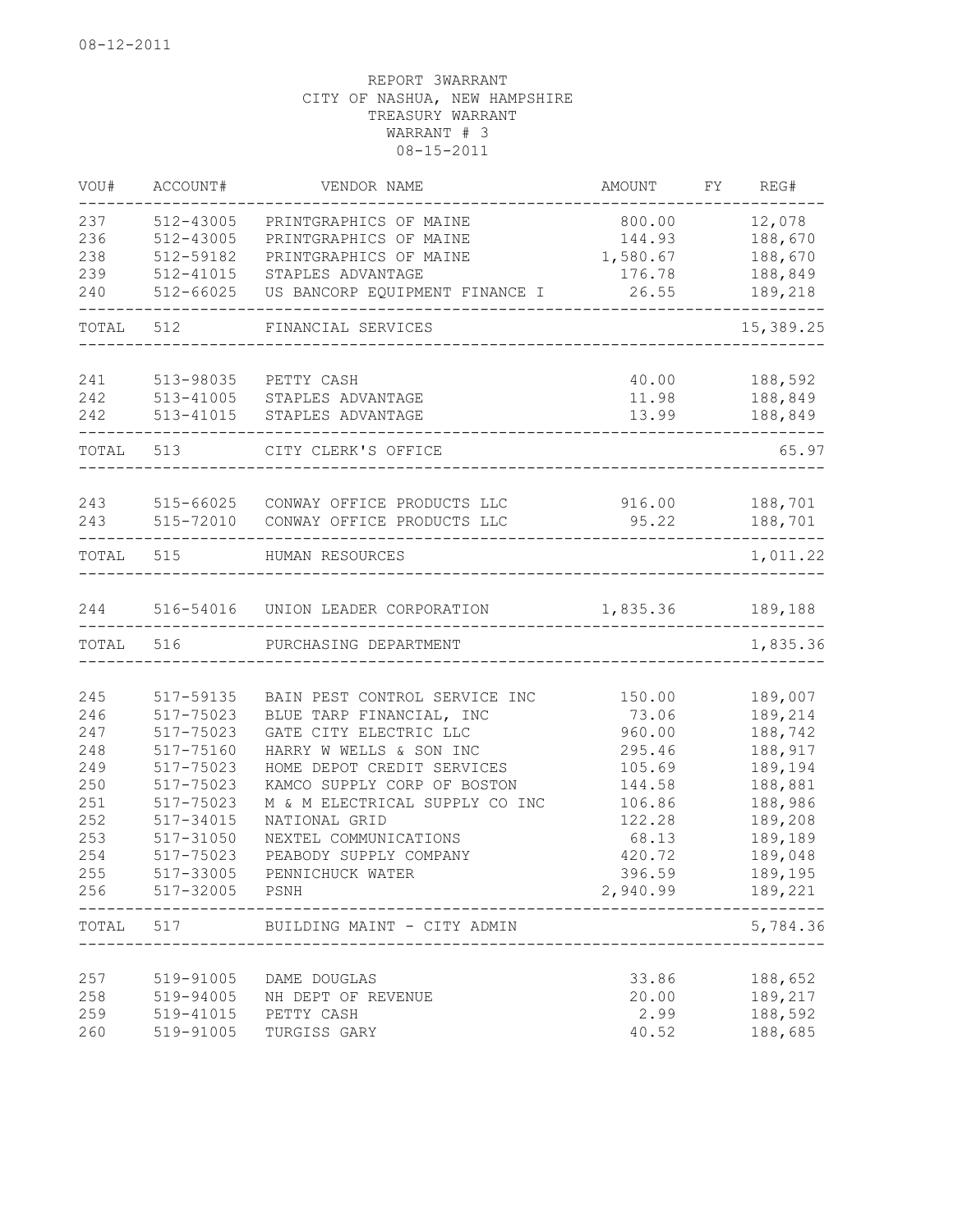08-12-2011

REPORT 3WARRANT
CITY OF NASHUA, NEW HAMPSHIRE
TREASURY WARRANT
WARRANT # 3
08-15-2011

| VOU# | ACCOUNT# | VENDOR NAME | AMOUNT | FY | REG# |
|---|---|---|---|---|---|
| 237 | 512-43005 | PRINTGRAPHICS OF MAINE | 800.00 | | 12,078 |
| 236 | 512-43005 | PRINTGRAPHICS OF MAINE | 144.93 | | 188,670 |
| 238 | 512-59182 | PRINTGRAPHICS OF MAINE | 1,580.67 | | 188,670 |
| 239 | 512-41015 | STAPLES ADVANTAGE | 176.78 | | 188,849 |
| 240 | 512-66025 | US BANCORP EQUIPMENT FINANCE I | 26.55 | | 189,218 |
| TOTAL | 512 | FINANCIAL SERVICES | | | 15,389.25 |
| 241 | 513-98035 | PETTY CASH | 40.00 | | 188,592 |
| 242 | 513-41005 | STAPLES ADVANTAGE | 11.98 | | 188,849 |
| 242 | 513-41015 | STAPLES ADVANTAGE | 13.99 | | 188,849 |
| TOTAL | 513 | CITY CLERK'S OFFICE | | | 65.97 |
| 243 | 515-66025 | CONWAY OFFICE PRODUCTS LLC | 916.00 | | 188,701 |
| 243 | 515-72010 | CONWAY OFFICE PRODUCTS LLC | 95.22 | | 188,701 |
| TOTAL | 515 | HUMAN RESOURCES | | | 1,011.22 |
| 244 | 516-54016 | UNION LEADER CORPORATION | 1,835.36 | | 189,188 |
| TOTAL | 516 | PURCHASING DEPARTMENT | | | 1,835.36 |
| 245 | 517-59135 | BAIN PEST CONTROL SERVICE INC | 150.00 | | 189,007 |
| 246 | 517-75023 | BLUE TARP FINANCIAL, INC | 73.06 | | 189,214 |
| 247 | 517-75023 | GATE CITY ELECTRIC LLC | 960.00 | | 188,742 |
| 248 | 517-75160 | HARRY W WELLS & SON INC | 295.46 | | 188,917 |
| 249 | 517-75023 | HOME DEPOT CREDIT SERVICES | 105.69 | | 189,194 |
| 250 | 517-75023 | KAMCO SUPPLY CORP OF BOSTON | 144.58 | | 188,881 |
| 251 | 517-75023 | M & M ELECTRICAL SUPPLY CO INC | 106.86 | | 188,986 |
| 252 | 517-34015 | NATIONAL GRID | 122.28 | | 189,208 |
| 253 | 517-31050 | NEXTEL COMMUNICATIONS | 68.13 | | 189,189 |
| 254 | 517-75023 | PEABODY SUPPLY COMPANY | 420.72 | | 189,048 |
| 255 | 517-33005 | PENNICHUCK WATER | 396.59 | | 189,195 |
| 256 | 517-32005 | PSNH | 2,940.99 | | 189,221 |
| TOTAL | 517 | BUILDING MAINT - CITY ADMIN | | | 5,784.36 |
| 257 | 519-91005 | DAME DOUGLAS | 33.86 | | 188,652 |
| 258 | 519-94005 | NH DEPT OF REVENUE | 20.00 | | 189,217 |
| 259 | 519-41015 | PETTY CASH | 2.99 | | 188,592 |
| 260 | 519-91005 | TURGISS GARY | 40.52 | | 188,685 |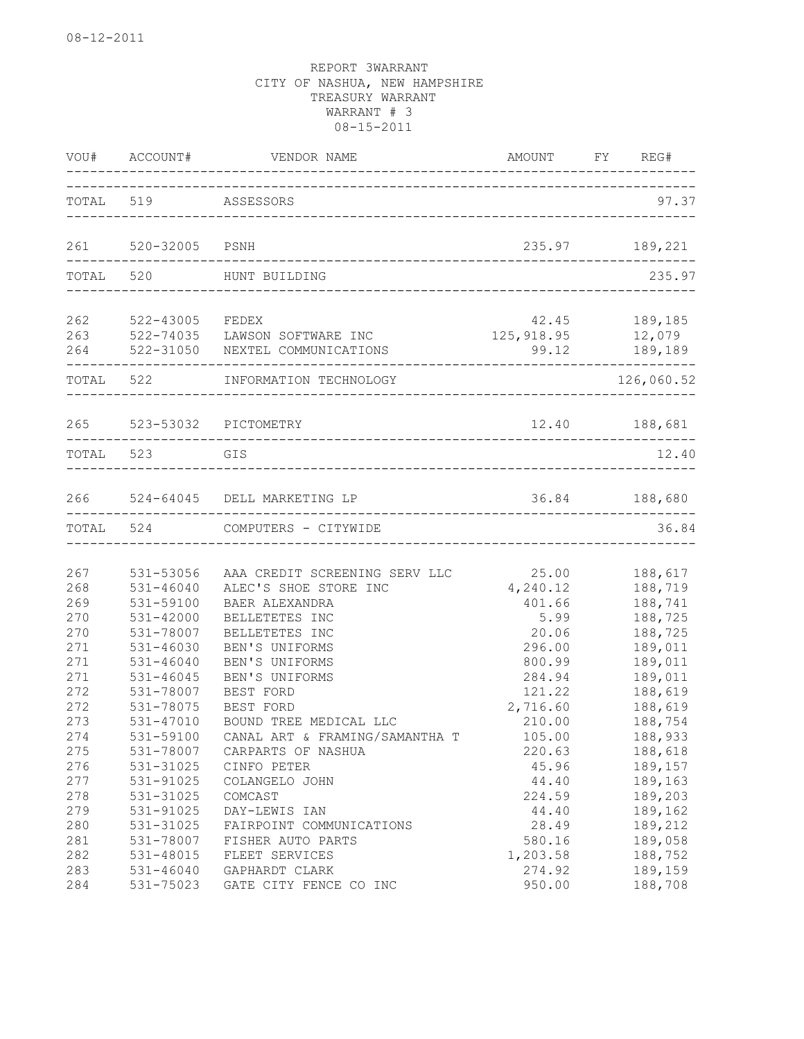08-12-2011

REPORT 3WARRANT
CITY OF NASHUA, NEW HAMPSHIRE
TREASURY WARRANT
WARRANT # 3
08-15-2011

| VOU# | ACCOUNT# | VENDOR NAME | AMOUNT | FY | REG# |
|---|---|---|---|---|---|
| TOTAL | 519 | ASSESSORS | | | 97.37 |
| 261 | 520-32005 | PSNH | 235.97 | | 189,221 |
| TOTAL | 520 | HUNT BUILDING | | | 235.97 |
| 262 | 522-43005 | FEDEX | 42.45 | | 189,185 |
| 263 | 522-74035 | LAWSON SOFTWARE INC | 125,918.95 | | 12,079 |
| 264 | 522-31050 | NEXTEL COMMUNICATIONS | 99.12 | | 189,189 |
| TOTAL | 522 | INFORMATION TECHNOLOGY | | | 126,060.52 |
| 265 | 523-53032 | PICTOMETRY | 12.40 | | 188,681 |
| TOTAL | 523 | GIS | | | 12.40 |
| 266 | 524-64045 | DELL MARKETING LP | 36.84 | | 188,680 |
| TOTAL | 524 | COMPUTERS - CITYWIDE | | | 36.84 |
| 267 | 531-53056 | AAA CREDIT SCREENING SERV LLC | 25.00 | | 188,617 |
| 268 | 531-46040 | ALEC'S SHOE STORE INC | 4,240.12 | | 188,719 |
| 269 | 531-59100 | BAER ALEXANDRA | 401.66 | | 188,741 |
| 270 | 531-42000 | BELLETETES INC | 5.99 | | 188,725 |
| 270 | 531-78007 | BELLETETES INC | 20.06 | | 188,725 |
| 271 | 531-46030 | BEN'S UNIFORMS | 296.00 | | 189,011 |
| 271 | 531-46040 | BEN'S UNIFORMS | 800.99 | | 189,011 |
| 271 | 531-46045 | BEN'S UNIFORMS | 284.94 | | 189,011 |
| 272 | 531-78007 | BEST FORD | 121.22 | | 188,619 |
| 272 | 531-78075 | BEST FORD | 2,716.60 | | 188,619 |
| 273 | 531-47010 | BOUND TREE MEDICAL LLC | 210.00 | | 188,754 |
| 274 | 531-59100 | CANAL ART & FRAMING/SAMANTHA T | 105.00 | | 188,933 |
| 275 | 531-78007 | CARPARTS OF NASHUA | 220.63 | | 188,618 |
| 276 | 531-31025 | CINFO PETER | 45.96 | | 189,157 |
| 277 | 531-91025 | COLANGELO JOHN | 44.40 | | 189,163 |
| 278 | 531-31025 | COMCAST | 224.59 | | 189,203 |
| 279 | 531-91025 | DAY-LEWIS IAN | 44.40 | | 189,162 |
| 280 | 531-31025 | FAIRPOINT COMMUNICATIONS | 28.49 | | 189,212 |
| 281 | 531-78007 | FISHER AUTO PARTS | 580.16 | | 189,058 |
| 282 | 531-48015 | FLEET SERVICES | 1,203.58 | | 188,752 |
| 283 | 531-46040 | GAPHARDT CLARK | 274.92 | | 189,159 |
| 284 | 531-75023 | GATE CITY FENCE CO INC | 950.00 | | 188,708 |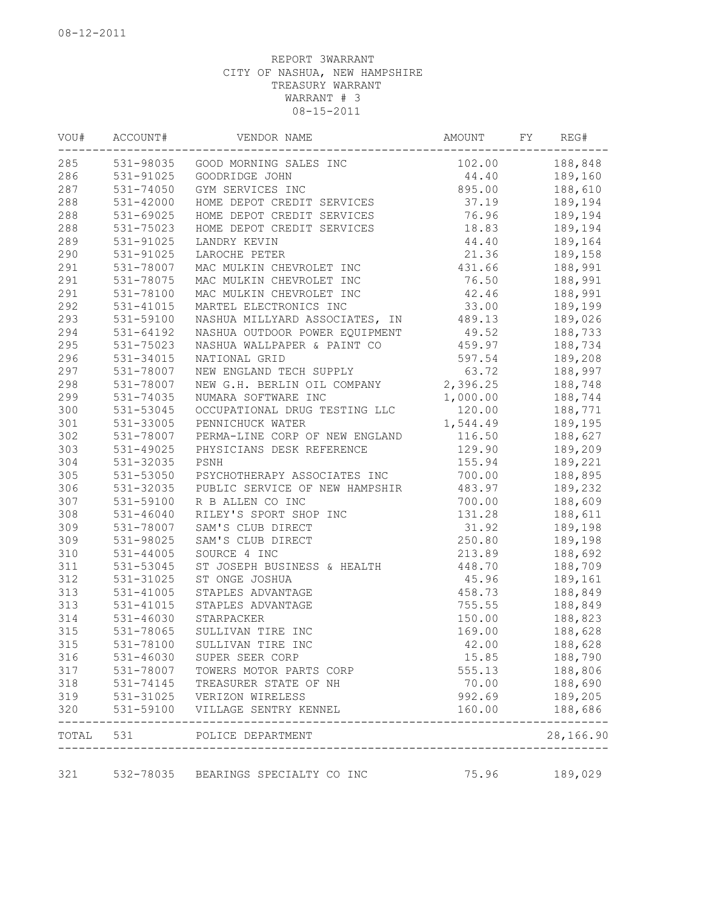08-12-2011

REPORT 3WARRANT
CITY OF NASHUA, NEW HAMPSHIRE
TREASURY WARRANT
WARRANT # 3
08-15-2011

| VOU# | ACCOUNT# | VENDOR NAME | AMOUNT | FY | REG# |
|---|---|---|---|---|---|
| 285 | 531-98035 | GOOD MORNING SALES INC | 102.00 | | 188,848 |
| 286 | 531-91025 | GOODRIDGE JOHN | 44.40 | | 189,160 |
| 287 | 531-74050 | GYM SERVICES INC | 895.00 | | 188,610 |
| 288 | 531-42000 | HOME DEPOT CREDIT SERVICES | 37.19 | | 189,194 |
| 288 | 531-69025 | HOME DEPOT CREDIT SERVICES | 76.96 | | 189,194 |
| 288 | 531-75023 | HOME DEPOT CREDIT SERVICES | 18.83 | | 189,194 |
| 289 | 531-91025 | LANDRY KEVIN | 44.40 | | 189,164 |
| 290 | 531-91025 | LAROCHE PETER | 21.36 | | 189,158 |
| 291 | 531-78007 | MAC MULKIN CHEVROLET INC | 431.66 | | 188,991 |
| 291 | 531-78075 | MAC MULKIN CHEVROLET INC | 76.50 | | 188,991 |
| 291 | 531-78100 | MAC MULKIN CHEVROLET INC | 42.46 | | 188,991 |
| 292 | 531-41015 | MARTEL ELECTRONICS INC | 33.00 | | 189,199 |
| 293 | 531-59100 | NASHUA MILLYARD ASSOCIATES, IN | 489.13 | | 189,026 |
| 294 | 531-64192 | NASHUA OUTDOOR POWER EQUIPMENT | 49.52 | | 188,733 |
| 295 | 531-75023 | NASHUA WALLPAPER & PAINT CO | 459.97 | | 188,734 |
| 296 | 531-34015 | NATIONAL GRID | 597.54 | | 189,208 |
| 297 | 531-78007 | NEW ENGLAND TECH SUPPLY | 63.72 | | 188,997 |
| 298 | 531-78007 | NEW G.H. BERLIN OIL COMPANY | 2,396.25 | | 188,748 |
| 299 | 531-74035 | NUMARA SOFTWARE INC | 1,000.00 | | 188,744 |
| 300 | 531-53045 | OCCUPATIONAL DRUG TESTING LLC | 120.00 | | 188,771 |
| 301 | 531-33005 | PENNICHUCK WATER | 1,544.49 | | 189,195 |
| 302 | 531-78007 | PERMA-LINE CORP OF NEW ENGLAND | 116.50 | | 188,627 |
| 303 | 531-49025 | PHYSICIANS DESK REFERENCE | 129.90 | | 189,209 |
| 304 | 531-32035 | PSNH | 155.94 | | 189,221 |
| 305 | 531-53050 | PSYCHOTHERAPY ASSOCIATES INC | 700.00 | | 188,895 |
| 306 | 531-32035 | PUBLIC SERVICE OF NEW HAMPSHIR | 483.97 | | 189,232 |
| 307 | 531-59100 | R B ALLEN CO INC | 700.00 | | 188,609 |
| 308 | 531-46040 | RILEY'S SPORT SHOP INC | 131.28 | | 188,611 |
| 309 | 531-78007 | SAM'S CLUB DIRECT | 31.92 | | 189,198 |
| 309 | 531-98025 | SAM'S CLUB DIRECT | 250.80 | | 189,198 |
| 310 | 531-44005 | SOURCE 4 INC | 213.89 | | 188,692 |
| 311 | 531-53045 | ST JOSEPH BUSINESS & HEALTH | 448.70 | | 188,709 |
| 312 | 531-31025 | ST ONGE JOSHUA | 45.96 | | 189,161 |
| 313 | 531-41005 | STAPLES ADVANTAGE | 458.73 | | 188,849 |
| 313 | 531-41015 | STAPLES ADVANTAGE | 755.55 | | 188,849 |
| 314 | 531-46030 | STARPACKER | 150.00 | | 188,823 |
| 315 | 531-78065 | SULLIVAN TIRE INC | 169.00 | | 188,628 |
| 315 | 531-78100 | SULLIVAN TIRE INC | 42.00 | | 188,628 |
| 316 | 531-46030 | SUPER SEER CORP | 15.85 | | 188,790 |
| 317 | 531-78007 | TOWERS MOTOR PARTS CORP | 555.13 | | 188,806 |
| 318 | 531-74145 | TREASURER STATE OF NH | 70.00 | | 188,690 |
| 319 | 531-31025 | VERIZON WIRELESS | 992.69 | | 189,205 |
| 320 | 531-59100 | VILLAGE SENTRY KENNEL | 160.00 | | 188,686 |
| TOTAL | 531 | POLICE DEPARTMENT | | | 28,166.90 |
| 321 | 532-78035 | BEARINGS SPECIALTY CO INC | 75.96 | | 189,029 |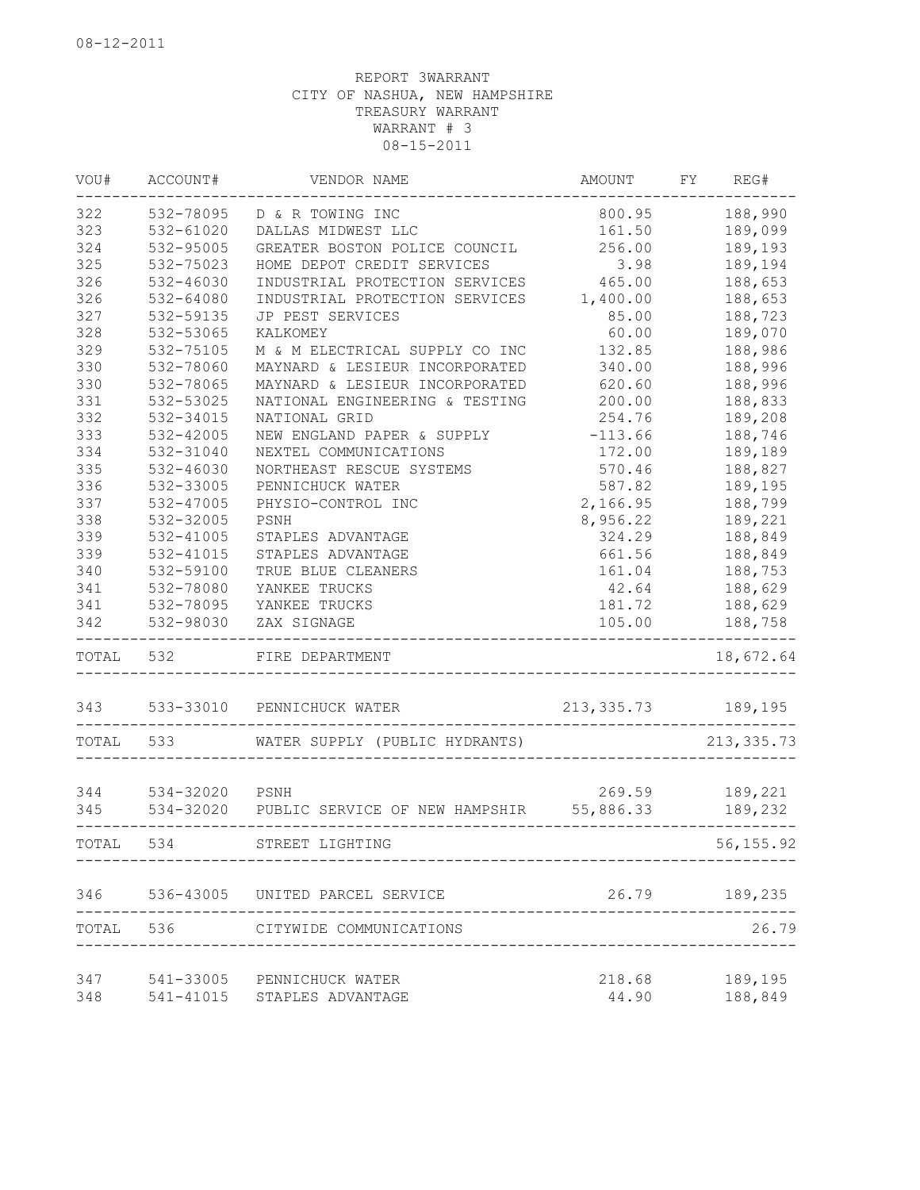08-12-2011

REPORT 3WARRANT
CITY OF NASHUA, NEW HAMPSHIRE
TREASURY WARRANT
WARRANT # 3
08-15-2011

| VOU# | ACCOUNT# | VENDOR NAME | AMOUNT | FY | REG# |
|---|---|---|---|---|---|
| 322 | 532-78095 | D & R TOWING INC | 800.95 | | 188,990 |
| 323 | 532-61020 | DALLAS MIDWEST LLC | 161.50 | | 189,099 |
| 324 | 532-95005 | GREATER BOSTON POLICE COUNCIL | 256.00 | | 189,193 |
| 325 | 532-75023 | HOME DEPOT CREDIT SERVICES | 3.98 | | 189,194 |
| 326 | 532-46030 | INDUSTRIAL PROTECTION SERVICES | 465.00 | | 188,653 |
| 326 | 532-64080 | INDUSTRIAL PROTECTION SERVICES | 1,400.00 | | 188,653 |
| 327 | 532-59135 | JP PEST SERVICES | 85.00 | | 188,723 |
| 328 | 532-53065 | KALKOMEY | 60.00 | | 189,070 |
| 329 | 532-75105 | M & M ELECTRICAL SUPPLY CO INC | 132.85 | | 188,986 |
| 330 | 532-78060 | MAYNARD & LESIEUR INCORPORATED | 340.00 | | 188,996 |
| 330 | 532-78065 | MAYNARD & LESIEUR INCORPORATED | 620.60 | | 188,996 |
| 331 | 532-53025 | NATIONAL ENGINEERING & TESTING | 200.00 | | 188,833 |
| 332 | 532-34015 | NATIONAL GRID | 254.76 | | 189,208 |
| 333 | 532-42005 | NEW ENGLAND PAPER & SUPPLY | -113.66 | | 188,746 |
| 334 | 532-31040 | NEXTEL COMMUNICATIONS | 172.00 | | 189,189 |
| 335 | 532-46030 | NORTHEAST RESCUE SYSTEMS | 570.46 | | 188,827 |
| 336 | 532-33005 | PENNICHUCK WATER | 587.82 | | 189,195 |
| 337 | 532-47005 | PHYSIO-CONTROL INC | 2,166.95 | | 188,799 |
| 338 | 532-32005 | PSNH | 8,956.22 | | 189,221 |
| 339 | 532-41005 | STAPLES ADVANTAGE | 324.29 | | 188,849 |
| 339 | 532-41015 | STAPLES ADVANTAGE | 661.56 | | 188,849 |
| 340 | 532-59100 | TRUE BLUE CLEANERS | 161.04 | | 188,753 |
| 341 | 532-78080 | YANKEE TRUCKS | 42.64 | | 188,629 |
| 341 | 532-78095 | YANKEE TRUCKS | 181.72 | | 188,629 |
| 342 | 532-98030 | ZAX SIGNAGE | 105.00 | | 188,758 |
| TOTAL | 532 | FIRE DEPARTMENT | | | 18,672.64 |
| 343 | 533-33010 | PENNICHUCK WATER | 213,335.73 | | 189,195 |
| TOTAL | 533 | WATER SUPPLY (PUBLIC HYDRANTS) | | | 213,335.73 |
| 344 | 534-32020 | PSNH | 269.59 | | 189,221 |
| 345 | 534-32020 | PUBLIC SERVICE OF NEW HAMPSHIR | 55,886.33 | | 189,232 |
| TOTAL | 534 | STREET LIGHTING | | | 56,155.92 |
| 346 | 536-43005 | UNITED PARCEL SERVICE | 26.79 | | 189,235 |
| TOTAL | 536 | CITYWIDE COMMUNICATIONS | | | 26.79 |
| 347 | 541-33005 | PENNICHUCK WATER | 218.68 | | 189,195 |
| 348 | 541-41015 | STAPLES ADVANTAGE | 44.90 | | 188,849 |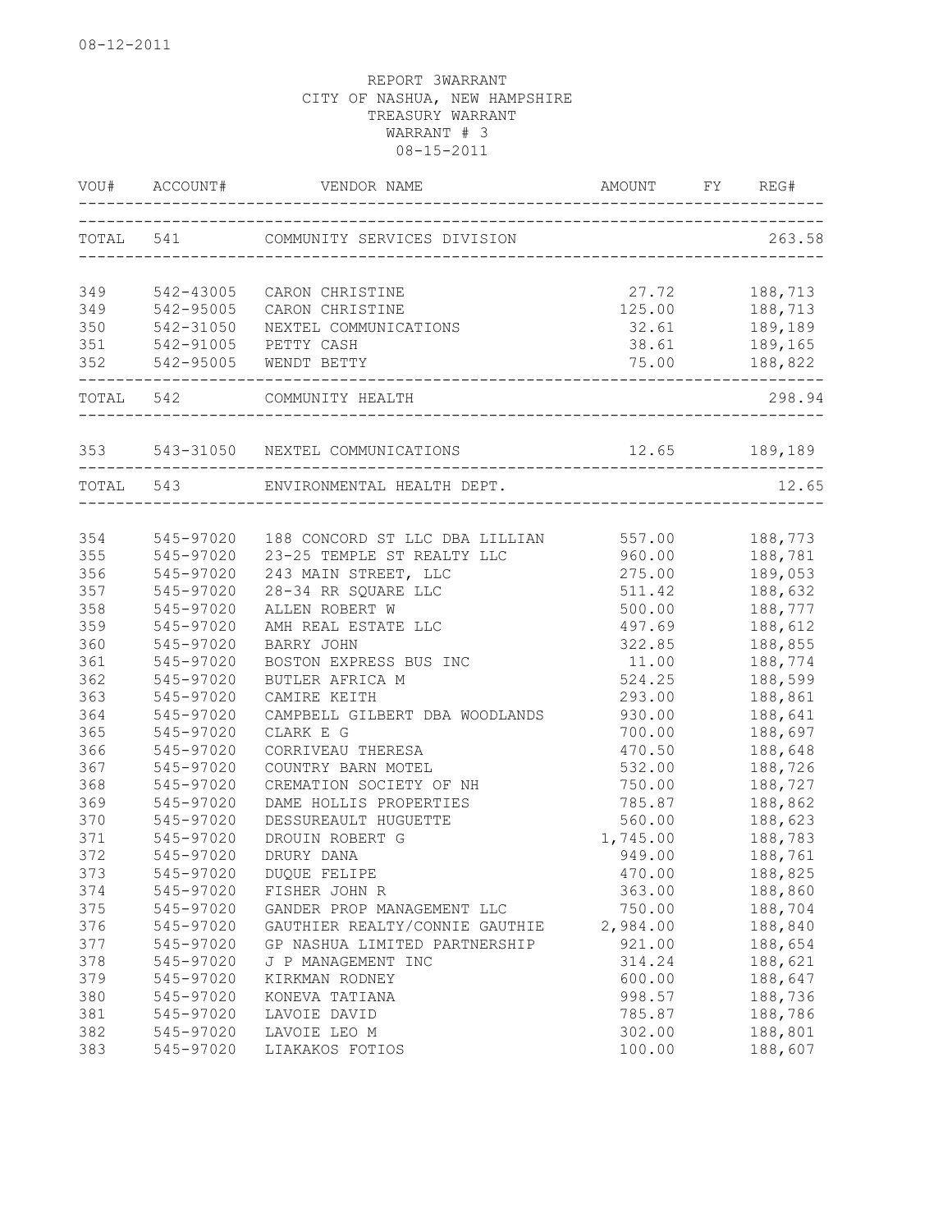08-12-2011

REPORT 3WARRANT
CITY OF NASHUA, NEW HAMPSHIRE
TREASURY WARRANT
WARRANT # 3
08-15-2011

| VOU# | ACCOUNT# | VENDOR NAME | AMOUNT | FY | REG# |
|---|---|---|---|---|---|
| TOTAL | 541 | COMMUNITY SERVICES DIVISION | | | 263.58 |
| 349 | 542-43005 | CARON CHRISTINE | 27.72 | | 188,713 |
| 349 | 542-95005 | CARON CHRISTINE | 125.00 | | 188,713 |
| 350 | 542-31050 | NEXTEL COMMUNICATIONS | 32.61 | | 189,189 |
| 351 | 542-91005 | PETTY CASH | 38.61 | | 189,165 |
| 352 | 542-95005 | WENDT BETTY | 75.00 | | 188,822 |
| TOTAL | 542 | COMMUNITY HEALTH | | | 298.94 |
| 353 | 543-31050 | NEXTEL COMMUNICATIONS | 12.65 | | 189,189 |
| TOTAL | 543 | ENVIRONMENTAL HEALTH DEPT. | | | 12.65 |
| 354 | 545-97020 | 188 CONCORD ST LLC DBA LILLIAN | 557.00 | | 188,773 |
| 355 | 545-97020 | 23-25 TEMPLE ST REALTY LLC | 960.00 | | 188,781 |
| 356 | 545-97020 | 243 MAIN STREET, LLC | 275.00 | | 189,053 |
| 357 | 545-97020 | 28-34 RR SQUARE LLC | 511.42 | | 188,632 |
| 358 | 545-97020 | ALLEN ROBERT W | 500.00 | | 188,777 |
| 359 | 545-97020 | AMH REAL ESTATE LLC | 497.69 | | 188,612 |
| 360 | 545-97020 | BARRY JOHN | 322.85 | | 188,855 |
| 361 | 545-97020 | BOSTON EXPRESS BUS INC | 11.00 | | 188,774 |
| 362 | 545-97020 | BUTLER AFRICA M | 524.25 | | 188,599 |
| 363 | 545-97020 | CAMIRE KEITH | 293.00 | | 188,861 |
| 364 | 545-97020 | CAMPBELL GILBERT DBA WOODLANDS | 930.00 | | 188,641 |
| 365 | 545-97020 | CLARK E G | 700.00 | | 188,697 |
| 366 | 545-97020 | CORRIVEAU THERESA | 470.50 | | 188,648 |
| 367 | 545-97020 | COUNTRY BARN MOTEL | 532.00 | | 188,726 |
| 368 | 545-97020 | CREMATION SOCIETY OF NH | 750.00 | | 188,727 |
| 369 | 545-97020 | DAME HOLLIS PROPERTIES | 785.87 | | 188,862 |
| 370 | 545-97020 | DESSUREAULT HUGUETTE | 560.00 | | 188,623 |
| 371 | 545-97020 | DROUIN ROBERT G | 1,745.00 | | 188,783 |
| 372 | 545-97020 | DRURY DANA | 949.00 | | 188,761 |
| 373 | 545-97020 | DUQUE FELIPE | 470.00 | | 188,825 |
| 374 | 545-97020 | FISHER JOHN R | 363.00 | | 188,860 |
| 375 | 545-97020 | GANDER PROP MANAGEMENT LLC | 750.00 | | 188,704 |
| 376 | 545-97020 | GAUTHIER REALTY/CONNIE GAUTHIE | 2,984.00 | | 188,840 |
| 377 | 545-97020 | GP NASHUA LIMITED PARTNERSHIP | 921.00 | | 188,654 |
| 378 | 545-97020 | J P MANAGEMENT INC | 314.24 | | 188,621 |
| 379 | 545-97020 | KIRKMAN RODNEY | 600.00 | | 188,647 |
| 380 | 545-97020 | KONEVA TATIANA | 998.57 | | 188,736 |
| 381 | 545-97020 | LAVOIE DAVID | 785.87 | | 188,786 |
| 382 | 545-97020 | LAVOIE LEO M | 302.00 | | 188,801 |
| 383 | 545-97020 | LIAKAKOS FOTIOS | 100.00 | | 188,607 |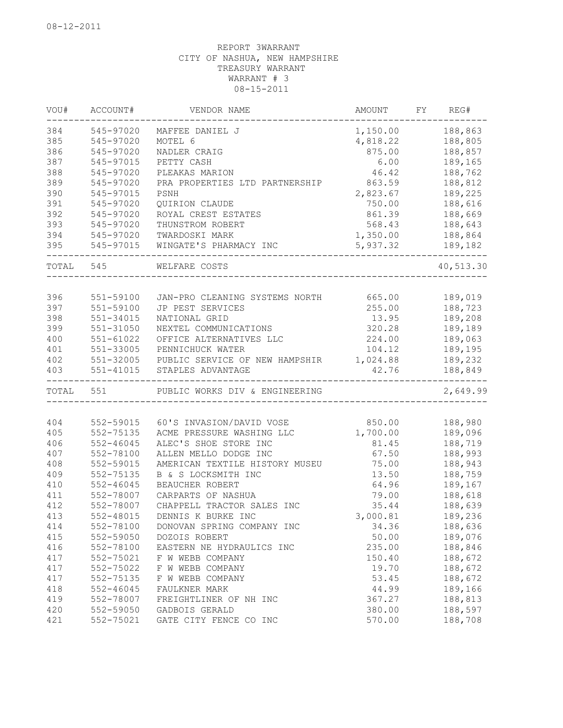08-12-2011

REPORT 3WARRANT
CITY OF NASHUA, NEW HAMPSHIRE
TREASURY WARRANT
WARRANT # 3
08-15-2011

| VOU# | ACCOUNT# | VENDOR NAME | AMOUNT | FY | REG# |
|---|---|---|---|---|---|
| 384 | 545-97020 | MAFFEE DANIEL J | 1,150.00 | | 188,863 |
| 385 | 545-97020 | MOTEL 6 | 4,818.22 | | 188,805 |
| 386 | 545-97020 | NADLER CRAIG | 875.00 | | 188,857 |
| 387 | 545-97015 | PETTY CASH | 6.00 | | 189,165 |
| 388 | 545-97020 | PLEAKAS MARION | 46.42 | | 188,762 |
| 389 | 545-97020 | PRA PROPERTIES LTD PARTNERSHIP | 863.59 | | 188,812 |
| 390 | 545-97015 | PSNH | 2,823.67 | | 189,225 |
| 391 | 545-97020 | QUIRION CLAUDE | 750.00 | | 188,616 |
| 392 | 545-97020 | ROYAL CREST ESTATES | 861.39 | | 188,669 |
| 393 | 545-97020 | THUNSTROM ROBERT | 568.43 | | 188,643 |
| 394 | 545-97020 | TWARDOSKI MARK | 1,350.00 | | 188,864 |
| 395 | 545-97015 | WINGATE'S PHARMACY INC | 5,937.32 | | 189,182 |
| TOTAL | 545 | WELFARE COSTS | | | 40,513.30 |
| 396 | 551-59100 | JAN-PRO CLEANING SYSTEMS NORTH | 665.00 | | 189,019 |
| 397 | 551-59100 | JP PEST SERVICES | 255.00 | | 188,723 |
| 398 | 551-34015 | NATIONAL GRID | 13.95 | | 189,208 |
| 399 | 551-31050 | NEXTEL COMMUNICATIONS | 320.28 | | 189,189 |
| 400 | 551-61022 | OFFICE ALTERNATIVES LLC | 224.00 | | 189,063 |
| 401 | 551-33005 | PENNICHUCK WATER | 104.12 | | 189,195 |
| 402 | 551-32005 | PUBLIC SERVICE OF NEW HAMPSHIR | 1,024.88 | | 189,232 |
| 403 | 551-41015 | STAPLES ADVANTAGE | 42.76 | | 188,849 |
| TOTAL | 551 | PUBLIC WORKS DIV & ENGINEERING | | | 2,649.99 |
| 404 | 552-59015 | 60'S INVASION/DAVID VOSE | 850.00 | | 188,980 |
| 405 | 552-75135 | ACME PRESSURE WASHING LLC | 1,700.00 | | 189,096 |
| 406 | 552-46045 | ALEC'S SHOE STORE INC | 81.45 | | 188,719 |
| 407 | 552-78100 | ALLEN MELLO DODGE INC | 67.50 | | 188,993 |
| 408 | 552-59015 | AMERICAN TEXTILE HISTORY MUSEU | 75.00 | | 188,943 |
| 409 | 552-75135 | B & S LOCKSMITH INC | 13.50 | | 188,759 |
| 410 | 552-46045 | BEAUCHER ROBERT | 64.96 | | 189,167 |
| 411 | 552-78007 | CARPARTS OF NASHUA | 79.00 | | 188,618 |
| 412 | 552-78007 | CHAPPELL TRACTOR SALES INC | 35.44 | | 188,639 |
| 413 | 552-48015 | DENNIS K BURKE INC | 3,000.81 | | 189,236 |
| 414 | 552-78100 | DONOVAN SPRING COMPANY INC | 34.36 | | 188,636 |
| 415 | 552-59050 | DOZOIS ROBERT | 50.00 | | 189,076 |
| 416 | 552-78100 | EASTERN NE HYDRAULICS INC | 235.00 | | 188,846 |
| 417 | 552-75021 | F W WEBB COMPANY | 150.40 | | 188,672 |
| 417 | 552-75022 | F W WEBB COMPANY | 19.70 | | 188,672 |
| 417 | 552-75135 | F W WEBB COMPANY | 53.45 | | 188,672 |
| 418 | 552-46045 | FAULKNER MARK | 44.99 | | 189,166 |
| 419 | 552-78007 | FREIGHTLINER OF NH INC | 367.27 | | 188,813 |
| 420 | 552-59050 | GADBOIS GERALD | 380.00 | | 188,597 |
| 421 | 552-75021 | GATE CITY FENCE CO INC | 570.00 | | 188,708 |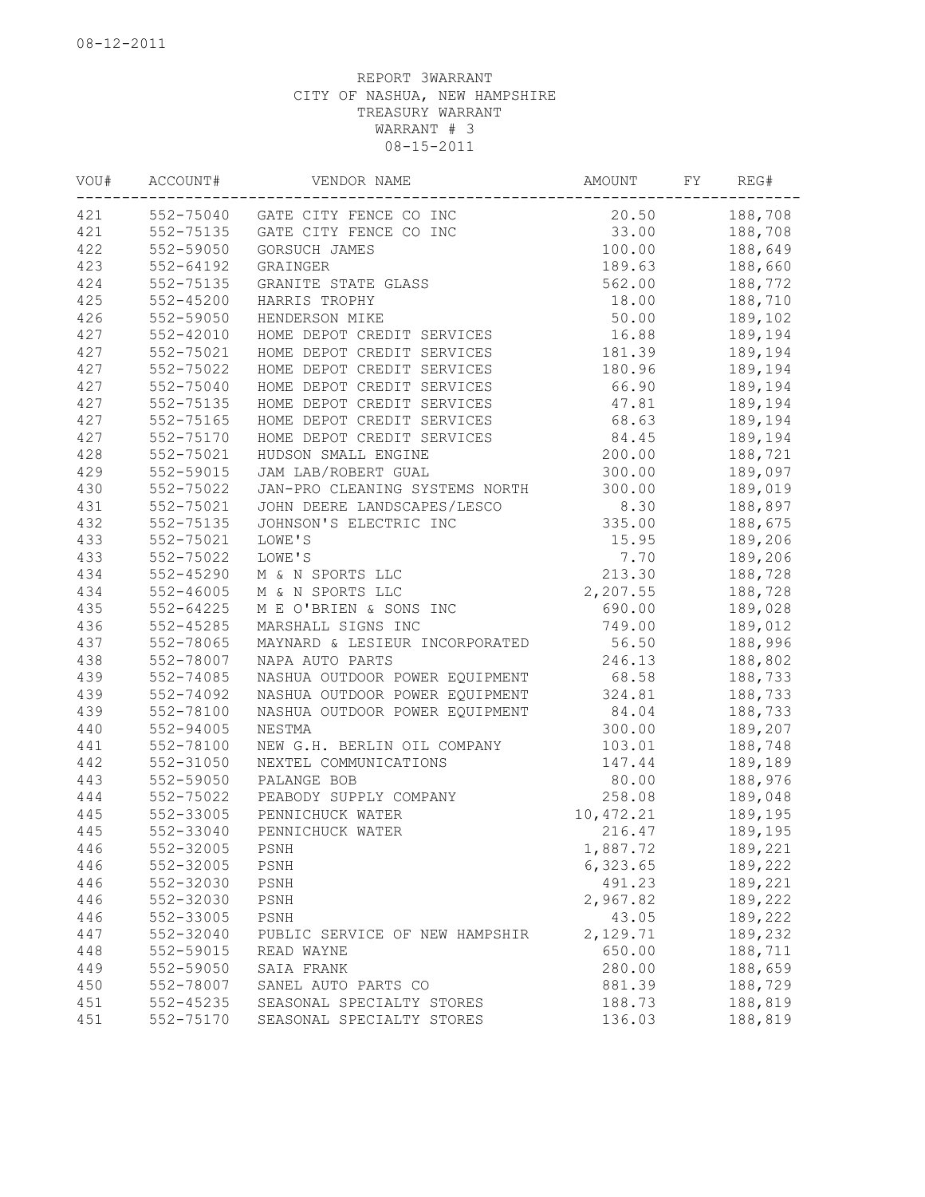08-12-2011

REPORT 3WARRANT
CITY OF NASHUA, NEW HAMPSHIRE
TREASURY WARRANT
WARRANT # 3
08-15-2011

| VOU# | ACCOUNT# | VENDOR NAME | AMOUNT | FY | REG# |
|---|---|---|---|---|---|
| 421 | 552-75040 | GATE CITY FENCE CO INC | 20.50 | | 188,708 |
| 421 | 552-75135 | GATE CITY FENCE CO INC | 33.00 | | 188,708 |
| 422 | 552-59050 | GORSUCH JAMES | 100.00 | | 188,649 |
| 423 | 552-64192 | GRAINGER | 189.63 | | 188,660 |
| 424 | 552-75135 | GRANITE STATE GLASS | 562.00 | | 188,772 |
| 425 | 552-45200 | HARRIS TROPHY | 18.00 | | 188,710 |
| 426 | 552-59050 | HENDERSON MIKE | 50.00 | | 189,102 |
| 427 | 552-42010 | HOME DEPOT CREDIT SERVICES | 16.88 | | 189,194 |
| 427 | 552-75021 | HOME DEPOT CREDIT SERVICES | 181.39 | | 189,194 |
| 427 | 552-75022 | HOME DEPOT CREDIT SERVICES | 180.96 | | 189,194 |
| 427 | 552-75040 | HOME DEPOT CREDIT SERVICES | 66.90 | | 189,194 |
| 427 | 552-75135 | HOME DEPOT CREDIT SERVICES | 47.81 | | 189,194 |
| 427 | 552-75165 | HOME DEPOT CREDIT SERVICES | 68.63 | | 189,194 |
| 427 | 552-75170 | HOME DEPOT CREDIT SERVICES | 84.45 | | 189,194 |
| 428 | 552-75021 | HUDSON SMALL ENGINE | 200.00 | | 188,721 |
| 429 | 552-59015 | JAM LAB/ROBERT GUAL | 300.00 | | 189,097 |
| 430 | 552-75022 | JAN-PRO CLEANING SYSTEMS NORTH | 300.00 | | 189,019 |
| 431 | 552-75021 | JOHN DEERE LANDSCAPES/LESCO | 8.30 | | 188,897 |
| 432 | 552-75135 | JOHNSON'S ELECTRIC INC | 335.00 | | 188,675 |
| 433 | 552-75021 | LOWE'S | 15.95 | | 189,206 |
| 433 | 552-75022 | LOWE'S | 7.70 | | 189,206 |
| 434 | 552-45290 | M & N SPORTS LLC | 213.30 | | 188,728 |
| 434 | 552-46005 | M & N SPORTS LLC | 2,207.55 | | 188,728 |
| 435 | 552-64225 | M E O'BRIEN & SONS INC | 690.00 | | 189,028 |
| 436 | 552-45285 | MARSHALL SIGNS INC | 749.00 | | 189,012 |
| 437 | 552-78065 | MAYNARD & LESIEUR INCORPORATED | 56.50 | | 188,996 |
| 438 | 552-78007 | NAPA AUTO PARTS | 246.13 | | 188,802 |
| 439 | 552-74085 | NASHUA OUTDOOR POWER EQUIPMENT | 68.58 | | 188,733 |
| 439 | 552-74092 | NASHUA OUTDOOR POWER EQUIPMENT | 324.81 | | 188,733 |
| 439 | 552-78100 | NASHUA OUTDOOR POWER EQUIPMENT | 84.04 | | 188,733 |
| 440 | 552-94005 | NESTMA | 300.00 | | 189,207 |
| 441 | 552-78100 | NEW G.H. BERLIN OIL COMPANY | 103.01 | | 188,748 |
| 442 | 552-31050 | NEXTEL COMMUNICATIONS | 147.44 | | 189,189 |
| 443 | 552-59050 | PALANGE BOB | 80.00 | | 188,976 |
| 444 | 552-75022 | PEABODY SUPPLY COMPANY | 258.08 | | 189,048 |
| 445 | 552-33005 | PENNICHUCK WATER | 10,472.21 | | 189,195 |
| 445 | 552-33040 | PENNICHUCK WATER | 216.47 | | 189,195 |
| 446 | 552-32005 | PSNH | 1,887.72 | | 189,221 |
| 446 | 552-32005 | PSNH | 6,323.65 | | 189,222 |
| 446 | 552-32030 | PSNH | 491.23 | | 189,221 |
| 446 | 552-32030 | PSNH | 2,967.82 | | 189,222 |
| 446 | 552-33005 | PSNH | 43.05 | | 189,222 |
| 447 | 552-32040 | PUBLIC SERVICE OF NEW HAMPSHIR | 2,129.71 | | 189,232 |
| 448 | 552-59015 | READ WAYNE | 650.00 | | 188,711 |
| 449 | 552-59050 | SAIA FRANK | 280.00 | | 188,659 |
| 450 | 552-78007 | SANEL AUTO PARTS CO | 881.39 | | 188,729 |
| 451 | 552-45235 | SEASONAL SPECIALTY STORES | 188.73 | | 188,819 |
| 451 | 552-75170 | SEASONAL SPECIALTY STORES | 136.03 | | 188,819 |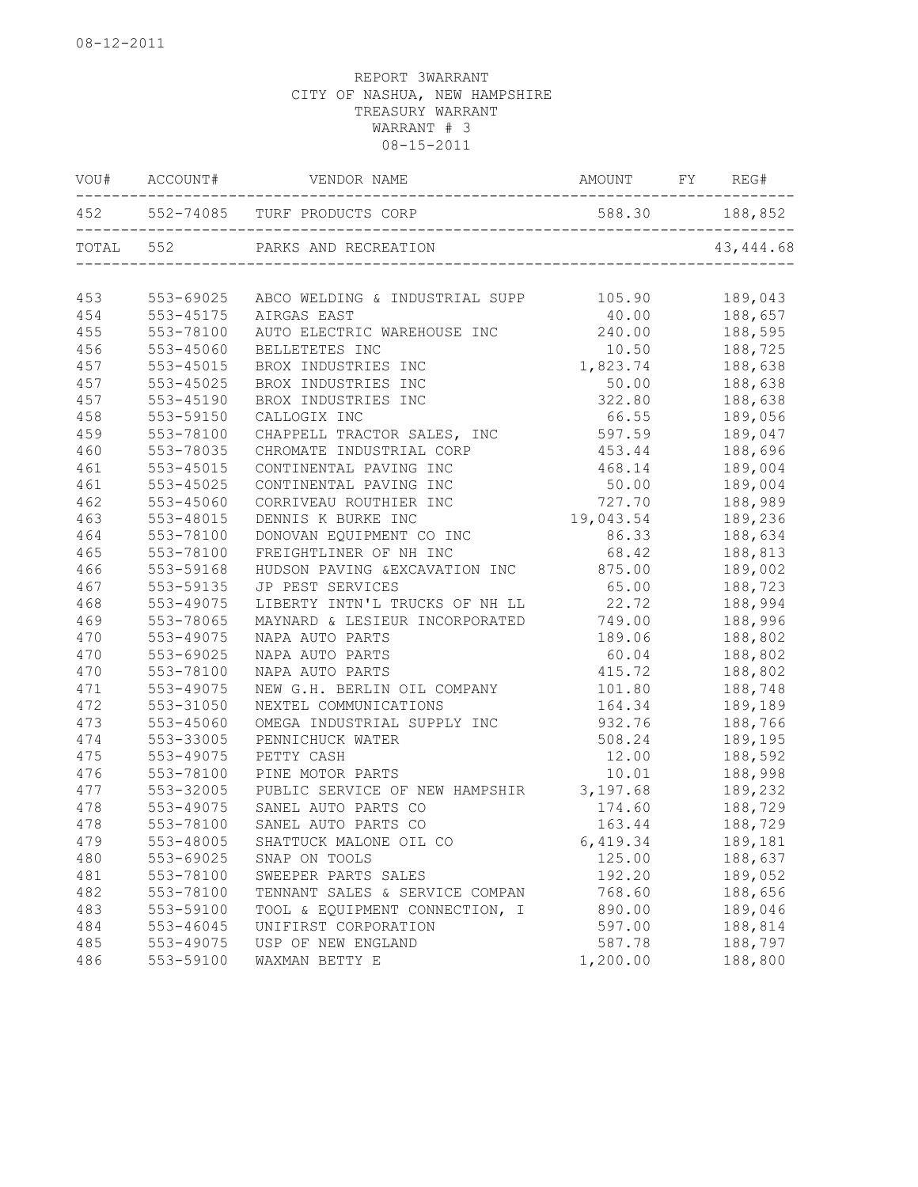REPORT 3WARRANT
CITY OF NASHUA, NEW HAMPSHIRE
TREASURY WARRANT
WARRANT # 3
08-15-2011

| VOU# | ACCOUNT# | VENDOR NAME | AMOUNT | FY | REG# |
|---|---|---|---|---|---|
| 452 | 552-74085 | TURF PRODUCTS CORP | 588.30 | | 188,852 |
| TOTAL | 552 | PARKS AND RECREATION | | | 43,444.68 |
| 453 | 553-69025 | ABCO WELDING & INDUSTRIAL SUPP | 105.90 | | 189,043 |
| 454 | 553-45175 | AIRGAS EAST | 40.00 | | 188,657 |
| 455 | 553-78100 | AUTO ELECTRIC WAREHOUSE INC | 240.00 | | 188,595 |
| 456 | 553-45060 | BELLETETES INC | 10.50 | | 188,725 |
| 457 | 553-45015 | BROX INDUSTRIES INC | 1,823.74 | | 188,638 |
| 457 | 553-45025 | BROX INDUSTRIES INC | 50.00 | | 188,638 |
| 457 | 553-45190 | BROX INDUSTRIES INC | 322.80 | | 188,638 |
| 458 | 553-59150 | CALLOGIX INC | 66.55 | | 189,056 |
| 459 | 553-78100 | CHAPPELL TRACTOR SALES, INC | 597.59 | | 189,047 |
| 460 | 553-78035 | CHROMATE INDUSTRIAL CORP | 453.44 | | 188,696 |
| 461 | 553-45015 | CONTINENTAL PAVING INC | 468.14 | | 189,004 |
| 461 | 553-45025 | CONTINENTAL PAVING INC | 50.00 | | 189,004 |
| 462 | 553-45060 | CORRIVEAU ROUTHIER INC | 727.70 | | 188,989 |
| 463 | 553-48015 | DENNIS K BURKE INC | 19,043.54 | | 189,236 |
| 464 | 553-78100 | DONOVAN EQUIPMENT CO INC | 86.33 | | 188,634 |
| 465 | 553-78100 | FREIGHTLINER OF NH INC | 68.42 | | 188,813 |
| 466 | 553-59168 | HUDSON PAVING &EXCAVATION INC | 875.00 | | 189,002 |
| 467 | 553-59135 | JP PEST SERVICES | 65.00 | | 188,723 |
| 468 | 553-49075 | LIBERTY INTN'L TRUCKS OF NH LL | 22.72 | | 188,994 |
| 469 | 553-78065 | MAYNARD & LESIEUR INCORPORATED | 749.00 | | 188,996 |
| 470 | 553-49075 | NAPA AUTO PARTS | 189.06 | | 188,802 |
| 470 | 553-69025 | NAPA AUTO PARTS | 60.04 | | 188,802 |
| 470 | 553-78100 | NAPA AUTO PARTS | 415.72 | | 188,802 |
| 471 | 553-49075 | NEW G.H. BERLIN OIL COMPANY | 101.80 | | 188,748 |
| 472 | 553-31050 | NEXTEL COMMUNICATIONS | 164.34 | | 189,189 |
| 473 | 553-45060 | OMEGA INDUSTRIAL SUPPLY INC | 932.76 | | 188,766 |
| 474 | 553-33005 | PENNICHUCK WATER | 508.24 | | 189,195 |
| 475 | 553-49075 | PETTY CASH | 12.00 | | 188,592 |
| 476 | 553-78100 | PINE MOTOR PARTS | 10.01 | | 188,998 |
| 477 | 553-32005 | PUBLIC SERVICE OF NEW HAMPSHIR | 3,197.68 | | 189,232 |
| 478 | 553-49075 | SANEL AUTO PARTS CO | 174.60 | | 188,729 |
| 478 | 553-78100 | SANEL AUTO PARTS CO | 163.44 | | 188,729 |
| 479 | 553-48005 | SHATTUCK MALONE OIL CO | 6,419.34 | | 189,181 |
| 480 | 553-69025 | SNAP ON TOOLS | 125.00 | | 188,637 |
| 481 | 553-78100 | SWEEPER PARTS SALES | 192.20 | | 189,052 |
| 482 | 553-78100 | TENNANT SALES & SERVICE COMPAN | 768.60 | | 188,656 |
| 483 | 553-59100 | TOOL & EQUIPMENT CONNECTION, I | 890.00 | | 189,046 |
| 484 | 553-46045 | UNIFIRST CORPORATION | 597.00 | | 188,814 |
| 485 | 553-49075 | USP OF NEW ENGLAND | 587.78 | | 188,797 |
| 486 | 553-59100 | WAXMAN BETTY E | 1,200.00 | | 188,800 |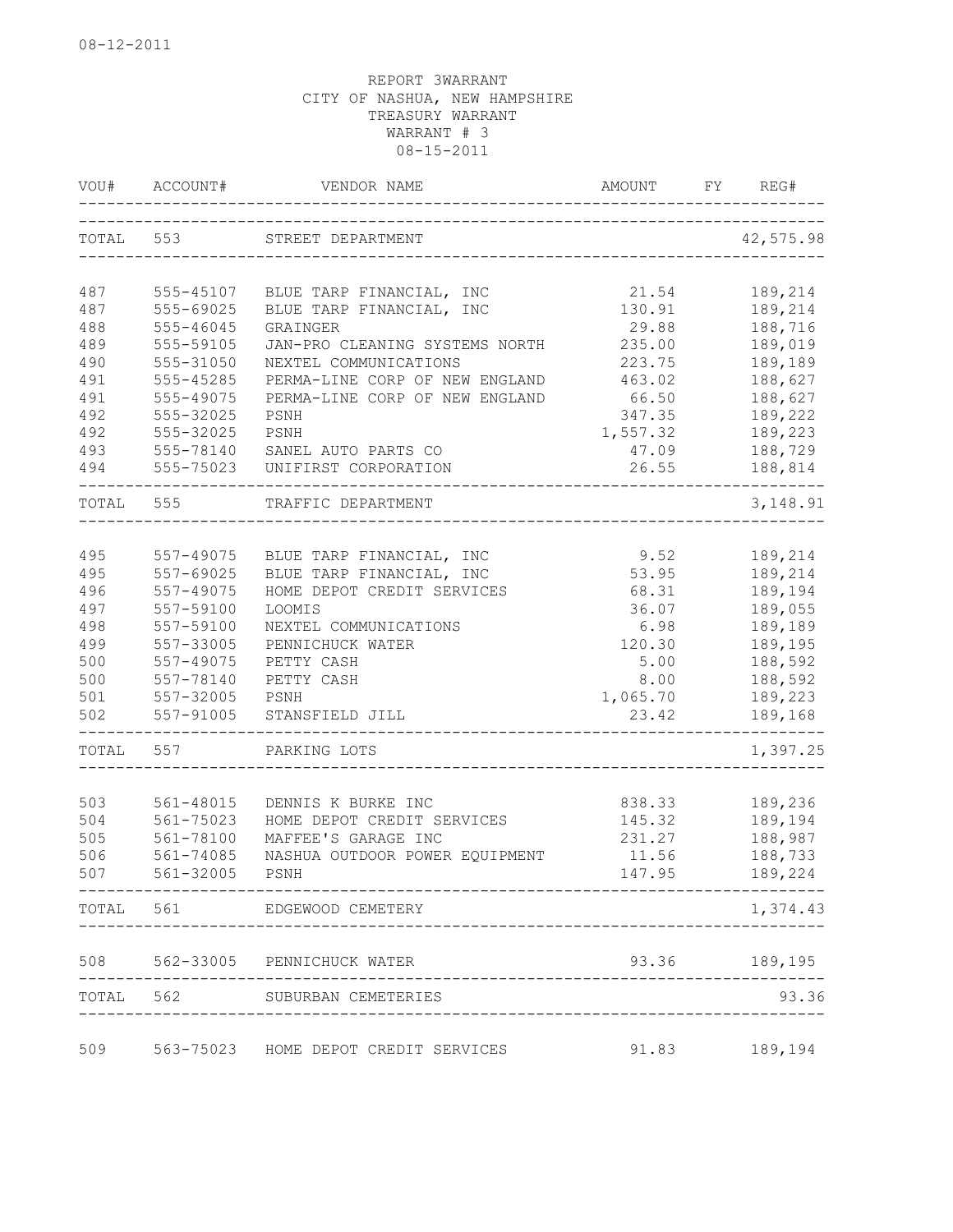08-12-2011

REPORT 3WARRANT
CITY OF NASHUA, NEW HAMPSHIRE
TREASURY WARRANT
WARRANT # 3
08-15-2011

| VOU# | ACCOUNT# | VENDOR NAME | AMOUNT | FY | REG# |
|---|---|---|---|---|---|
| TOTAL | 553 | STREET DEPARTMENT | | | 42,575.98 |
| 487 | 555-45107 | BLUE TARP FINANCIAL, INC | 21.54 | | 189,214 |
| 487 | 555-69025 | BLUE TARP FINANCIAL, INC | 130.91 | | 189,214 |
| 488 | 555-46045 | GRAINGER | 29.88 | | 188,716 |
| 489 | 555-59105 | JAN-PRO CLEANING SYSTEMS NORTH | 235.00 | | 189,019 |
| 490 | 555-31050 | NEXTEL COMMUNICATIONS | 223.75 | | 189,189 |
| 491 | 555-45285 | PERMA-LINE CORP OF NEW ENGLAND | 463.02 | | 188,627 |
| 491 | 555-49075 | PERMA-LINE CORP OF NEW ENGLAND | 66.50 | | 188,627 |
| 492 | 555-32025 | PSNH | 347.35 | | 189,222 |
| 492 | 555-32025 | PSNH | 1,557.32 | | 189,223 |
| 493 | 555-78140 | SANEL AUTO PARTS CO | 47.09 | | 188,729 |
| 494 | 555-75023 | UNIFIRST CORPORATION | 26.55 | | 188,814 |
| TOTAL | 555 | TRAFFIC DEPARTMENT | | | 3,148.91 |
| 495 | 557-49075 | BLUE TARP FINANCIAL, INC | 9.52 | | 189,214 |
| 495 | 557-69025 | BLUE TARP FINANCIAL, INC | 53.95 | | 189,214 |
| 496 | 557-49075 | HOME DEPOT CREDIT SERVICES | 68.31 | | 189,194 |
| 497 | 557-59100 | LOOMIS | 36.07 | | 189,055 |
| 498 | 557-59100 | NEXTEL COMMUNICATIONS | 6.98 | | 189,189 |
| 499 | 557-33005 | PENNICHUCK WATER | 120.30 | | 189,195 |
| 500 | 557-49075 | PETTY CASH | 5.00 | | 188,592 |
| 500 | 557-78140 | PETTY CASH | 8.00 | | 188,592 |
| 501 | 557-32005 | PSNH | 1,065.70 | | 189,223 |
| 502 | 557-91005 | STANSFIELD JILL | 23.42 | | 189,168 |
| TOTAL | 557 | PARKING LOTS | | | 1,397.25 |
| 503 | 561-48015 | DENNIS K BURKE INC | 838.33 | | 189,236 |
| 504 | 561-75023 | HOME DEPOT CREDIT SERVICES | 145.32 | | 189,194 |
| 505 | 561-78100 | MAFFEE'S GARAGE INC | 231.27 | | 188,987 |
| 506 | 561-74085 | NASHUA OUTDOOR POWER EQUIPMENT | 11.56 | | 188,733 |
| 507 | 561-32005 | PSNH | 147.95 | | 189,224 |
| TOTAL | 561 | EDGEWOOD CEMETERY | | | 1,374.43 |
| 508 | 562-33005 | PENNICHUCK WATER | 93.36 | | 189,195 |
| TOTAL | 562 | SUBURBAN CEMETERIES | | | 93.36 |
| 509 | 563-75023 | HOME DEPOT CREDIT SERVICES | 91.83 | | 189,194 |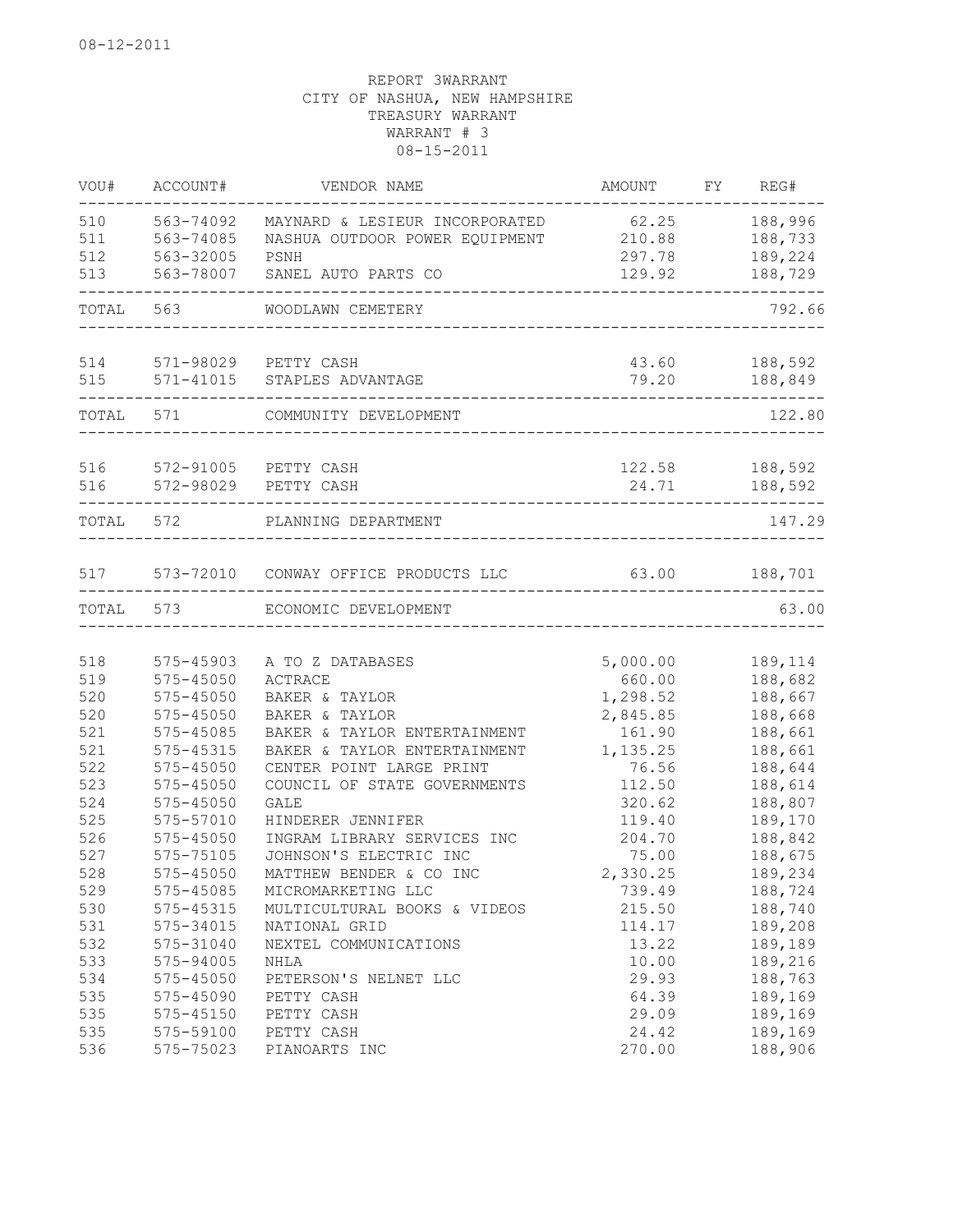08-12-2011

REPORT 3WARRANT
CITY OF NASHUA, NEW HAMPSHIRE
TREASURY WARRANT
WARRANT # 3
08-15-2011

| VOU# | ACCOUNT# | VENDOR NAME | AMOUNT | FY | REG# |
|---|---|---|---|---|---|
| 510 | 563-74092 | MAYNARD & LESIEUR INCORPORATED | 62.25 | | 188,996 |
| 511 | 563-74085 | NASHUA OUTDOOR POWER EQUIPMENT | 210.88 | | 188,733 |
| 512 | 563-32005 | PSNH | 297.78 | | 189,224 |
| 513 | 563-78007 | SANEL AUTO PARTS CO | 129.92 | | 188,729 |
| TOTAL | 563 | WOODLAWN CEMETERY | | | 792.66 |
| 514 | 571-98029 | PETTY CASH | 43.60 | | 188,592 |
| 515 | 571-41015 | STAPLES ADVANTAGE | 79.20 | | 188,849 |
| TOTAL | 571 | COMMUNITY DEVELOPMENT | | | 122.80 |
| 516 | 572-91005 | PETTY CASH | 122.58 | | 188,592 |
| 516 | 572-98029 | PETTY CASH | 24.71 | | 188,592 |
| TOTAL | 572 | PLANNING DEPARTMENT | | | 147.29 |
| 517 | 573-72010 | CONWAY OFFICE PRODUCTS LLC | 63.00 | | 188,701 |
| TOTAL | 573 | ECONOMIC DEVELOPMENT | | | 63.00 |
| 518 | 575-45903 | A TO Z DATABASES | 5,000.00 | | 189,114 |
| 519 | 575-45050 | ACTRACE | 660.00 | | 188,682 |
| 520 | 575-45050 | BAKER & TAYLOR | 1,298.52 | | 188,667 |
| 520 | 575-45050 | BAKER & TAYLOR | 2,845.85 | | 188,668 |
| 521 | 575-45085 | BAKER & TAYLOR ENTERTAINMENT | 161.90 | | 188,661 |
| 521 | 575-45315 | BAKER & TAYLOR ENTERTAINMENT | 1,135.25 | | 188,661 |
| 522 | 575-45050 | CENTER POINT LARGE PRINT | 76.56 | | 188,644 |
| 523 | 575-45050 | COUNCIL OF STATE GOVERNMENTS | 112.50 | | 188,614 |
| 524 | 575-45050 | GALE | 320.62 | | 188,807 |
| 525 | 575-57010 | HINDERER JENNIFER | 119.40 | | 189,170 |
| 526 | 575-45050 | INGRAM LIBRARY SERVICES INC | 204.70 | | 188,842 |
| 527 | 575-75105 | JOHNSON'S ELECTRIC INC | 75.00 | | 188,675 |
| 528 | 575-45050 | MATTHEW BENDER & CO INC | 2,330.25 | | 189,234 |
| 529 | 575-45085 | MICROMARKETING LLC | 739.49 | | 188,724 |
| 530 | 575-45315 | MULTICULTURAL BOOKS & VIDEOS | 215.50 | | 188,740 |
| 531 | 575-34015 | NATIONAL GRID | 114.17 | | 189,208 |
| 532 | 575-31040 | NEXTEL COMMUNICATIONS | 13.22 | | 189,189 |
| 533 | 575-94005 | NHLA | 10.00 | | 189,216 |
| 534 | 575-45050 | PETERSON'S NELNET LLC | 29.93 | | 188,763 |
| 535 | 575-45090 | PETTY CASH | 64.39 | | 189,169 |
| 535 | 575-45150 | PETTY CASH | 29.09 | | 189,169 |
| 535 | 575-59100 | PETTY CASH | 24.42 | | 189,169 |
| 536 | 575-75023 | PIANOARTS INC | 270.00 | | 188,906 |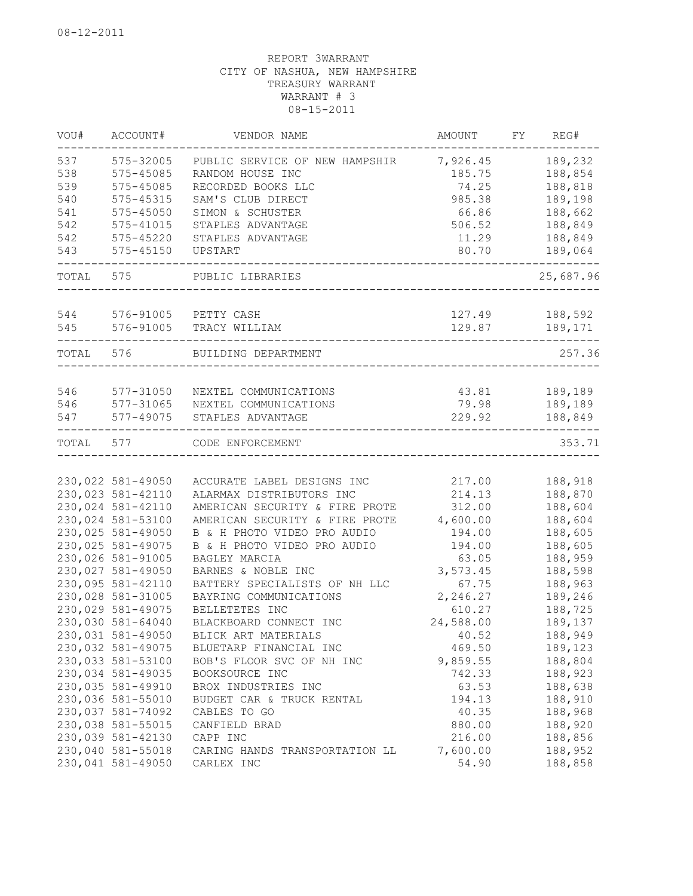08-12-2011

REPORT 3WARRANT
CITY OF NASHUA, NEW HAMPSHIRE
TREASURY WARRANT
WARRANT # 3
08-15-2011

| VOU# | ACCOUNT# | VENDOR NAME | AMOUNT | FY | REG# |
|---|---|---|---|---|---|
| 537 | 575-32005 | PUBLIC SERVICE OF NEW HAMPSHIR | 7,926.45 | | 189,232 |
| 538 | 575-45085 | RANDOM HOUSE INC | 185.75 | | 188,854 |
| 539 | 575-45085 | RECORDED BOOKS LLC | 74.25 | | 188,818 |
| 540 | 575-45315 | SAM'S CLUB DIRECT | 985.38 | | 189,198 |
| 541 | 575-45050 | SIMON & SCHUSTER | 66.86 | | 188,662 |
| 542 | 575-41015 | STAPLES ADVANTAGE | 506.52 | | 188,849 |
| 542 | 575-45220 | STAPLES ADVANTAGE | 11.29 | | 188,849 |
| 543 | 575-45150 | UPSTART | 80.70 | | 189,064 |
| TOTAL | 575 | PUBLIC LIBRARIES | | | 25,687.96 |
| 544 | 576-91005 | PETTY CASH | 127.49 | | 188,592 |
| 545 | 576-91005 | TRACY WILLIAM | 129.87 | | 189,171 |
| TOTAL | 576 | BUILDING DEPARTMENT | | | 257.36 |
| 546 | 577-31050 | NEXTEL COMMUNICATIONS | 43.81 | | 189,189 |
| 546 | 577-31065 | NEXTEL COMMUNICATIONS | 79.98 | | 189,189 |
| 547 | 577-49075 | STAPLES ADVANTAGE | 229.92 | | 188,849 |
| TOTAL | 577 | CODE ENFORCEMENT | | | 353.71 |
| 230,022 | 581-49050 | ACCURATE LABEL DESIGNS INC | 217.00 | | 188,918 |
| 230,023 | 581-42110 | ALARMAX DISTRIBUTORS INC | 214.13 | | 188,870 |
| 230,024 | 581-42110 | AMERICAN SECURITY & FIRE PROTE | 312.00 | | 188,604 |
| 230,024 | 581-53100 | AMERICAN SECURITY & FIRE PROTE | 4,600.00 | | 188,604 |
| 230,025 | 581-49050 | B & H PHOTO VIDEO PRO AUDIO | 194.00 | | 188,605 |
| 230,025 | 581-49075 | B & H PHOTO VIDEO PRO AUDIO | 194.00 | | 188,605 |
| 230,026 | 581-91005 | BAGLEY MARCIA | 63.05 | | 188,959 |
| 230,027 | 581-49050 | BARNES & NOBLE INC | 3,573.45 | | 188,598 |
| 230,095 | 581-42110 | BATTERY SPECIALISTS OF NH LLC | 67.75 | | 188,963 |
| 230,028 | 581-31005 | BAYRING COMMUNICATIONS | 2,246.27 | | 189,246 |
| 230,029 | 581-49075 | BELLETETES INC | 610.27 | | 188,725 |
| 230,030 | 581-64040 | BLACKBOARD CONNECT INC | 24,588.00 | | 189,137 |
| 230,031 | 581-49050 | BLICK ART MATERIALS | 40.52 | | 188,949 |
| 230,032 | 581-49075 | BLUETARP FINANCIAL INC | 469.50 | | 189,123 |
| 230,033 | 581-53100 | BOB'S FLOOR SVC OF NH INC | 9,859.55 | | 188,804 |
| 230,034 | 581-49035 | BOOKSOURCE INC | 742.33 | | 188,923 |
| 230,035 | 581-49910 | BROX INDUSTRIES INC | 63.53 | | 188,638 |
| 230,036 | 581-55010 | BUDGET CAR & TRUCK RENTAL | 194.13 | | 188,910 |
| 230,037 | 581-74092 | CABLES TO GO | 40.35 | | 188,968 |
| 230,038 | 581-55015 | CANFIELD BRAD | 880.00 | | 188,920 |
| 230,039 | 581-42130 | CAPP INC | 216.00 | | 188,856 |
| 230,040 | 581-55018 | CARING HANDS TRANSPORTATION LL | 7,600.00 | | 188,952 |
| 230,041 | 581-49050 | CARLEX INC | 54.90 | | 188,858 |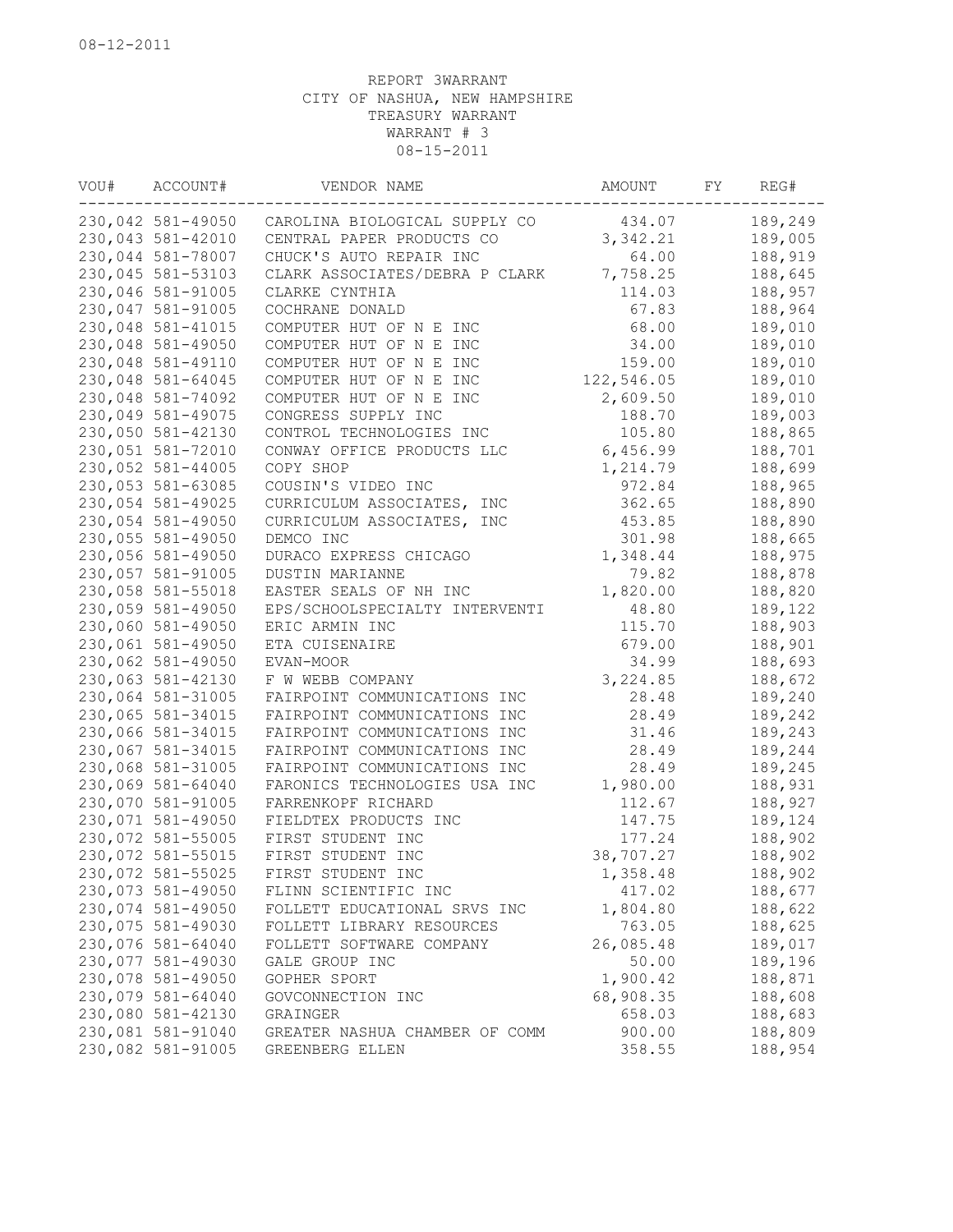08-12-2011

REPORT 3WARRANT
CITY OF NASHUA, NEW HAMPSHIRE
TREASURY WARRANT
WARRANT # 3
08-15-2011

| VOU# | ACCOUNT# | VENDOR NAME | AMOUNT | FY | REG# |
|---|---|---|---|---|---|
| 230,042 | 581-49050 | CAROLINA BIOLOGICAL SUPPLY CO | 434.07 | | 189,249 |
| 230,043 | 581-42010 | CENTRAL PAPER PRODUCTS CO | 3,342.21 | | 189,005 |
| 230,044 | 581-78007 | CHUCK'S AUTO REPAIR INC | 64.00 | | 188,919 |
| 230,045 | 581-53103 | CLARK ASSOCIATES/DEBRA P CLARK | 7,758.25 | | 188,645 |
| 230,046 | 581-91005 | CLARKE CYNTHIA | 114.03 | | 188,957 |
| 230,047 | 581-91005 | COCHRANE DONALD | 67.83 | | 188,964 |
| 230,048 | 581-41015 | COMPUTER HUT OF N E INC | 68.00 | | 189,010 |
| 230,048 | 581-49050 | COMPUTER HUT OF N E INC | 34.00 | | 189,010 |
| 230,048 | 581-49110 | COMPUTER HUT OF N E INC | 159.00 | | 189,010 |
| 230,048 | 581-64045 | COMPUTER HUT OF N E INC | 122,546.05 | | 189,010 |
| 230,048 | 581-74092 | COMPUTER HUT OF N E INC | 2,609.50 | | 189,010 |
| 230,049 | 581-49075 | CONGRESS SUPPLY INC | 188.70 | | 189,003 |
| 230,050 | 581-42130 | CONTROL TECHNOLOGIES INC | 105.80 | | 188,865 |
| 230,051 | 581-72010 | CONWAY OFFICE PRODUCTS LLC | 6,456.99 | | 188,701 |
| 230,052 | 581-44005 | COPY SHOP | 1,214.79 | | 188,699 |
| 230,053 | 581-63085 | COUSIN'S VIDEO INC | 972.84 | | 188,965 |
| 230,054 | 581-49025 | CURRICULUM ASSOCIATES, INC | 362.65 | | 188,890 |
| 230,054 | 581-49050 | CURRICULUM ASSOCIATES, INC | 453.85 | | 188,890 |
| 230,055 | 581-49050 | DEMCO INC | 301.98 | | 188,665 |
| 230,056 | 581-49050 | DURACO EXPRESS CHICAGO | 1,348.44 | | 188,975 |
| 230,057 | 581-91005 | DUSTIN MARIANNE | 79.82 | | 188,878 |
| 230,058 | 581-55018 | EASTER SEALS OF NH INC | 1,820.00 | | 188,820 |
| 230,059 | 581-49050 | EPS/SCHOOLSPECIALTY INTERVENTI | 48.80 | | 189,122 |
| 230,060 | 581-49050 | ERIC ARMIN INC | 115.70 | | 188,903 |
| 230,061 | 581-49050 | ETA CUISENAIRE | 679.00 | | 188,901 |
| 230,062 | 581-49050 | EVAN-MOOR | 34.99 | | 188,693 |
| 230,063 | 581-42130 | F W WEBB COMPANY | 3,224.85 | | 188,672 |
| 230,064 | 581-31005 | FAIRPOINT COMMUNICATIONS INC | 28.48 | | 189,240 |
| 230,065 | 581-34015 | FAIRPOINT COMMUNICATIONS INC | 28.49 | | 189,242 |
| 230,066 | 581-34015 | FAIRPOINT COMMUNICATIONS INC | 31.46 | | 189,243 |
| 230,067 | 581-34015 | FAIRPOINT COMMUNICATIONS INC | 28.49 | | 189,244 |
| 230,068 | 581-31005 | FAIRPOINT COMMUNICATIONS INC | 28.49 | | 189,245 |
| 230,069 | 581-64040 | FARONICS TECHNOLOGIES USA INC | 1,980.00 | | 188,931 |
| 230,070 | 581-91005 | FARRENKOPF RICHARD | 112.67 | | 188,927 |
| 230,071 | 581-49050 | FIELDTEX PRODUCTS INC | 147.75 | | 189,124 |
| 230,072 | 581-55005 | FIRST STUDENT INC | 177.24 | | 188,902 |
| 230,072 | 581-55015 | FIRST STUDENT INC | 38,707.27 | | 188,902 |
| 230,072 | 581-55025 | FIRST STUDENT INC | 1,358.48 | | 188,902 |
| 230,073 | 581-49050 | FLINN SCIENTIFIC INC | 417.02 | | 188,677 |
| 230,074 | 581-49050 | FOLLETT EDUCATIONAL SRVS INC | 1,804.80 | | 188,622 |
| 230,075 | 581-49030 | FOLLETT LIBRARY RESOURCES | 763.05 | | 188,625 |
| 230,076 | 581-64040 | FOLLETT SOFTWARE COMPANY | 26,085.48 | | 189,017 |
| 230,077 | 581-49030 | GALE GROUP INC | 50.00 | | 189,196 |
| 230,078 | 581-49050 | GOPHER SPORT | 1,900.42 | | 188,871 |
| 230,079 | 581-64040 | GOVCONNECTION INC | 68,908.35 | | 188,608 |
| 230,080 | 581-42130 | GRAINGER | 658.03 | | 188,683 |
| 230,081 | 581-91040 | GREATER NASHUA CHAMBER OF COMM | 900.00 | | 188,809 |
| 230,082 | 581-91005 | GREENBERG ELLEN | 358.55 | | 188,954 |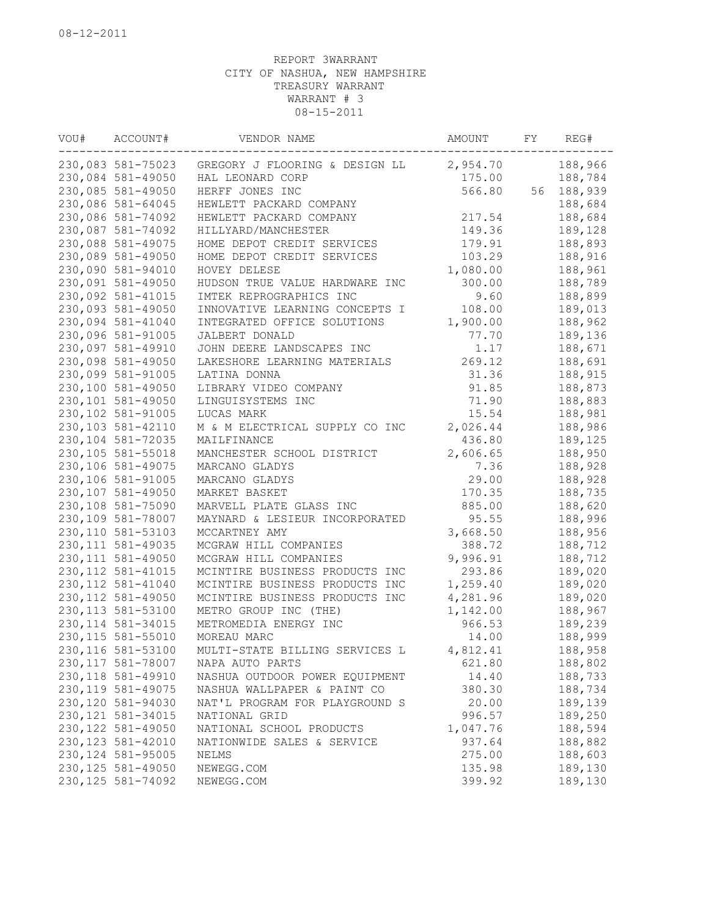08-12-2011

REPORT 3WARRANT
CITY OF NASHUA, NEW HAMPSHIRE
TREASURY WARRANT
WARRANT # 3
08-15-2011

| VOU# | ACCOUNT# | VENDOR NAME | AMOUNT | FY | REG# |
|---|---|---|---|---|---|
| 230,083 | 581-75023 | GREGORY J FLOORING & DESIGN LL | 2,954.70 | | 188,966 |
| 230,084 | 581-49050 | HAL LEONARD CORP | 175.00 | | 188,784 |
| 230,085 | 581-49050 | HERFF JONES INC | 566.80 | 56 | 188,939 |
| 230,086 | 581-64045 | HEWLETT PACKARD COMPANY | | | 188,684 |
| 230,086 | 581-74092 | HEWLETT PACKARD COMPANY | 217.54 | | 188,684 |
| 230,087 | 581-74092 | HILLYARD/MANCHESTER | 149.36 | | 189,128 |
| 230,088 | 581-49075 | HOME DEPOT CREDIT SERVICES | 179.91 | | 188,893 |
| 230,089 | 581-49050 | HOME DEPOT CREDIT SERVICES | 103.29 | | 188,916 |
| 230,090 | 581-94010 | HOVEY DELESE | 1,080.00 | | 188,961 |
| 230,091 | 581-49050 | HUDSON TRUE VALUE HARDWARE INC | 300.00 | | 188,789 |
| 230,092 | 581-41015 | IMTEK REPROGRAPHICS INC | 9.60 | | 188,899 |
| 230,093 | 581-49050 | INNOVATIVE LEARNING CONCEPTS I | 108.00 | | 189,013 |
| 230,094 | 581-41040 | INTEGRATED OFFICE SOLUTIONS | 1,900.00 | | 188,962 |
| 230,096 | 581-91005 | JALBERT DONALD | 77.70 | | 189,136 |
| 230,097 | 581-49910 | JOHN DEERE LANDSCAPES INC | 1.17 | | 188,671 |
| 230,098 | 581-49050 | LAKESHORE LEARNING MATERIALS | 269.12 | | 188,691 |
| 230,099 | 581-91005 | LATINA DONNA | 31.36 | | 188,915 |
| 230,100 | 581-49050 | LIBRARY VIDEO COMPANY | 91.85 | | 188,873 |
| 230,101 | 581-49050 | LINGUISYSTEMS INC | 71.90 | | 188,883 |
| 230,102 | 581-91005 | LUCAS MARK | 15.54 | | 188,981 |
| 230,103 | 581-42110 | M & M ELECTRICAL SUPPLY CO INC | 2,026.44 | | 188,986 |
| 230,104 | 581-72035 | MAILFINANCE | 436.80 | | 189,125 |
| 230,105 | 581-55018 | MANCHESTER SCHOOL DISTRICT | 2,606.65 | | 188,950 |
| 230,106 | 581-49075 | MARCANO GLADYS | 7.36 | | 188,928 |
| 230,106 | 581-91005 | MARCANO GLADYS | 29.00 | | 188,928 |
| 230,107 | 581-49050 | MARKET BASKET | 170.35 | | 188,735 |
| 230,108 | 581-75090 | MARVELL PLATE GLASS INC | 885.00 | | 188,620 |
| 230,109 | 581-78007 | MAYNARD & LESIEUR INCORPORATED | 95.55 | | 188,996 |
| 230,110 | 581-53103 | MCCARTNEY AMY | 3,668.50 | | 188,956 |
| 230,111 | 581-49035 | MCGRAW HILL COMPANIES | 388.72 | | 188,712 |
| 230,111 | 581-49050 | MCGRAW HILL COMPANIES | 9,996.91 | | 188,712 |
| 230,112 | 581-41015 | MCINTIRE BUSINESS PRODUCTS INC | 293.86 | | 189,020 |
| 230,112 | 581-41040 | MCINTIRE BUSINESS PRODUCTS INC | 1,259.40 | | 189,020 |
| 230,112 | 581-49050 | MCINTIRE BUSINESS PRODUCTS INC | 4,281.96 | | 189,020 |
| 230,113 | 581-53100 | METRO GROUP INC (THE) | 1,142.00 | | 188,967 |
| 230,114 | 581-34015 | METROMEDIA ENERGY INC | 966.53 | | 189,239 |
| 230,115 | 581-55010 | MOREAU MARC | 14.00 | | 188,999 |
| 230,116 | 581-53100 | MULTI-STATE BILLING SERVICES L | 4,812.41 | | 188,958 |
| 230,117 | 581-78007 | NAPA AUTO PARTS | 621.80 | | 188,802 |
| 230,118 | 581-49910 | NASHUA OUTDOOR POWER EQUIPMENT | 14.40 | | 188,733 |
| 230,119 | 581-49075 | NASHUA WALLPAPER & PAINT CO | 380.30 | | 188,734 |
| 230,120 | 581-94030 | NAT'L PROGRAM FOR PLAYGROUND S | 20.00 | | 189,139 |
| 230,121 | 581-34015 | NATIONAL GRID | 996.57 | | 189,250 |
| 230,122 | 581-49050 | NATIONAL SCHOOL PRODUCTS | 1,047.76 | | 188,594 |
| 230,123 | 581-42010 | NATIONWIDE SALES & SERVICE | 937.64 | | 188,882 |
| 230,124 | 581-95005 | NELMS | 275.00 | | 188,603 |
| 230,125 | 581-49050 | NEWEGG.COM | 135.98 | | 189,130 |
| 230,125 | 581-74092 | NEWEGG.COM | 399.92 | | 189,130 |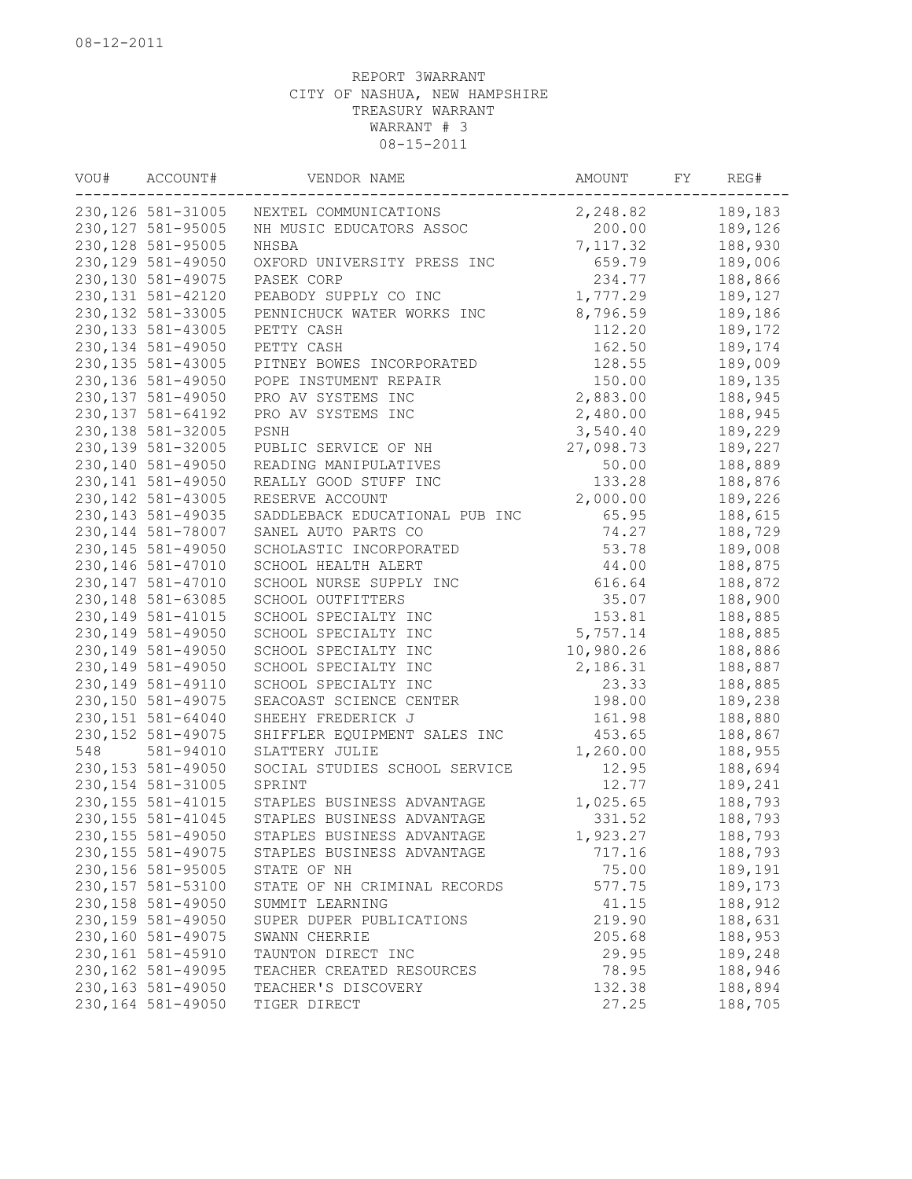08-12-2011

REPORT 3WARRANT
CITY OF NASHUA, NEW HAMPSHIRE
TREASURY WARRANT
WARRANT # 3
08-15-2011

| VOU# | ACCOUNT# | VENDOR NAME | AMOUNT | FY | REG# |
|---|---|---|---|---|---|
| 230,126 | 581-31005 | NEXTEL COMMUNICATIONS | 2,248.82 | | 189,183 |
| 230,127 | 581-95005 | NH MUSIC EDUCATORS ASSOC | 200.00 | | 189,126 |
| 230,128 | 581-95005 | NHSBA | 7,117.32 | | 188,930 |
| 230,129 | 581-49050 | OXFORD UNIVERSITY PRESS INC | 659.79 | | 189,006 |
| 230,130 | 581-49075 | PASEK CORP | 234.77 | | 188,866 |
| 230,131 | 581-42120 | PEABODY SUPPLY CO INC | 1,777.29 | | 189,127 |
| 230,132 | 581-33005 | PENNICHUCK WATER WORKS INC | 8,796.59 | | 189,186 |
| 230,133 | 581-43005 | PETTY CASH | 112.20 | | 189,172 |
| 230,134 | 581-49050 | PETTY CASH | 162.50 | | 189,174 |
| 230,135 | 581-43005 | PITNEY BOWES INCORPORATED | 128.55 | | 189,009 |
| 230,136 | 581-49050 | POPE INSTUMENT REPAIR | 150.00 | | 189,135 |
| 230,137 | 581-49050 | PRO AV SYSTEMS INC | 2,883.00 | | 188,945 |
| 230,137 | 581-64192 | PRO AV SYSTEMS INC | 2,480.00 | | 188,945 |
| 230,138 | 581-32005 | PSNH | 3,540.40 | | 189,229 |
| 230,139 | 581-32005 | PUBLIC SERVICE OF NH | 27,098.73 | | 189,227 |
| 230,140 | 581-49050 | READING MANIPULATIVES | 50.00 | | 188,889 |
| 230,141 | 581-49050 | REALLY GOOD STUFF INC | 133.28 | | 188,876 |
| 230,142 | 581-43005 | RESERVE ACCOUNT | 2,000.00 | | 189,226 |
| 230,143 | 581-49035 | SADDLEBACK EDUCATIONAL PUB INC | 65.95 | | 188,615 |
| 230,144 | 581-78007 | SANEL AUTO PARTS CO | 74.27 | | 188,729 |
| 230,145 | 581-49050 | SCHOLASTIC INCORPORATED | 53.78 | | 189,008 |
| 230,146 | 581-47010 | SCHOOL HEALTH ALERT | 44.00 | | 188,875 |
| 230,147 | 581-47010 | SCHOOL NURSE SUPPLY INC | 616.64 | | 188,872 |
| 230,148 | 581-63085 | SCHOOL OUTFITTERS | 35.07 | | 188,900 |
| 230,149 | 581-41015 | SCHOOL SPECIALTY INC | 153.81 | | 188,885 |
| 230,149 | 581-49050 | SCHOOL SPECIALTY INC | 5,757.14 | | 188,885 |
| 230,149 | 581-49050 | SCHOOL SPECIALTY INC | 10,980.26 | | 188,886 |
| 230,149 | 581-49050 | SCHOOL SPECIALTY INC | 2,186.31 | | 188,887 |
| 230,149 | 581-49110 | SCHOOL SPECIALTY INC | 23.33 | | 188,885 |
| 230,150 | 581-49075 | SEACOAST SCIENCE CENTER | 198.00 | | 189,238 |
| 230,151 | 581-64040 | SHEEHY FREDERICK J | 161.98 | | 188,880 |
| 230,152 | 581-49075 | SHIFFLER EQUIPMENT SALES INC | 453.65 | | 188,867 |
| 548 | 581-94010 | SLATTERY JULIE | 1,260.00 | | 188,955 |
| 230,153 | 581-49050 | SOCIAL STUDIES SCHOOL SERVICE | 12.95 | | 188,694 |
| 230,154 | 581-31005 | SPRINT | 12.77 | | 189,241 |
| 230,155 | 581-41015 | STAPLES BUSINESS ADVANTAGE | 1,025.65 | | 188,793 |
| 230,155 | 581-41045 | STAPLES BUSINESS ADVANTAGE | 331.52 | | 188,793 |
| 230,155 | 581-49050 | STAPLES BUSINESS ADVANTAGE | 1,923.27 | | 188,793 |
| 230,155 | 581-49075 | STAPLES BUSINESS ADVANTAGE | 717.16 | | 188,793 |
| 230,156 | 581-95005 | STATE OF NH | 75.00 | | 189,191 |
| 230,157 | 581-53100 | STATE OF NH CRIMINAL RECORDS | 577.75 | | 189,173 |
| 230,158 | 581-49050 | SUMMIT LEARNING | 41.15 | | 188,912 |
| 230,159 | 581-49050 | SUPER DUPER PUBLICATIONS | 219.90 | | 188,631 |
| 230,160 | 581-49075 | SWANN CHERRIE | 205.68 | | 188,953 |
| 230,161 | 581-45910 | TAUNTON DIRECT INC | 29.95 | | 189,248 |
| 230,162 | 581-49095 | TEACHER CREATED RESOURCES | 78.95 | | 188,946 |
| 230,163 | 581-49050 | TEACHER'S DISCOVERY | 132.38 | | 188,894 |
| 230,164 | 581-49050 | TIGER DIRECT | 27.25 | | 188,705 |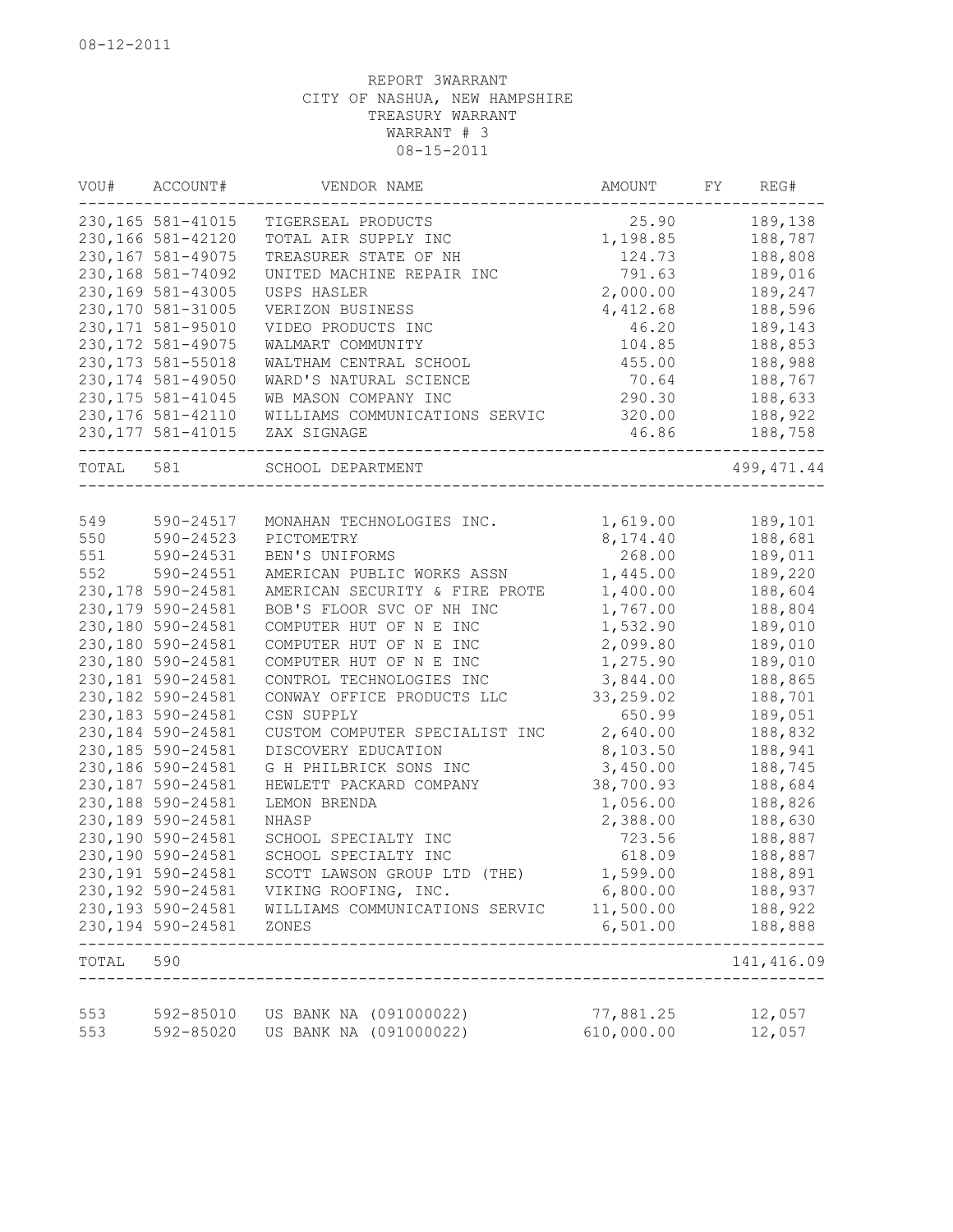08-12-2011

REPORT 3WARRANT
CITY OF NASHUA, NEW HAMPSHIRE
TREASURY WARRANT
WARRANT # 3
08-15-2011

| VOU# | ACCOUNT# | VENDOR NAME | AMOUNT | FY | REG# |
|---|---|---|---|---|---|
| 230,165 | 581-41015 | TIGERSEAL PRODUCTS | 25.90 | | 189,138 |
| 230,166 | 581-42120 | TOTAL AIR SUPPLY INC | 1,198.85 | | 188,787 |
| 230,167 | 581-49075 | TREASURER STATE OF NH | 124.73 | | 188,808 |
| 230,168 | 581-74092 | UNITED MACHINE REPAIR INC | 791.63 | | 189,016 |
| 230,169 | 581-43005 | USPS HASLER | 2,000.00 | | 189,247 |
| 230,170 | 581-31005 | VERIZON BUSINESS | 4,412.68 | | 188,596 |
| 230,171 | 581-95010 | VIDEO PRODUCTS INC | 46.20 | | 189,143 |
| 230,172 | 581-49075 | WALMART COMMUNITY | 104.85 | | 188,853 |
| 230,173 | 581-55018 | WALTHAM CENTRAL SCHOOL | 455.00 | | 188,988 |
| 230,174 | 581-49050 | WARD'S NATURAL SCIENCE | 70.64 | | 188,767 |
| 230,175 | 581-41045 | WB MASON COMPANY INC | 290.30 | | 188,633 |
| 230,176 | 581-42110 | WILLIAMS COMMUNICATIONS SERVIC | 320.00 | | 188,922 |
| 230,177 | 581-41015 | ZAX SIGNAGE | 46.86 | | 188,758 |
| TOTAL | 581 | SCHOOL DEPARTMENT | | | 499,471.44 |
| 549 | 590-24517 | MONAHAN TECHNOLOGIES INC. | 1,619.00 | | 189,101 |
| 550 | 590-24523 | PICTOMETRY | 8,174.40 | | 188,681 |
| 551 | 590-24531 | BEN'S UNIFORMS | 268.00 | | 189,011 |
| 552 | 590-24551 | AMERICAN PUBLIC WORKS ASSN | 1,445.00 | | 189,220 |
| 230,178 | 590-24581 | AMERICAN SECURITY & FIRE PROTE | 1,400.00 | | 188,604 |
| 230,179 | 590-24581 | BOB'S FLOOR SVC OF NH INC | 1,767.00 | | 188,804 |
| 230,180 | 590-24581 | COMPUTER HUT OF N E INC | 1,532.90 | | 189,010 |
| 230,180 | 590-24581 | COMPUTER HUT OF N E INC | 2,099.80 | | 189,010 |
| 230,180 | 590-24581 | COMPUTER HUT OF N E INC | 1,275.90 | | 189,010 |
| 230,181 | 590-24581 | CONTROL TECHNOLOGIES INC | 3,844.00 | | 188,865 |
| 230,182 | 590-24581 | CONWAY OFFICE PRODUCTS LLC | 33,259.02 | | 188,701 |
| 230,183 | 590-24581 | CSN SUPPLY | 650.99 | | 189,051 |
| 230,184 | 590-24581 | CUSTOM COMPUTER SPECIALIST INC | 2,640.00 | | 188,832 |
| 230,185 | 590-24581 | DISCOVERY EDUCATION | 8,103.50 | | 188,941 |
| 230,186 | 590-24581 | G H PHILBRICK SONS INC | 3,450.00 | | 188,745 |
| 230,187 | 590-24581 | HEWLETT PACKARD COMPANY | 38,700.93 | | 188,684 |
| 230,188 | 590-24581 | LEMON BRENDA | 1,056.00 | | 188,826 |
| 230,189 | 590-24581 | NHASP | 2,388.00 | | 188,630 |
| 230,190 | 590-24581 | SCHOOL SPECIALTY INC | 723.56 | | 188,887 |
| 230,190 | 590-24581 | SCHOOL SPECIALTY INC | 618.09 | | 188,887 |
| 230,191 | 590-24581 | SCOTT LAWSON GROUP LTD (THE) | 1,599.00 | | 188,891 |
| 230,192 | 590-24581 | VIKING ROOFING, INC. | 6,800.00 | | 188,937 |
| 230,193 | 590-24581 | WILLIAMS COMMUNICATIONS SERVIC | 11,500.00 | | 188,922 |
| 230,194 | 590-24581 | ZONES | 6,501.00 | | 188,888 |
| TOTAL | 590 | | | | 141,416.09 |
| 553 | 592-85010 | US BANK NA (091000022) | 77,881.25 | | 12,057 |
| 553 | 592-85020 | US BANK NA (091000022) | 610,000.00 | | 12,057 |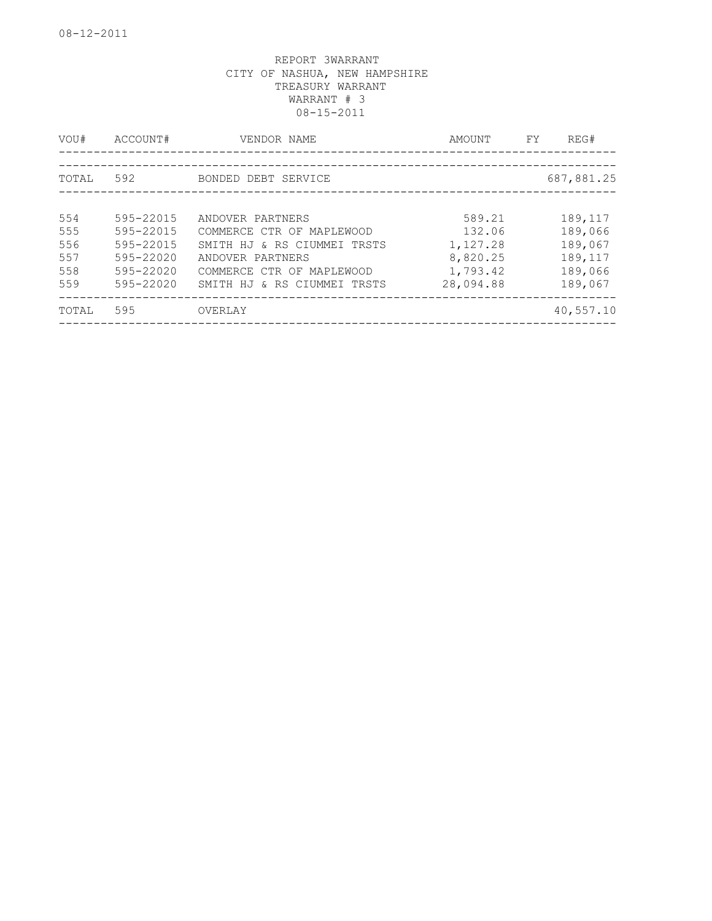08-12-2011

REPORT 3WARRANT
CITY OF NASHUA, NEW HAMPSHIRE
TREASURY WARRANT
WARRANT # 3
08-15-2011

| VOU# | ACCOUNT# | VENDOR NAME | AMOUNT | FY | REG# |
|---|---|---|---|---|---|
| TOTAL | 592 | BONDED DEBT SERVICE | | | 687,881.25 |
| 554 | 595-22015 | ANDOVER PARTNERS | 589.21 | | 189,117 |
| 555 | 595-22015 | COMMERCE CTR OF MAPLEWOOD | 132.06 | | 189,066 |
| 556 | 595-22015 | SMITH HJ & RS CIUMMEI TRSTS | 1,127.28 | | 189,067 |
| 557 | 595-22020 | ANDOVER PARTNERS | 8,820.25 | | 189,117 |
| 558 | 595-22020 | COMMERCE CTR OF MAPLEWOOD | 1,793.42 | | 189,066 |
| 559 | 595-22020 | SMITH HJ & RS CIUMMEI TRSTS | 28,094.88 | | 189,067 |
| TOTAL | 595 | OVERLAY | | | 40,557.10 |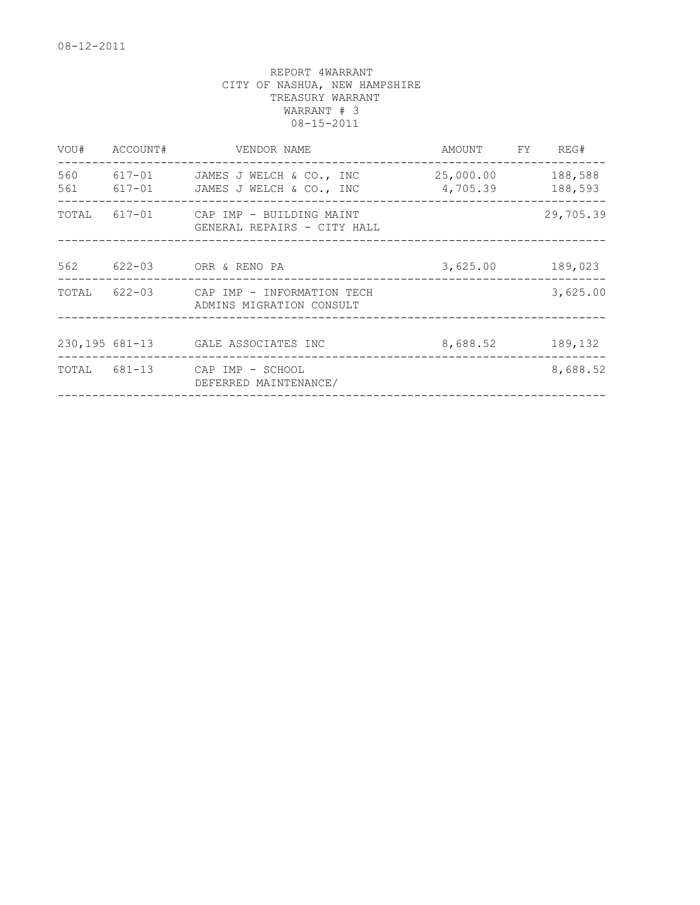08-12-2011

REPORT 4WARRANT
CITY OF NASHUA, NEW HAMPSHIRE
TREASURY WARRANT
WARRANT # 3
08-15-2011

| VOU# | ACCOUNT# | VENDOR NAME | AMOUNT | FY | REG# |
|---|---|---|---|---|---|
| 560 | 617-01 | JAMES J WELCH & CO., INC | 25,000.00 | | 188,588 |
| 561 | 617-01 | JAMES J WELCH & CO., INC | 4,705.39 | | 188,593 |
| TOTAL | 617-01 | CAP IMP - BUILDING MAINT GENERAL REPAIRS - CITY HALL | | | 29,705.39 |
| 562 | 622-03 | ORR & RENO PA | 3,625.00 | | 189,023 |
| TOTAL | 622-03 | CAP IMP - INFORMATION TECH ADMINS MIGRATION CONSULT | | | 3,625.00 |
| 230,195 | 681-13 | GALE ASSOCIATES INC | 8,688.52 | | 189,132 |
| TOTAL | 681-13 | CAP IMP - SCHOOL DEFERRED MAINTENANCE/ | | | 8,688.52 |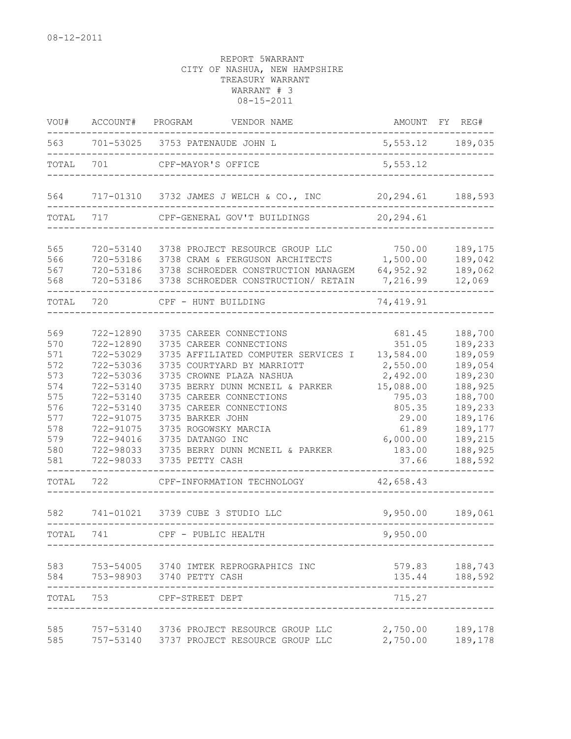08-12-2011

REPORT 5WARRANT
CITY OF NASHUA, NEW HAMPSHIRE
TREASURY WARRANT
WARRANT # 3
08-15-2011

| VOU# | ACCOUNT# | PROGRAM | VENDOR NAME | AMOUNT | FY | REG# |
|---|---|---|---|---|---|---|
| 563 | 701-53025 | 3753 | PATENAUDE JOHN L | 5,553.12 | | 189,035 |
| TOTAL | 701 | | CPF-MAYOR'S OFFICE | 5,553.12 | | |
| 564 | 717-01310 | 3732 | JAMES J WELCH & CO., INC | 20,294.61 | | 188,593 |
| TOTAL | 717 | | CPF-GENERAL GOV'T BUILDINGS | 20,294.61 | | |
| 565 | 720-53140 | 3738 | PROJECT RESOURCE GROUP LLC | 750.00 | | 189,175 |
| 566 | 720-53186 | 3738 | CRAM & FERGUSON ARCHITECTS | 1,500.00 | | 189,042 |
| 567 | 720-53186 | 3738 | SCHROEDER CONSTRUCTION MANAGEM | 64,952.92 | | 189,062 |
| 568 | 720-53186 | 3738 | SCHROEDER CONSTRUCTION/ RETAIN | 7,216.99 | | 12,069 |
| TOTAL | 720 | | CPF - HUNT BUILDING | 74,419.91 | | |
| 569 | 722-12890 | 3735 | CAREER CONNECTIONS | 681.45 | | 188,700 |
| 570 | 722-12890 | 3735 | CAREER CONNECTIONS | 351.05 | | 189,233 |
| 571 | 722-53029 | 3735 | AFFILIATED COMPUTER SERVICES I | 13,584.00 | | 189,059 |
| 572 | 722-53036 | 3735 | COURTYARD BY MARRIOTT | 2,550.00 | | 189,054 |
| 573 | 722-53036 | 3735 | CROWNE PLAZA NASHUA | 2,492.00 | | 189,230 |
| 574 | 722-53140 | 3735 | BERRY DUNN MCNEIL & PARKER | 15,088.00 | | 188,925 |
| 575 | 722-53140 | 3735 | CAREER CONNECTIONS | 795.03 | | 188,700 |
| 576 | 722-53140 | 3735 | CAREER CONNECTIONS | 805.35 | | 189,233 |
| 577 | 722-91075 | 3735 | BARKER JOHN | 29.00 | | 189,176 |
| 578 | 722-91075 | 3735 | ROGOWSKY MARCIA | 61.89 | | 189,177 |
| 579 | 722-94016 | 3735 | DATANGO INC | 6,000.00 | | 189,215 |
| 580 | 722-98033 | 3735 | BERRY DUNN MCNEIL & PARKER | 183.00 | | 188,925 |
| 581 | 722-98033 | 3735 | PETTY CASH | 37.66 | | 188,592 |
| TOTAL | 722 | | CPF-INFORMATION TECHNOLOGY | 42,658.43 | | |
| 582 | 741-01021 | 3739 | CUBE 3 STUDIO LLC | 9,950.00 | | 189,061 |
| TOTAL | 741 | | CPF - PUBLIC HEALTH | 9,950.00 | | |
| 583 | 753-54005 | 3740 | IMTEK REPROGRAPHICS INC | 579.83 | | 188,743 |
| 584 | 753-98903 | 3740 | PETTY CASH | 135.44 | | 188,592 |
| TOTAL | 753 | | CPF-STREET DEPT | 715.27 | | |
| 585 | 757-53140 | 3736 | PROJECT RESOURCE GROUP LLC | 2,750.00 | | 189,178 |
| 585 | 757-53140 | 3737 | PROJECT RESOURCE GROUP LLC | 2,750.00 | | 189,178 |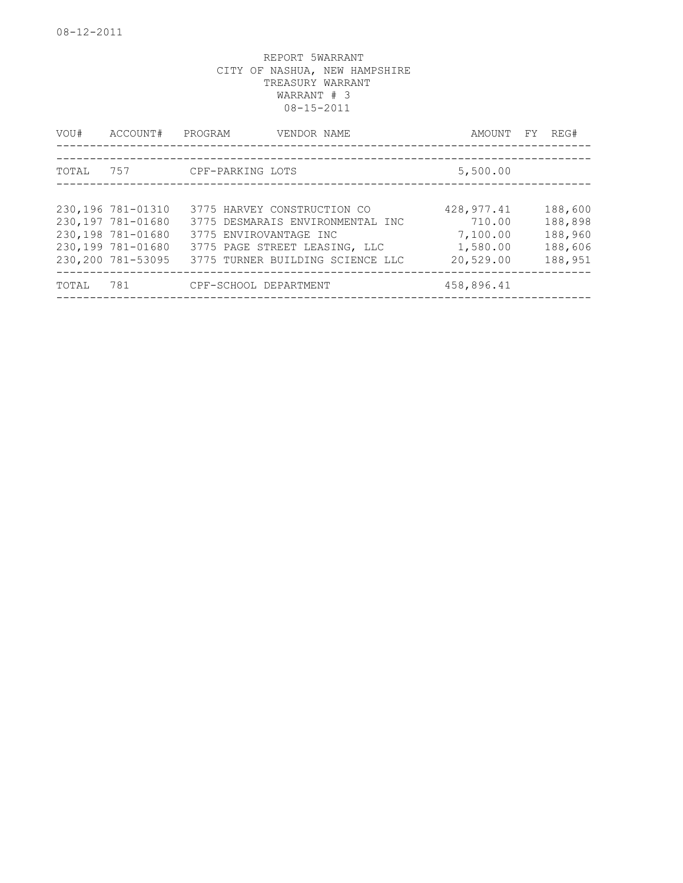08-12-2011

REPORT 5WARRANT
CITY OF NASHUA, NEW HAMPSHIRE
TREASURY WARRANT
WARRANT # 3
08-15-2011

| VOU# | ACCOUNT# | PROGRAM | VENDOR NAME | AMOUNT | FY | REG# |
|---|---|---|---|---|---|---|
| TOTAL | 757 | CPF-PARKING LOTS | | 5,500.00 | | |
| 230,196 | 781-01310 | 3775 | HARVEY CONSTRUCTION CO | 428,977.41 | | 188,600 |
| 230,197 | 781-01680 | 3775 | DESMARAIS ENVIRONMENTAL INC | 710.00 | | 188,898 |
| 230,198 | 781-01680 | 3775 | ENVIROVANTAGE INC | 7,100.00 | | 188,960 |
| 230,199 | 781-01680 | 3775 | PAGE STREET LEASING, LLC | 1,580.00 | | 188,606 |
| 230,200 | 781-53095 | 3775 | TURNER BUILDING SCIENCE LLC | 20,529.00 | | 188,951 |
| TOTAL | 781 | CPF-SCHOOL DEPARTMENT | | 458,896.41 | | |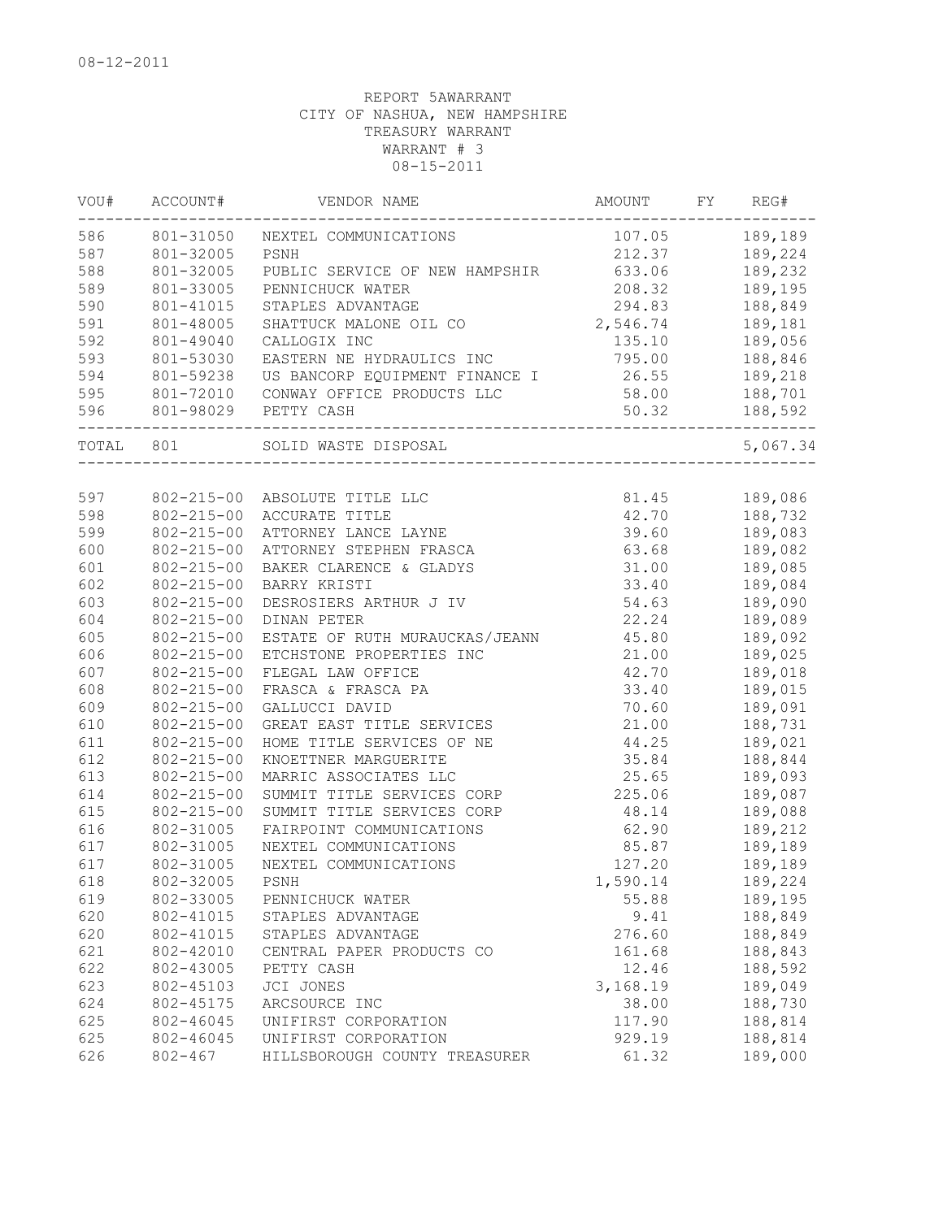08-12-2011

REPORT 5AWARRANT
CITY OF NASHUA, NEW HAMPSHIRE
TREASURY WARRANT
WARRANT # 3
08-15-2011

| VOU# | ACCOUNT# | VENDOR NAME | AMOUNT | FY | REG# |
|---|---|---|---|---|---|
| 586 | 801-31050 | NEXTEL COMMUNICATIONS | 107.05 | | 189,189 |
| 587 | 801-32005 | PSNH | 212.37 | | 189,224 |
| 588 | 801-32005 | PUBLIC SERVICE OF NEW HAMPSHIR | 633.06 | | 189,232 |
| 589 | 801-33005 | PENNICHUCK WATER | 208.32 | | 189,195 |
| 590 | 801-41015 | STAPLES ADVANTAGE | 294.83 | | 188,849 |
| 591 | 801-48005 | SHATTUCK MALONE OIL CO | 2,546.74 | | 189,181 |
| 592 | 801-49040 | CALLOGIX INC | 135.10 | | 189,056 |
| 593 | 801-53030 | EASTERN NE HYDRAULICS INC | 795.00 | | 188,846 |
| 594 | 801-59238 | US BANCORP EQUIPMENT FINANCE I | 26.55 | | 189,218 |
| 595 | 801-72010 | CONWAY OFFICE PRODUCTS LLC | 58.00 | | 188,701 |
| 596 | 801-98029 | PETTY CASH | 50.32 | | 188,592 |
| TOTAL | 801 | SOLID WASTE DISPOSAL | | | 5,067.34 |
| 597 | 802-215-00 | ABSOLUTE TITLE LLC | 81.45 | | 189,086 |
| 598 | 802-215-00 | ACCURATE TITLE | 42.70 | | 188,732 |
| 599 | 802-215-00 | ATTORNEY LANCE LAYNE | 39.60 | | 189,083 |
| 600 | 802-215-00 | ATTORNEY STEPHEN FRASCA | 63.68 | | 189,082 |
| 601 | 802-215-00 | BAKER CLARENCE & GLADYS | 31.00 | | 189,085 |
| 602 | 802-215-00 | BARRY KRISTI | 33.40 | | 189,084 |
| 603 | 802-215-00 | DESROSIERS ARTHUR J IV | 54.63 | | 189,090 |
| 604 | 802-215-00 | DINAN PETER | 22.24 | | 189,089 |
| 605 | 802-215-00 | ESTATE OF RUTH MURAUCKAS/JEANN | 45.80 | | 189,092 |
| 606 | 802-215-00 | ETCHSTONE PROPERTIES INC | 21.00 | | 189,025 |
| 607 | 802-215-00 | FLEGAL LAW OFFICE | 42.70 | | 189,018 |
| 608 | 802-215-00 | FRASCA & FRASCA PA | 33.40 | | 189,015 |
| 609 | 802-215-00 | GALLUCCI DAVID | 70.60 | | 189,091 |
| 610 | 802-215-00 | GREAT EAST TITLE SERVICES | 21.00 | | 188,731 |
| 611 | 802-215-00 | HOME TITLE SERVICES OF NE | 44.25 | | 189,021 |
| 612 | 802-215-00 | KNOETTNER MARGUERITE | 35.84 | | 188,844 |
| 613 | 802-215-00 | MARRIC ASSOCIATES LLC | 25.65 | | 189,093 |
| 614 | 802-215-00 | SUMMIT TITLE SERVICES CORP | 225.06 | | 189,087 |
| 615 | 802-215-00 | SUMMIT TITLE SERVICES CORP | 48.14 | | 189,088 |
| 616 | 802-31005 | FAIRPOINT COMMUNICATIONS | 62.90 | | 189,212 |
| 617 | 802-31005 | NEXTEL COMMUNICATIONS | 85.87 | | 189,189 |
| 617 | 802-31005 | NEXTEL COMMUNICATIONS | 127.20 | | 189,189 |
| 618 | 802-32005 | PSNH | 1,590.14 | | 189,224 |
| 619 | 802-33005 | PENNICHUCK WATER | 55.88 | | 189,195 |
| 620 | 802-41015 | STAPLES ADVANTAGE | 9.41 | | 188,849 |
| 620 | 802-41015 | STAPLES ADVANTAGE | 276.60 | | 188,849 |
| 621 | 802-42010 | CENTRAL PAPER PRODUCTS CO | 161.68 | | 188,843 |
| 622 | 802-43005 | PETTY CASH | 12.46 | | 188,592 |
| 623 | 802-45103 | JCI JONES | 3,168.19 | | 189,049 |
| 624 | 802-45175 | ARCSOURCE INC | 38.00 | | 188,730 |
| 625 | 802-46045 | UNIFIRST CORPORATION | 117.90 | | 188,814 |
| 625 | 802-46045 | UNIFIRST CORPORATION | 929.19 | | 188,814 |
| 626 | 802-467 | HILLSBOROUGH COUNTY TREASURER | 61.32 | | 189,000 |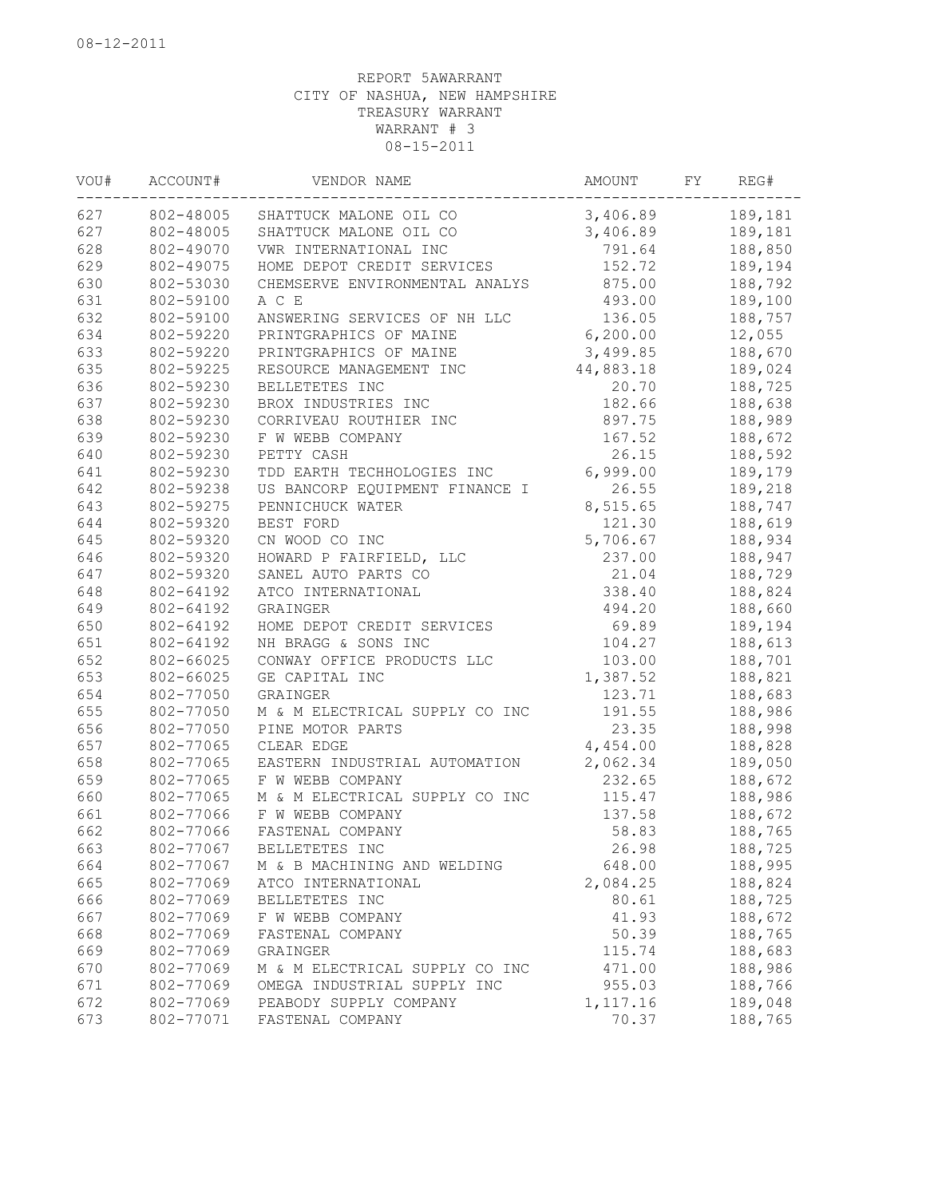08-12-2011

REPORT 5AWARRANT
CITY OF NASHUA, NEW HAMPSHIRE
TREASURY WARRANT
WARRANT # 3
08-15-2011

| VOU# | ACCOUNT# | VENDOR NAME | AMOUNT | FY | REG# |
|---|---|---|---|---|---|
| 627 | 802-48005 | SHATTUCK MALONE OIL CO | 3,406.89 | | 189,181 |
| 627 | 802-48005 | SHATTUCK MALONE OIL CO | 3,406.89 | | 189,181 |
| 628 | 802-49070 | VWR INTERNATIONAL INC | 791.64 | | 188,850 |
| 629 | 802-49075 | HOME DEPOT CREDIT SERVICES | 152.72 | | 189,194 |
| 630 | 802-53030 | CHEMSERVE ENVIRONMENTAL ANALYS | 875.00 | | 188,792 |
| 631 | 802-59100 | A C E | 493.00 | | 189,100 |
| 632 | 802-59100 | ANSWERING SERVICES OF NH LLC | 136.05 | | 188,757 |
| 634 | 802-59220 | PRINTGRAPHICS OF MAINE | 6,200.00 | | 12,055 |
| 633 | 802-59220 | PRINTGRAPHICS OF MAINE | 3,499.85 | | 188,670 |
| 635 | 802-59225 | RESOURCE MANAGEMENT INC | 44,883.18 | | 189,024 |
| 636 | 802-59230 | BELLETETES INC | 20.70 | | 188,725 |
| 637 | 802-59230 | BROX INDUSTRIES INC | 182.66 | | 188,638 |
| 638 | 802-59230 | CORRIVEAU ROUTHIER INC | 897.75 | | 188,989 |
| 639 | 802-59230 | F W WEBB COMPANY | 167.52 | | 188,672 |
| 640 | 802-59230 | PETTY CASH | 26.15 | | 188,592 |
| 641 | 802-59230 | TDD EARTH TECHHOLOGIES INC | 6,999.00 | | 189,179 |
| 642 | 802-59238 | US BANCORP EQUIPMENT FINANCE I | 26.55 | | 189,218 |
| 643 | 802-59275 | PENNICHUCK WATER | 8,515.65 | | 188,747 |
| 644 | 802-59320 | BEST FORD | 121.30 | | 188,619 |
| 645 | 802-59320 | CN WOOD CO INC | 5,706.67 | | 188,934 |
| 646 | 802-59320 | HOWARD P FAIRFIELD, LLC | 237.00 | | 188,947 |
| 647 | 802-59320 | SANEL AUTO PARTS CO | 21.04 | | 188,729 |
| 648 | 802-64192 | ATCO INTERNATIONAL | 338.40 | | 188,824 |
| 649 | 802-64192 | GRAINGER | 494.20 | | 188,660 |
| 650 | 802-64192 | HOME DEPOT CREDIT SERVICES | 69.89 | | 189,194 |
| 651 | 802-64192 | NH BRAGG & SONS INC | 104.27 | | 188,613 |
| 652 | 802-66025 | CONWAY OFFICE PRODUCTS LLC | 103.00 | | 188,701 |
| 653 | 802-66025 | GE CAPITAL INC | 1,387.52 | | 188,821 |
| 654 | 802-77050 | GRAINGER | 123.71 | | 188,683 |
| 655 | 802-77050 | M & M ELECTRICAL SUPPLY CO INC | 191.55 | | 188,986 |
| 656 | 802-77050 | PINE MOTOR PARTS | 23.35 | | 188,998 |
| 657 | 802-77065 | CLEAR EDGE | 4,454.00 | | 188,828 |
| 658 | 802-77065 | EASTERN INDUSTRIAL AUTOMATION | 2,062.34 | | 189,050 |
| 659 | 802-77065 | F W WEBB COMPANY | 232.65 | | 188,672 |
| 660 | 802-77065 | M & M ELECTRICAL SUPPLY CO INC | 115.47 | | 188,986 |
| 661 | 802-77066 | F W WEBB COMPANY | 137.58 | | 188,672 |
| 662 | 802-77066 | FASTENAL COMPANY | 58.83 | | 188,765 |
| 663 | 802-77067 | BELLETETES INC | 26.98 | | 188,725 |
| 664 | 802-77067 | M & B MACHINING AND WELDING | 648.00 | | 188,995 |
| 665 | 802-77069 | ATCO INTERNATIONAL | 2,084.25 | | 188,824 |
| 666 | 802-77069 | BELLETETES INC | 80.61 | | 188,725 |
| 667 | 802-77069 | F W WEBB COMPANY | 41.93 | | 188,672 |
| 668 | 802-77069 | FASTENAL COMPANY | 50.39 | | 188,765 |
| 669 | 802-77069 | GRAINGER | 115.74 | | 188,683 |
| 670 | 802-77069 | M & M ELECTRICAL SUPPLY CO INC | 471.00 | | 188,986 |
| 671 | 802-77069 | OMEGA INDUSTRIAL SUPPLY INC | 955.03 | | 188,766 |
| 672 | 802-77069 | PEABODY SUPPLY COMPANY | 1,117.16 | | 189,048 |
| 673 | 802-77071 | FASTENAL COMPANY | 70.37 | | 188,765 |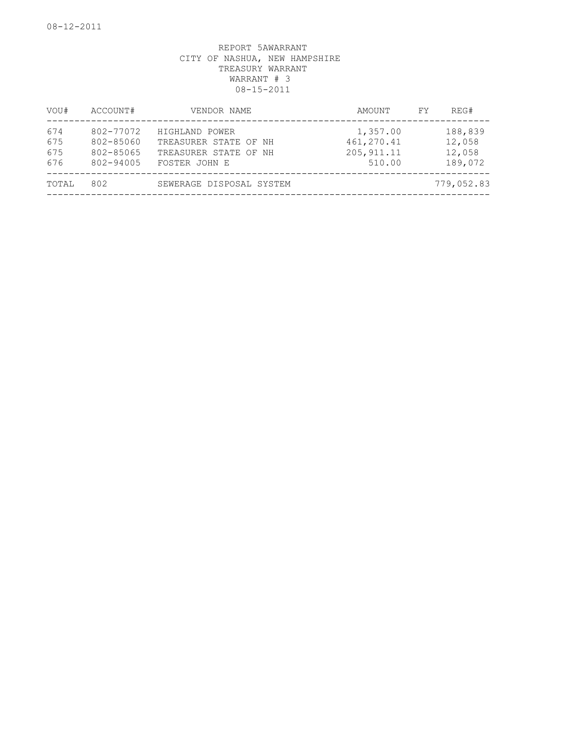08-12-2011

REPORT 5AWARRANT
CITY OF NASHUA, NEW HAMPSHIRE
TREASURY WARRANT
WARRANT # 3
08-15-2011

| VOU# | ACCOUNT# | VENDOR NAME | AMOUNT | FY | REG# |
|---|---|---|---|---|---|
| 674 | 802-77072 | HIGHLAND POWER | 1,357.00 | | 188,839 |
| 675 | 802-85060 | TREASURER STATE OF NH | 461,270.41 | | 12,058 |
| 675 | 802-85065 | TREASURER STATE OF NH | 205,911.11 | | 12,058 |
| 676 | 802-94005 | FOSTER JOHN E | 510.00 | | 189,072 |
| TOTAL | 802 | SEWERAGE DISPOSAL SYSTEM | | | 779,052.83 |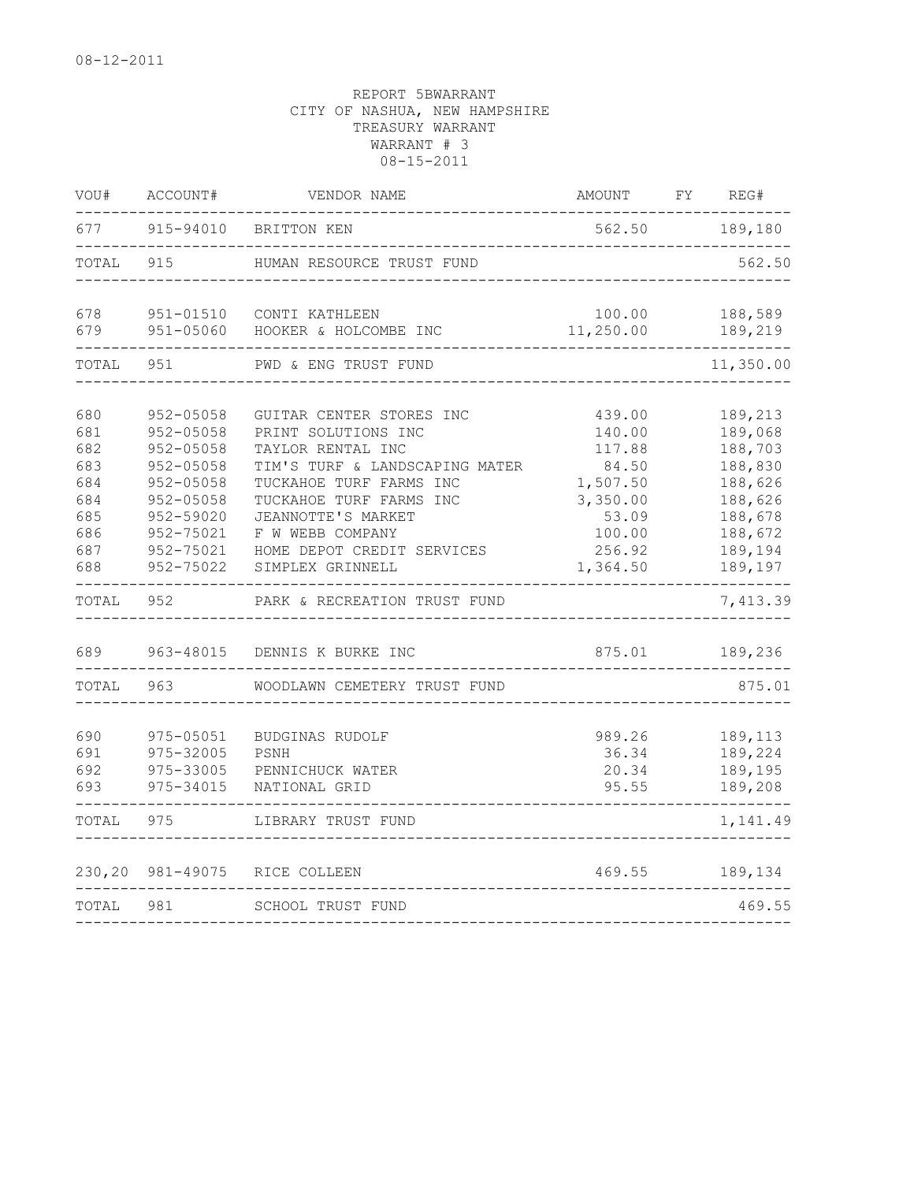08-12-2011

REPORT 5BWARRANT
CITY OF NASHUA, NEW HAMPSHIRE
TREASURY WARRANT
WARRANT # 3
08-15-2011

| VOU# | ACCOUNT# | VENDOR NAME | AMOUNT | FY | REG# |
|---|---|---|---|---|---|
| 677 | 915-94010 | BRITTON KEN | 562.50 | | 189,180 |
| TOTAL | 915 | HUMAN RESOURCE TRUST FUND | | | 562.50 |
| 678 | 951-01510 | CONTI KATHLEEN | 100.00 | | 188,589 |
| 679 | 951-05060 | HOOKER & HOLCOMBE INC | 11,250.00 | | 189,219 |
| TOTAL | 951 | PWD & ENG TRUST FUND | | | 11,350.00 |
| 680 | 952-05058 | GUITAR CENTER STORES INC | 439.00 | | 189,213 |
| 681 | 952-05058 | PRINT SOLUTIONS INC | 140.00 | | 189,068 |
| 682 | 952-05058 | TAYLOR RENTAL INC | 117.88 | | 188,703 |
| 683 | 952-05058 | TIM'S TURF & LANDSCAPING MATER | 84.50 | | 188,830 |
| 684 | 952-05058 | TUCKAHOE TURF FARMS INC | 1,507.50 | | 188,626 |
| 684 | 952-05058 | TUCKAHOE TURF FARMS INC | 3,350.00 | | 188,626 |
| 685 | 952-59020 | JEANNOTTE'S MARKET | 53.09 | | 188,678 |
| 686 | 952-75021 | F W WEBB COMPANY | 100.00 | | 188,672 |
| 687 | 952-75021 | HOME DEPOT CREDIT SERVICES | 256.92 | | 189,194 |
| 688 | 952-75022 | SIMPLEX GRINNELL | 1,364.50 | | 189,197 |
| TOTAL | 952 | PARK & RECREATION TRUST FUND | | | 7,413.39 |
| 689 | 963-48015 | DENNIS K BURKE INC | 875.01 | | 189,236 |
| TOTAL | 963 | WOODLAWN CEMETERY TRUST FUND | | | 875.01 |
| 690 | 975-05051 | BUDGINAS RUDOLF | 989.26 | | 189,113 |
| 691 | 975-32005 | PSNH | 36.34 | | 189,224 |
| 692 | 975-33005 | PENNICHUCK WATER | 20.34 | | 189,195 |
| 693 | 975-34015 | NATIONAL GRID | 95.55 | | 189,208 |
| TOTAL | 975 | LIBRARY TRUST FUND | | | 1,141.49 |
| 230,20 | 981-49075 | RICE COLLEEN | 469.55 | | 189,134 |
| TOTAL | 981 | SCHOOL TRUST FUND | | | 469.55 |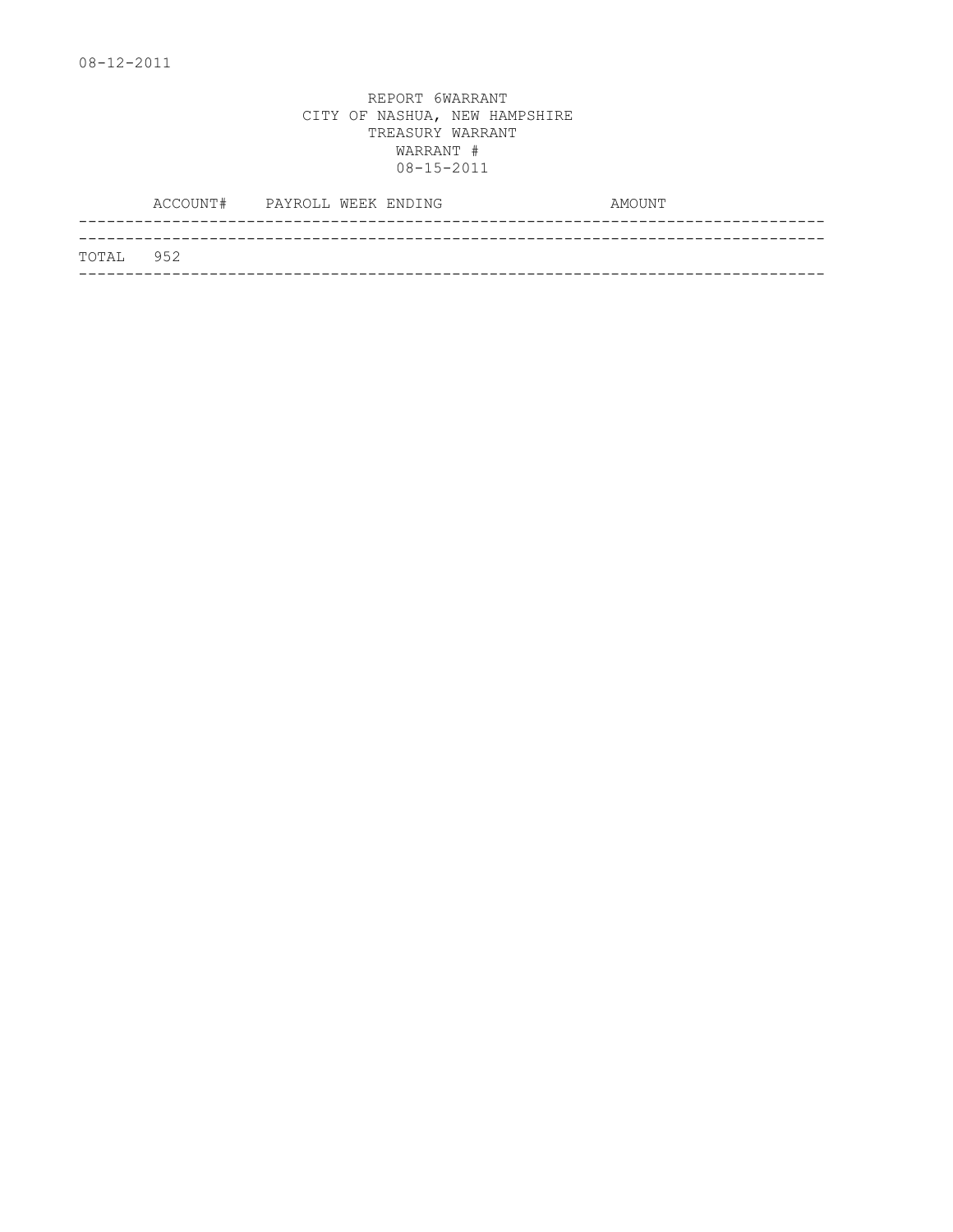08-12-2011

REPORT 6WARRANT
CITY OF NASHUA, NEW HAMPSHIRE
TREASURY WARRANT
WARRANT #
08-15-2011

| | ACCOUNT# | PAYROLL WEEK ENDING | AMOUNT |
|---|---|---|---|
| TOTAL | 952 | | |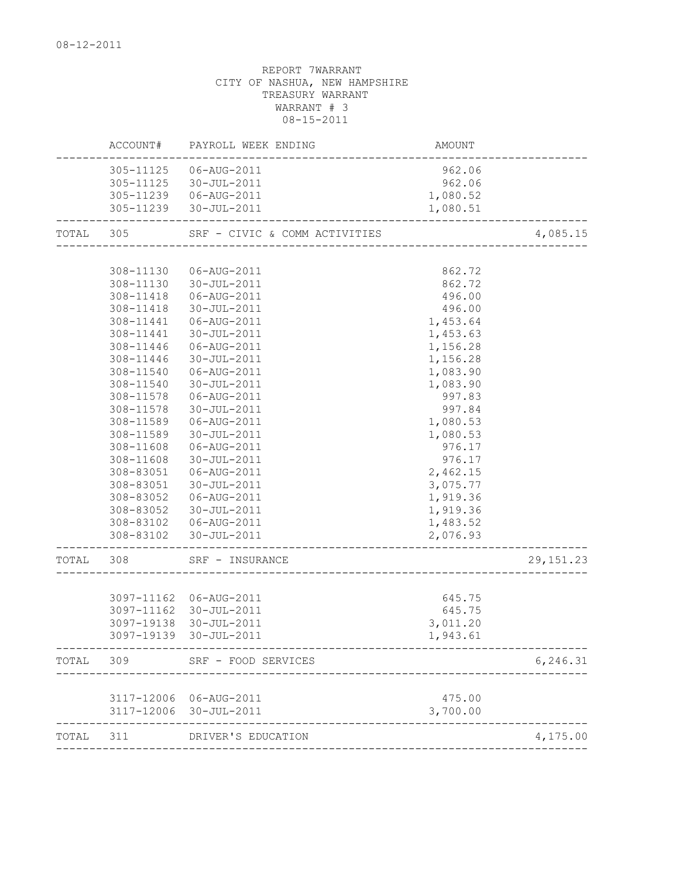08-12-2011

REPORT 7WARRANT
CITY OF NASHUA, NEW HAMPSHIRE
TREASURY WARRANT
WARRANT # 3
08-15-2011

| | ACCOUNT# | PAYROLL WEEK ENDING | AMOUNT | |
|---|---|---|---|---|
| | 305-11125 | 06-AUG-2011 | 962.06 | |
| | 305-11125 | 30-JUL-2011 | 962.06 | |
| | 305-11239 | 06-AUG-2011 | 1,080.52 | |
| | 305-11239 | 30-JUL-2011 | 1,080.51 | |
| TOTAL | 305 | SRF - CIVIC & COMM ACTIVITIES | | 4,085.15 |
| | 308-11130 | 06-AUG-2011 | 862.72 | |
| | 308-11130 | 30-JUL-2011 | 862.72 | |
| | 308-11418 | 06-AUG-2011 | 496.00 | |
| | 308-11418 | 30-JUL-2011 | 496.00 | |
| | 308-11441 | 06-AUG-2011 | 1,453.64 | |
| | 308-11441 | 30-JUL-2011 | 1,453.63 | |
| | 308-11446 | 06-AUG-2011 | 1,156.28 | |
| | 308-11446 | 30-JUL-2011 | 1,156.28 | |
| | 308-11540 | 06-AUG-2011 | 1,083.90 | |
| | 308-11540 | 30-JUL-2011 | 1,083.90 | |
| | 308-11578 | 06-AUG-2011 | 997.83 | |
| | 308-11578 | 30-JUL-2011 | 997.84 | |
| | 308-11589 | 06-AUG-2011 | 1,080.53 | |
| | 308-11589 | 30-JUL-2011 | 1,080.53 | |
| | 308-11608 | 06-AUG-2011 | 976.17 | |
| | 308-11608 | 30-JUL-2011 | 976.17 | |
| | 308-83051 | 06-AUG-2011 | 2,462.15 | |
| | 308-83051 | 30-JUL-2011 | 3,075.77 | |
| | 308-83052 | 06-AUG-2011 | 1,919.36 | |
| | 308-83052 | 30-JUL-2011 | 1,919.36 | |
| | 308-83102 | 06-AUG-2011 | 1,483.52 | |
| | 308-83102 | 30-JUL-2011 | 2,076.93 | |
| TOTAL | 308 | SRF - INSURANCE | | 29,151.23 |
| | 3097-11162 | 06-AUG-2011 | 645.75 | |
| | 3097-11162 | 30-JUL-2011 | 645.75 | |
| | 3097-19138 | 30-JUL-2011 | 3,011.20 | |
| | 3097-19139 | 30-JUL-2011 | 1,943.61 | |
| TOTAL | 309 | SRF - FOOD SERVICES | | 6,246.31 |
| | 3117-12006 | 06-AUG-2011 | 475.00 | |
| | 3117-12006 | 30-JUL-2011 | 3,700.00 | |
| TOTAL | 311 | DRIVER'S EDUCATION | | 4,175.00 |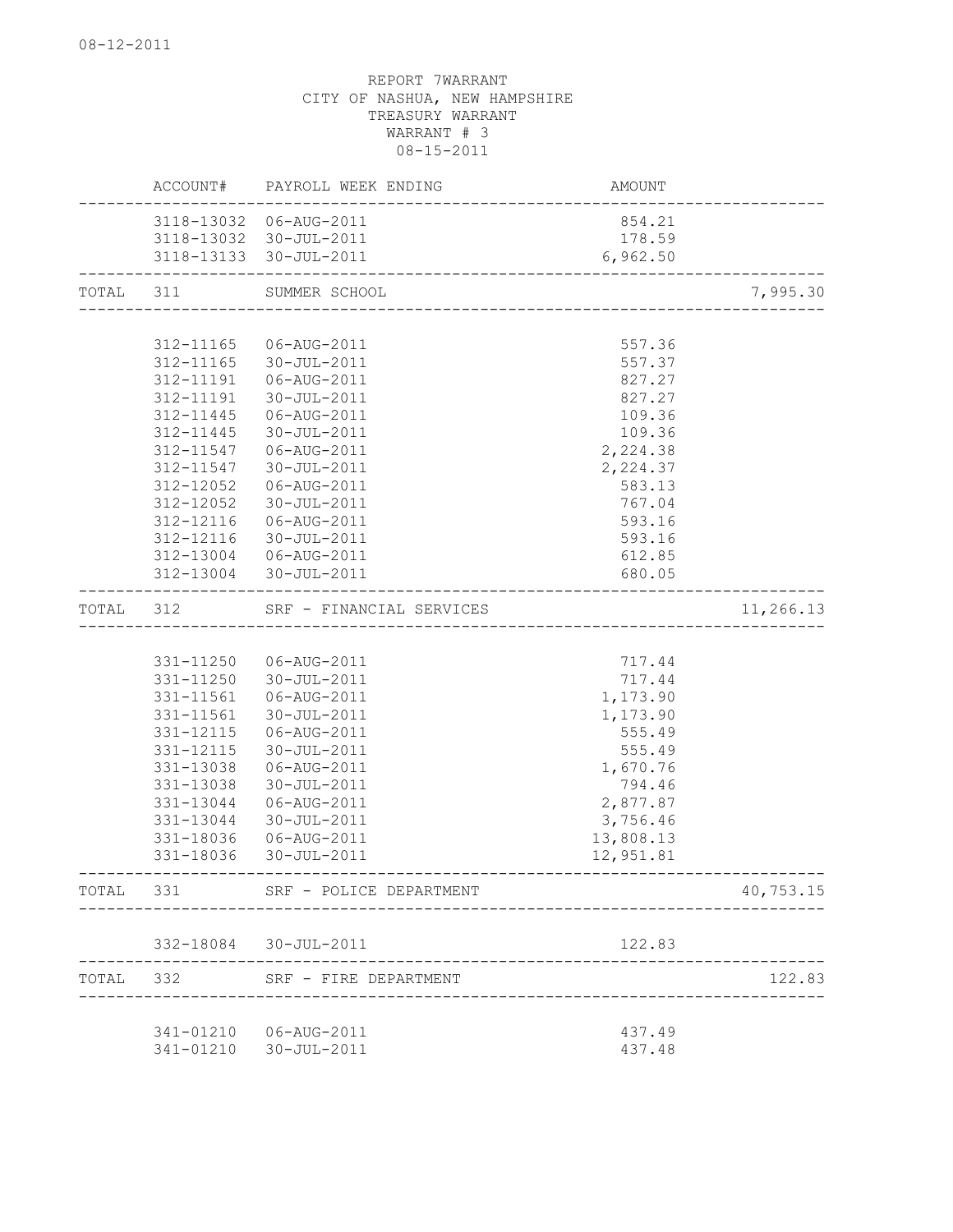08-12-2011

REPORT 7WARRANT
CITY OF NASHUA, NEW HAMPSHIRE
TREASURY WARRANT
WARRANT # 3
08-15-2011

| | ACCOUNT# | PAYROLL WEEK ENDING | AMOUNT | |
|---|---|---|---|---|
| | 3118-13032 | 06-AUG-2011 | 854.21 | |
| | 3118-13032 | 30-JUL-2011 | 178.59 | |
| | 3118-13133 | 30-JUL-2011 | 6,962.50 | |
| TOTAL | 311 | SUMMER SCHOOL | | 7,995.30 |
| | 312-11165 | 06-AUG-2011 | 557.36 | |
| | 312-11165 | 30-JUL-2011 | 557.37 | |
| | 312-11191 | 06-AUG-2011 | 827.27 | |
| | 312-11191 | 30-JUL-2011 | 827.27 | |
| | 312-11445 | 06-AUG-2011 | 109.36 | |
| | 312-11445 | 30-JUL-2011 | 109.36 | |
| | 312-11547 | 06-AUG-2011 | 2,224.38 | |
| | 312-11547 | 30-JUL-2011 | 2,224.37 | |
| | 312-12052 | 06-AUG-2011 | 583.13 | |
| | 312-12052 | 30-JUL-2011 | 767.04 | |
| | 312-12116 | 06-AUG-2011 | 593.16 | |
| | 312-12116 | 30-JUL-2011 | 593.16 | |
| | 312-13004 | 06-AUG-2011 | 612.85 | |
| | 312-13004 | 30-JUL-2011 | 680.05 | |
| TOTAL | 312 | SRF - FINANCIAL SERVICES | | 11,266.13 |
| | 331-11250 | 06-AUG-2011 | 717.44 | |
| | 331-11250 | 30-JUL-2011 | 717.44 | |
| | 331-11561 | 06-AUG-2011 | 1,173.90 | |
| | 331-11561 | 30-JUL-2011 | 1,173.90 | |
| | 331-12115 | 06-AUG-2011 | 555.49 | |
| | 331-12115 | 30-JUL-2011 | 555.49 | |
| | 331-13038 | 06-AUG-2011 | 1,670.76 | |
| | 331-13038 | 30-JUL-2011 | 794.46 | |
| | 331-13044 | 06-AUG-2011 | 2,877.87 | |
| | 331-13044 | 30-JUL-2011 | 3,756.46 | |
| | 331-18036 | 06-AUG-2011 | 13,808.13 | |
| | 331-18036 | 30-JUL-2011 | 12,951.81 | |
| TOTAL | 331 | SRF - POLICE DEPARTMENT | | 40,753.15 |
| | 332-18084 | 30-JUL-2011 | 122.83 | |
| TOTAL | 332 | SRF - FIRE DEPARTMENT | | 122.83 |
| | 341-01210 | 06-AUG-2011 | 437.49 | |
| | 341-01210 | 30-JUL-2011 | 437.48 | |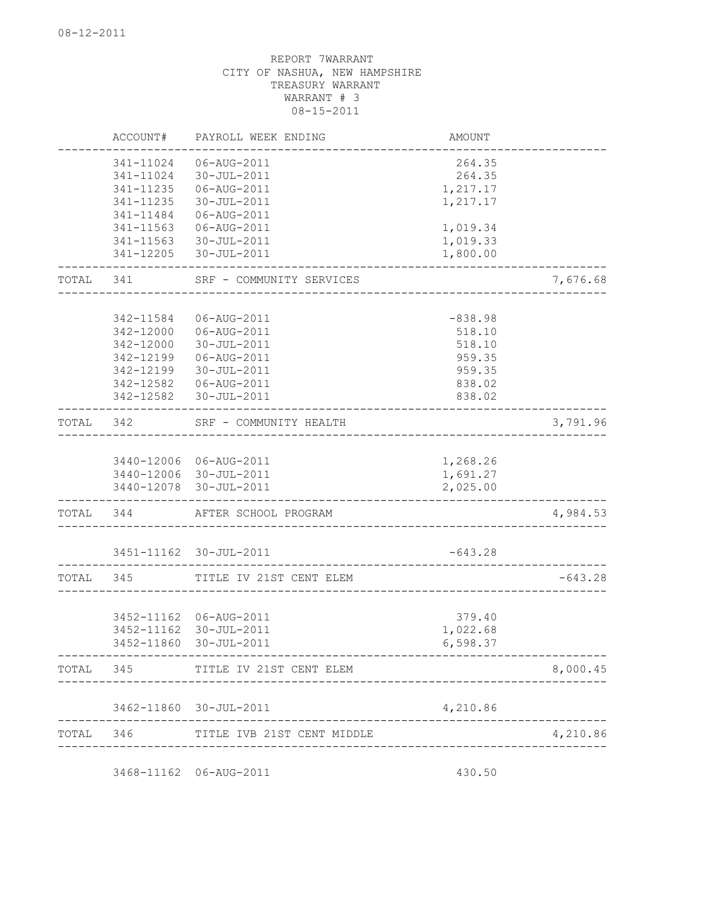08-12-2011

REPORT 7WARRANT
CITY OF NASHUA, NEW HAMPSHIRE
TREASURY WARRANT
WARRANT # 3
08-15-2011

| | ACCOUNT# | PAYROLL WEEK ENDING | AMOUNT | |
|---|---|---|---|---|
| | 341-11024 | 06-AUG-2011 | 264.35 | |
| | 341-11024 | 30-JUL-2011 | 264.35 | |
| | 341-11235 | 06-AUG-2011 | 1,217.17 | |
| | 341-11235 | 30-JUL-2011 | 1,217.17 | |
| | 341-11484 | 06-AUG-2011 | | |
| | 341-11563 | 06-AUG-2011 | 1,019.34 | |
| | 341-11563 | 30-JUL-2011 | 1,019.33 | |
| | 341-12205 | 30-JUL-2011 | 1,800.00 | |
| TOTAL | 341 | SRF - COMMUNITY SERVICES | | 7,676.68 |
| | 342-11584 | 06-AUG-2011 | -838.98 | |
| | 342-12000 | 06-AUG-2011 | 518.10 | |
| | 342-12000 | 30-JUL-2011 | 518.10 | |
| | 342-12199 | 06-AUG-2011 | 959.35 | |
| | 342-12199 | 30-JUL-2011 | 959.35 | |
| | 342-12582 | 06-AUG-2011 | 838.02 | |
| | 342-12582 | 30-JUL-2011 | 838.02 | |
| TOTAL | 342 | SRF - COMMUNITY HEALTH | | 3,791.96 |
| | 3440-12006 | 06-AUG-2011 | 1,268.26 | |
| | 3440-12006 | 30-JUL-2011 | 1,691.27 | |
| | 3440-12078 | 30-JUL-2011 | 2,025.00 | |
| TOTAL | 344 | AFTER SCHOOL PROGRAM | | 4,984.53 |
| | 3451-11162 | 30-JUL-2011 | -643.28 | |
| TOTAL | 345 | TITLE IV 21ST CENT ELEM | | -643.28 |
| | 3452-11162 | 06-AUG-2011 | 379.40 | |
| | 3452-11162 | 30-JUL-2011 | 1,022.68 | |
| | 3452-11860 | 30-JUL-2011 | 6,598.37 | |
| TOTAL | 345 | TITLE IV 21ST CENT ELEM | | 8,000.45 |
| | 3462-11860 | 30-JUL-2011 | 4,210.86 | |
| TOTAL | 346 | TITLE IVB 21ST CENT MIDDLE | | 4,210.86 |
| | 3468-11162 | 06-AUG-2011 | 430.50 | |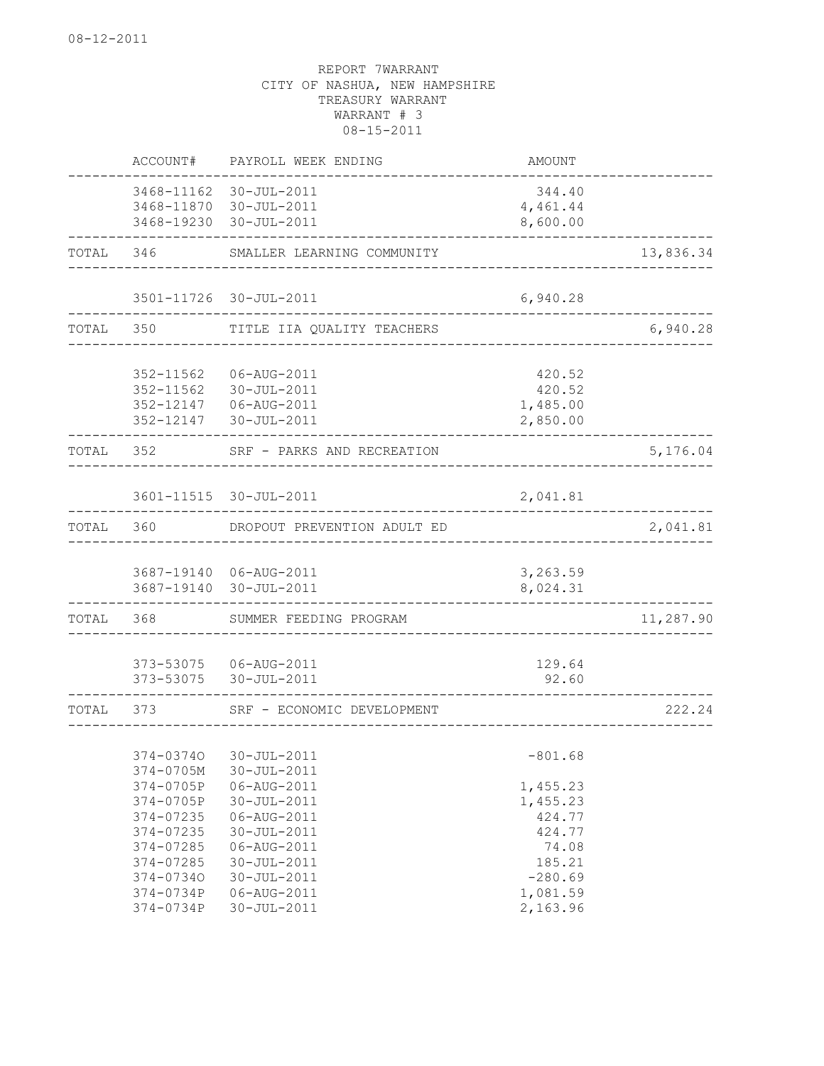08-12-2011

REPORT 7WARRANT
CITY OF NASHUA, NEW HAMPSHIRE
TREASURY WARRANT
WARRANT # 3
08-15-2011

| | ACCOUNT# | PAYROLL WEEK ENDING | AMOUNT | |
|---|---|---|---|---|
| | 3468-11162 | 30-JUL-2011 | 344.40 | |
| | 3468-11870 | 30-JUL-2011 | 4,461.44 | |
| | 3468-19230 | 30-JUL-2011 | 8,600.00 | |
| TOTAL | 346 | SMALLER LEARNING COMMUNITY | | 13,836.34 |
| | 3501-11726 | 30-JUL-2011 | 6,940.28 | |
| TOTAL | 350 | TITLE IIA QUALITY TEACHERS | | 6,940.28 |
| | 352-11562 | 06-AUG-2011 | 420.52 | |
| | 352-11562 | 30-JUL-2011 | 420.52 | |
| | 352-12147 | 06-AUG-2011 | 1,485.00 | |
| | 352-12147 | 30-JUL-2011 | 2,850.00 | |
| TOTAL | 352 | SRF - PARKS AND RECREATION | | 5,176.04 |
| | 3601-11515 | 30-JUL-2011 | 2,041.81 | |
| TOTAL | 360 | DROPOUT PREVENTION ADULT ED | | 2,041.81 |
| | 3687-19140 | 06-AUG-2011 | 3,263.59 | |
| | 3687-19140 | 30-JUL-2011 | 8,024.31 | |
| TOTAL | 368 | SUMMER FEEDING PROGRAM | | 11,287.90 |
| | 373-53075 | 06-AUG-2011 | 129.64 | |
| | 373-53075 | 30-JUL-2011 | 92.60 | |
| TOTAL | 373 | SRF - ECONOMIC DEVELOPMENT | | 222.24 |
| | 374-0374O | 30-JUL-2011 | -801.68 | |
| | 374-0705M | 30-JUL-2011 | | |
| | 374-0705P | 06-AUG-2011 | 1,455.23 | |
| | 374-0705P | 30-JUL-2011 | 1,455.23 | |
| | 374-07235 | 06-AUG-2011 | 424.77 | |
| | 374-07235 | 30-JUL-2011 | 424.77 | |
| | 374-07285 | 06-AUG-2011 | 74.08 | |
| | 374-07285 | 30-JUL-2011 | 185.21 | |
| | 374-0734O | 30-JUL-2011 | -280.69 | |
| | 374-0734P | 06-AUG-2011 | 1,081.59 | |
| | 374-0734P | 30-JUL-2011 | 2,163.96 | |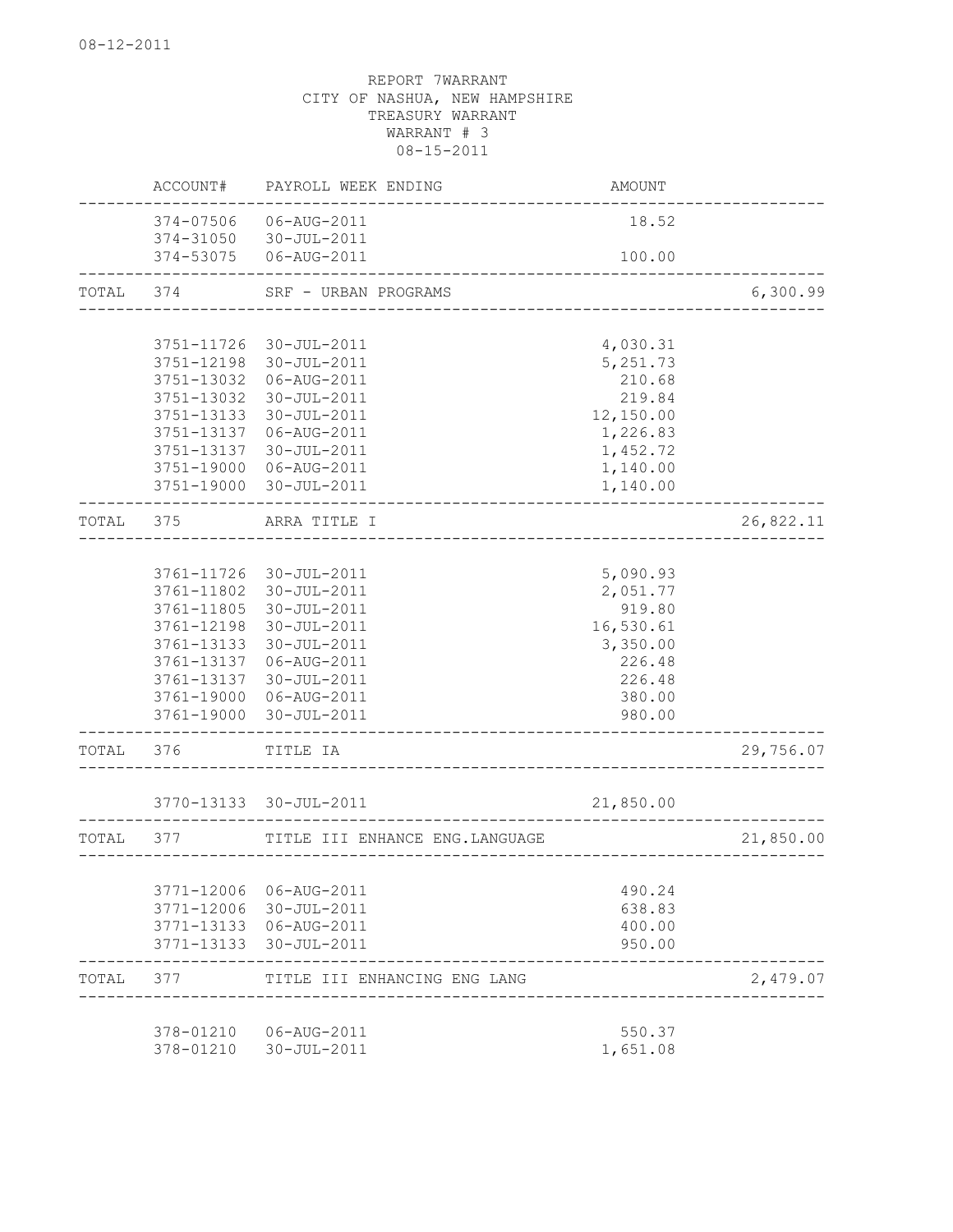08-12-2011

REPORT 7WARRANT
CITY OF NASHUA, NEW HAMPSHIRE
TREASURY WARRANT
WARRANT # 3
08-15-2011

| | ACCOUNT# | PAYROLL WEEK ENDING | AMOUNT | |
|---|---|---|---|---|
| | 374-07506 | 06-AUG-2011 | 18.52 | |
| | 374-31050 | 30-JUL-2011 | | |
| | 374-53075 | 06-AUG-2011 | 100.00 | |
| TOTAL | 374 | SRF - URBAN PROGRAMS | | 6,300.99 |
| | 3751-11726 | 30-JUL-2011 | 4,030.31 | |
| | 3751-12198 | 30-JUL-2011 | 5,251.73 | |
| | 3751-13032 | 06-AUG-2011 | 210.68 | |
| | 3751-13032 | 30-JUL-2011 | 219.84 | |
| | 3751-13133 | 30-JUL-2011 | 12,150.00 | |
| | 3751-13137 | 06-AUG-2011 | 1,226.83 | |
| | 3751-13137 | 30-JUL-2011 | 1,452.72 | |
| | 3751-19000 | 06-AUG-2011 | 1,140.00 | |
| | 3751-19000 | 30-JUL-2011 | 1,140.00 | |
| TOTAL | 375 | ARRA TITLE I | | 26,822.11 |
| | 3761-11726 | 30-JUL-2011 | 5,090.93 | |
| | 3761-11802 | 30-JUL-2011 | 2,051.77 | |
| | 3761-11805 | 30-JUL-2011 | 919.80 | |
| | 3761-12198 | 30-JUL-2011 | 16,530.61 | |
| | 3761-13133 | 30-JUL-2011 | 3,350.00 | |
| | 3761-13137 | 06-AUG-2011 | 226.48 | |
| | 3761-13137 | 30-JUL-2011 | 226.48 | |
| | 3761-19000 | 06-AUG-2011 | 380.00 | |
| | 3761-19000 | 30-JUL-2011 | 980.00 | |
| TOTAL | 376 | TITLE IA | | 29,756.07 |
| | 3770-13133 | 30-JUL-2011 | 21,850.00 | |
| TOTAL | 377 | TITLE III ENHANCE ENG.LANGUAGE | | 21,850.00 |
| | 3771-12006 | 06-AUG-2011 | 490.24 | |
| | 3771-12006 | 30-JUL-2011 | 638.83 | |
| | 3771-13133 | 06-AUG-2011 | 400.00 | |
| | 3771-13133 | 30-JUL-2011 | 950.00 | |
| TOTAL | 377 | TITLE III ENHANCING ENG LANG | | 2,479.07 |
| | 378-01210 | 06-AUG-2011 | 550.37 | |
| | 378-01210 | 30-JUL-2011 | 1,651.08 | |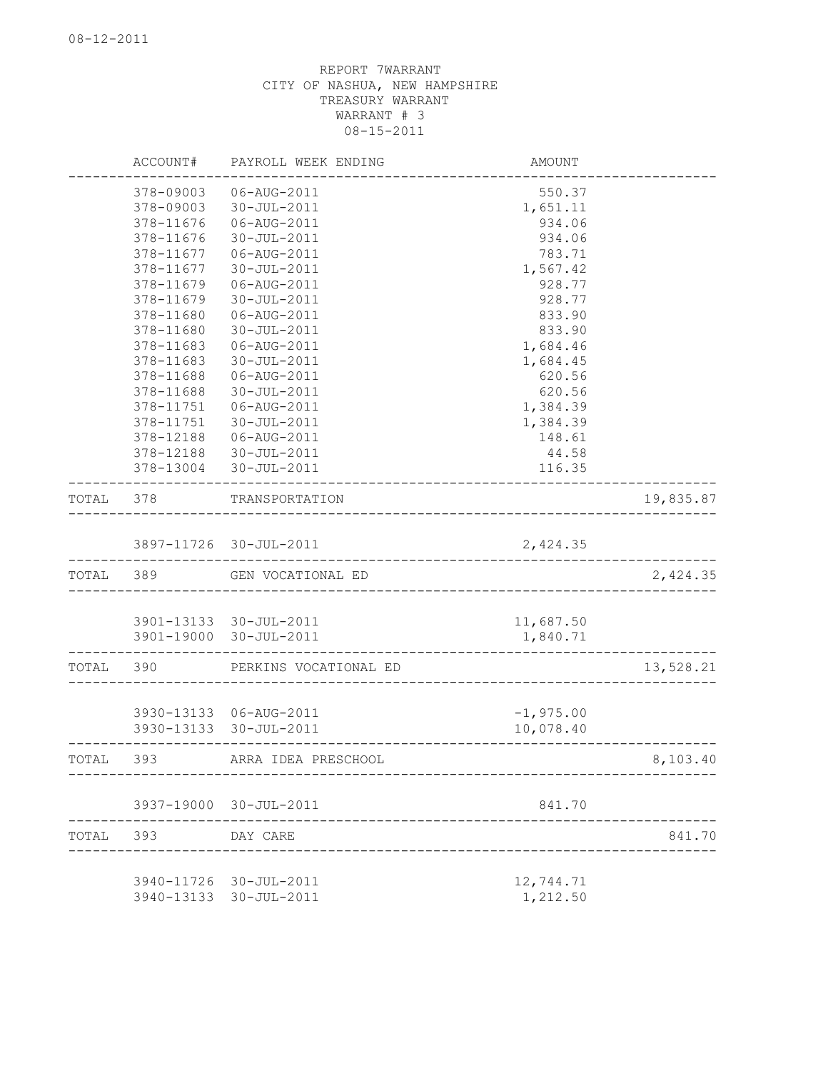08-12-2011

REPORT 7WARRANT
CITY OF NASHUA, NEW HAMPSHIRE
TREASURY WARRANT
WARRANT # 3
08-15-2011

| | ACCOUNT# | PAYROLL WEEK ENDING | AMOUNT | |
|---|---|---|---|---|
| | 378-09003 | 06-AUG-2011 | 550.37 | |
| | 378-09003 | 30-JUL-2011 | 1,651.11 | |
| | 378-11676 | 06-AUG-2011 | 934.06 | |
| | 378-11676 | 30-JUL-2011 | 934.06 | |
| | 378-11677 | 06-AUG-2011 | 783.71 | |
| | 378-11677 | 30-JUL-2011 | 1,567.42 | |
| | 378-11679 | 06-AUG-2011 | 928.77 | |
| | 378-11679 | 30-JUL-2011 | 928.77 | |
| | 378-11680 | 06-AUG-2011 | 833.90 | |
| | 378-11680 | 30-JUL-2011 | 833.90 | |
| | 378-11683 | 06-AUG-2011 | 1,684.46 | |
| | 378-11683 | 30-JUL-2011 | 1,684.45 | |
| | 378-11688 | 06-AUG-2011 | 620.56 | |
| | 378-11688 | 30-JUL-2011 | 620.56 | |
| | 378-11751 | 06-AUG-2011 | 1,384.39 | |
| | 378-11751 | 30-JUL-2011 | 1,384.39 | |
| | 378-12188 | 06-AUG-2011 | 148.61 | |
| | 378-12188 | 30-JUL-2011 | 44.58 | |
| | 378-13004 | 30-JUL-2011 | 116.35 | |
| TOTAL | 378 | TRANSPORTATION | | 19,835.87 |
| | 3897-11726 | 30-JUL-2011 | 2,424.35 | |
| TOTAL | 389 | GEN VOCATIONAL ED | | 2,424.35 |
| | 3901-13133 | 30-JUL-2011 | 11,687.50 | |
| | 3901-19000 | 30-JUL-2011 | 1,840.71 | |
| TOTAL | 390 | PERKINS VOCATIONAL ED | | 13,528.21 |
| | 3930-13133 | 06-AUG-2011 | -1,975.00 | |
| | 3930-13133 | 30-JUL-2011 | 10,078.40 | |
| TOTAL | 393 | ARRA IDEA PRESCHOOL | | 8,103.40 |
| | 3937-19000 | 30-JUL-2011 | 841.70 | |
| TOTAL | 393 | DAY CARE | | 841.70 |
| | 3940-11726 | 30-JUL-2011 | 12,744.71 | |
| | 3940-13133 | 30-JUL-2011 | 1,212.50 | |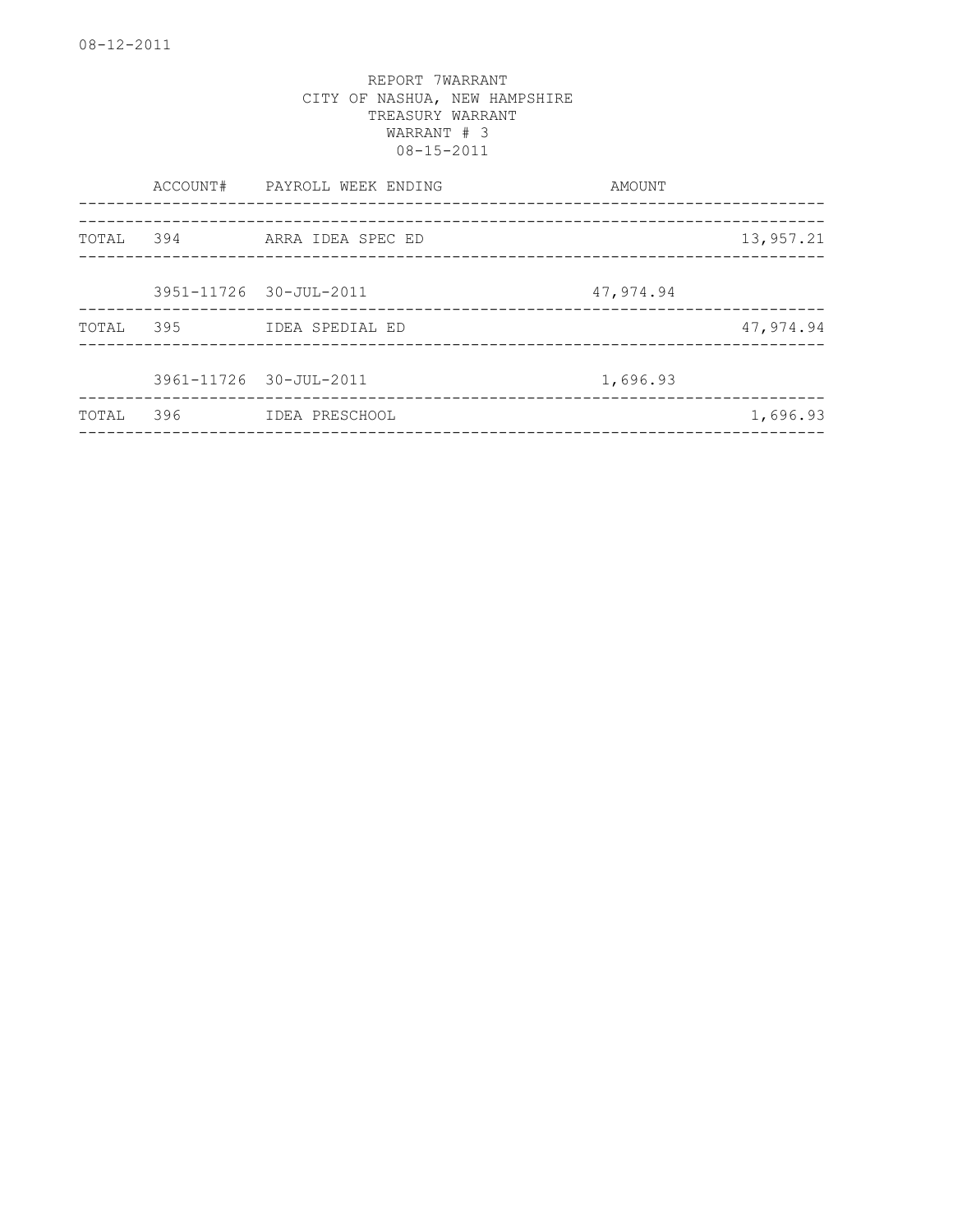08-12-2011

REPORT 7WARRANT
CITY OF NASHUA, NEW HAMPSHIRE
TREASURY WARRANT
WARRANT # 3
08-15-2011

| | ACCOUNT# | PAYROLL WEEK ENDING | AMOUNT | |
|---|---|---|---|---|
| TOTAL | 394 | ARRA IDEA SPEC ED | | 13,957.21 |
| | 3951-11726 | 30-JUL-2011 | 47,974.94 | |
| TOTAL | 395 | IDEA SPEDIAL ED | | 47,974.94 |
| | 3961-11726 | 30-JUL-2011 | 1,696.93 | |
| TOTAL | 396 | IDEA PRESCHOOL | | 1,696.93 |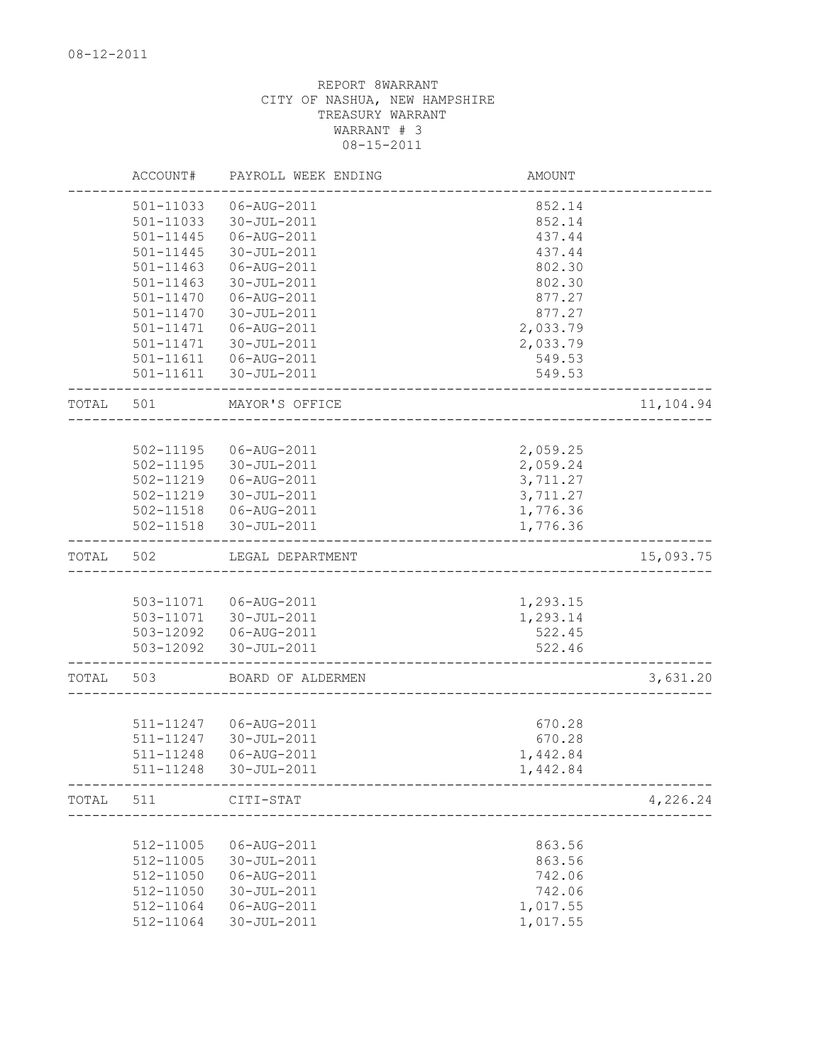08-12-2011

REPORT 8WARRANT
CITY OF NASHUA, NEW HAMPSHIRE
TREASURY WARRANT
WARRANT # 3
08-15-2011

| | ACCOUNT# | PAYROLL WEEK ENDING | AMOUNT | |
|---|---|---|---|---|
| | 501-11033 | 06-AUG-2011 | 852.14 | |
| | 501-11033 | 30-JUL-2011 | 852.14 | |
| | 501-11445 | 06-AUG-2011 | 437.44 | |
| | 501-11445 | 30-JUL-2011 | 437.44 | |
| | 501-11463 | 06-AUG-2011 | 802.30 | |
| | 501-11463 | 30-JUL-2011 | 802.30 | |
| | 501-11470 | 06-AUG-2011 | 877.27 | |
| | 501-11470 | 30-JUL-2011 | 877.27 | |
| | 501-11471 | 06-AUG-2011 | 2,033.79 | |
| | 501-11471 | 30-JUL-2011 | 2,033.79 | |
| | 501-11611 | 06-AUG-2011 | 549.53 | |
| | 501-11611 | 30-JUL-2011 | 549.53 | |
| TOTAL | 501 | MAYOR'S OFFICE | | 11,104.94 |
| | 502-11195 | 06-AUG-2011 | 2,059.25 | |
| | 502-11195 | 30-JUL-2011 | 2,059.24 | |
| | 502-11219 | 06-AUG-2011 | 3,711.27 | |
| | 502-11219 | 30-JUL-2011 | 3,711.27 | |
| | 502-11518 | 06-AUG-2011 | 1,776.36 | |
| | 502-11518 | 30-JUL-2011 | 1,776.36 | |
| TOTAL | 502 | LEGAL DEPARTMENT | | 15,093.75 |
| | 503-11071 | 06-AUG-2011 | 1,293.15 | |
| | 503-11071 | 30-JUL-2011 | 1,293.14 | |
| | 503-12092 | 06-AUG-2011 | 522.45 | |
| | 503-12092 | 30-JUL-2011 | 522.46 | |
| TOTAL | 503 | BOARD OF ALDERMEN | | 3,631.20 |
| | 511-11247 | 06-AUG-2011 | 670.28 | |
| | 511-11247 | 30-JUL-2011 | 670.28 | |
| | 511-11248 | 06-AUG-2011 | 1,442.84 | |
| | 511-11248 | 30-JUL-2011 | 1,442.84 | |
| TOTAL | 511 | CITI-STAT | | 4,226.24 |
| | 512-11005 | 06-AUG-2011 | 863.56 | |
| | 512-11005 | 30-JUL-2011 | 863.56 | |
| | 512-11050 | 06-AUG-2011 | 742.06 | |
| | 512-11050 | 30-JUL-2011 | 742.06 | |
| | 512-11064 | 06-AUG-2011 | 1,017.55 | |
| | 512-11064 | 30-JUL-2011 | 1,017.55 | |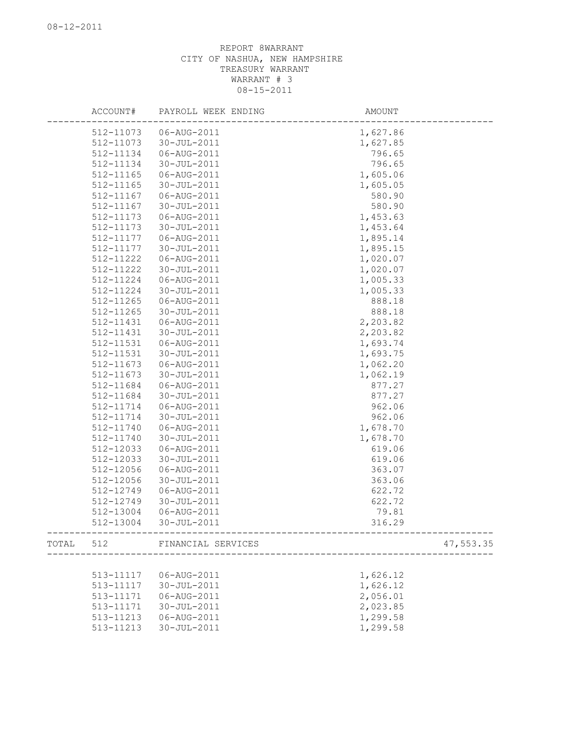REPORT 8WARRANT
CITY OF NASHUA, NEW HAMPSHIRE
TREASURY WARRANT
WARRANT # 3
08-15-2011

| | ACCOUNT# | PAYROLL WEEK ENDING | AMOUNT | |
|---|---|---|---|---|
| | 512-11073 | 06-AUG-2011 | 1,627.86 | |
| | 512-11073 | 30-JUL-2011 | 1,627.85 | |
| | 512-11134 | 06-AUG-2011 | 796.65 | |
| | 512-11134 | 30-JUL-2011 | 796.65 | |
| | 512-11165 | 06-AUG-2011 | 1,605.06 | |
| | 512-11165 | 30-JUL-2011 | 1,605.05 | |
| | 512-11167 | 06-AUG-2011 | 580.90 | |
| | 512-11167 | 30-JUL-2011 | 580.90 | |
| | 512-11173 | 06-AUG-2011 | 1,453.63 | |
| | 512-11173 | 30-JUL-2011 | 1,453.64 | |
| | 512-11177 | 06-AUG-2011 | 1,895.14 | |
| | 512-11177 | 30-JUL-2011 | 1,895.15 | |
| | 512-11222 | 06-AUG-2011 | 1,020.07 | |
| | 512-11222 | 30-JUL-2011 | 1,020.07 | |
| | 512-11224 | 06-AUG-2011 | 1,005.33 | |
| | 512-11224 | 30-JUL-2011 | 1,005.33 | |
| | 512-11265 | 06-AUG-2011 | 888.18 | |
| | 512-11265 | 30-JUL-2011 | 888.18 | |
| | 512-11431 | 06-AUG-2011 | 2,203.82 | |
| | 512-11431 | 30-JUL-2011 | 2,203.82 | |
| | 512-11531 | 06-AUG-2011 | 1,693.74 | |
| | 512-11531 | 30-JUL-2011 | 1,693.75 | |
| | 512-11673 | 06-AUG-2011 | 1,062.20 | |
| | 512-11673 | 30-JUL-2011 | 1,062.19 | |
| | 512-11684 | 06-AUG-2011 | 877.27 | |
| | 512-11684 | 30-JUL-2011 | 877.27 | |
| | 512-11714 | 06-AUG-2011 | 962.06 | |
| | 512-11714 | 30-JUL-2011 | 962.06 | |
| | 512-11740 | 06-AUG-2011 | 1,678.70 | |
| | 512-11740 | 30-JUL-2011 | 1,678.70 | |
| | 512-12033 | 06-AUG-2011 | 619.06 | |
| | 512-12033 | 30-JUL-2011 | 619.06 | |
| | 512-12056 | 06-AUG-2011 | 363.07 | |
| | 512-12056 | 30-JUL-2011 | 363.06 | |
| | 512-12749 | 06-AUG-2011 | 622.72 | |
| | 512-12749 | 30-JUL-2011 | 622.72 | |
| | 512-13004 | 06-AUG-2011 | 79.81 | |
| | 512-13004 | 30-JUL-2011 | 316.29 | |
| TOTAL | 512 | FINANCIAL SERVICES | | 47,553.35 |
| | 513-11117 | 06-AUG-2011 | 1,626.12 | |
| | 513-11117 | 30-JUL-2011 | 1,626.12 | |
| | 513-11171 | 06-AUG-2011 | 2,056.01 | |
| | 513-11171 | 30-JUL-2011 | 2,023.85 | |
| | 513-11213 | 06-AUG-2011 | 1,299.58 | |
| | 513-11213 | 30-JUL-2011 | 1,299.58 | |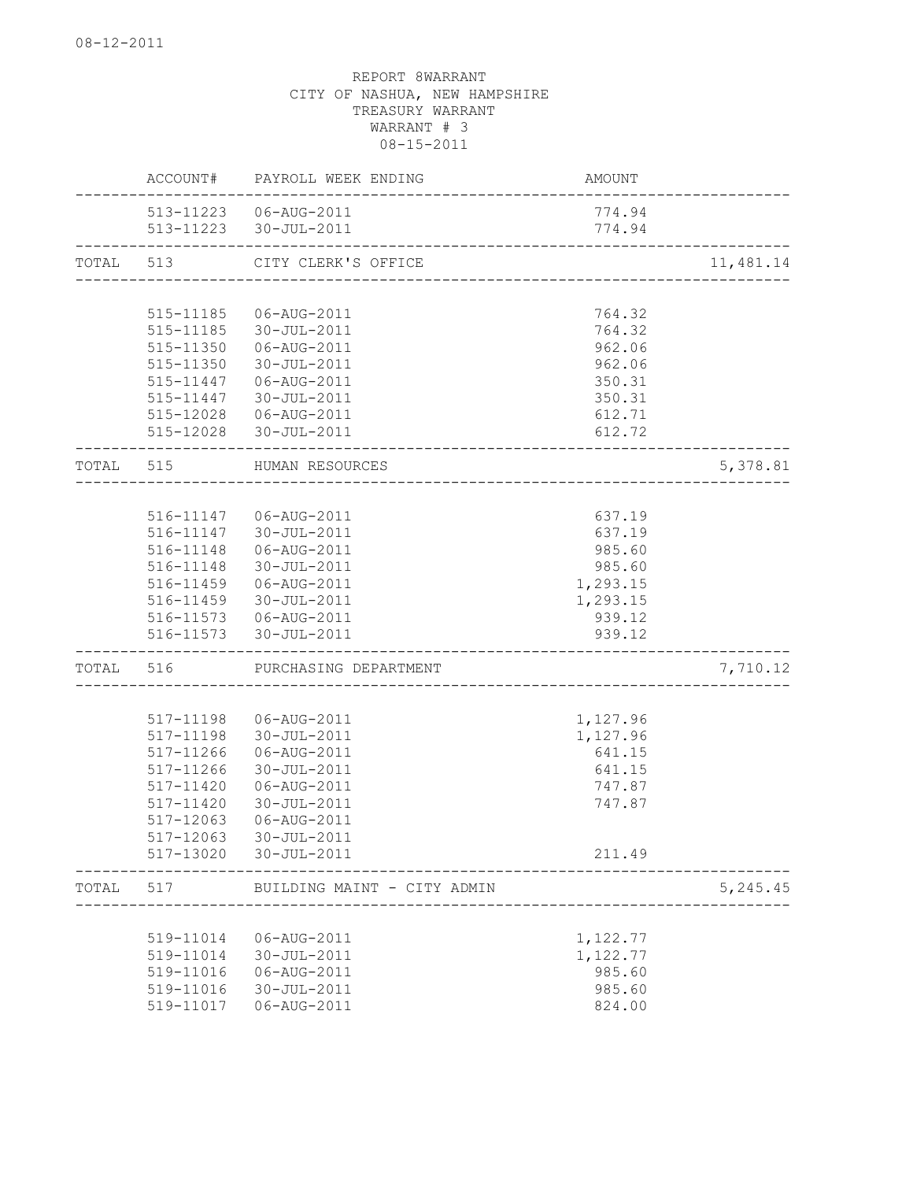08-12-2011

REPORT 8WARRANT
CITY OF NASHUA, NEW HAMPSHIRE
TREASURY WARRANT
WARRANT # 3
08-15-2011

| | ACCOUNT# | PAYROLL WEEK ENDING | AMOUNT | |
|---|---|---|---|---|
| | 513-11223 | 06-AUG-2011 | 774.94 | |
| | 513-11223 | 30-JUL-2011 | 774.94 | |
| TOTAL | 513 | CITY CLERK'S OFFICE | | 11,481.14 |
| | 515-11185 | 06-AUG-2011 | 764.32 | |
| | 515-11185 | 30-JUL-2011 | 764.32 | |
| | 515-11350 | 06-AUG-2011 | 962.06 | |
| | 515-11350 | 30-JUL-2011 | 962.06 | |
| | 515-11447 | 06-AUG-2011 | 350.31 | |
| | 515-11447 | 30-JUL-2011 | 350.31 | |
| | 515-12028 | 06-AUG-2011 | 612.71 | |
| | 515-12028 | 30-JUL-2011 | 612.72 | |
| TOTAL | 515 | HUMAN RESOURCES | | 5,378.81 |
| | 516-11147 | 06-AUG-2011 | 637.19 | |
| | 516-11147 | 30-JUL-2011 | 637.19 | |
| | 516-11148 | 06-AUG-2011 | 985.60 | |
| | 516-11148 | 30-JUL-2011 | 985.60 | |
| | 516-11459 | 06-AUG-2011 | 1,293.15 | |
| | 516-11459 | 30-JUL-2011 | 1,293.15 | |
| | 516-11573 | 06-AUG-2011 | 939.12 | |
| | 516-11573 | 30-JUL-2011 | 939.12 | |
| TOTAL | 516 | PURCHASING DEPARTMENT | | 7,710.12 |
| | 517-11198 | 06-AUG-2011 | 1,127.96 | |
| | 517-11198 | 30-JUL-2011 | 1,127.96 | |
| | 517-11266 | 06-AUG-2011 | 641.15 | |
| | 517-11266 | 30-JUL-2011 | 641.15 | |
| | 517-11420 | 06-AUG-2011 | 747.87 | |
| | 517-11420 | 30-JUL-2011 | 747.87 | |
| | 517-12063 | 06-AUG-2011 | | |
| | 517-12063 | 30-JUL-2011 | | |
| | 517-13020 | 30-JUL-2011 | 211.49 | |
| TOTAL | 517 | BUILDING MAINT - CITY ADMIN | | 5,245.45 |
| | 519-11014 | 06-AUG-2011 | 1,122.77 | |
| | 519-11014 | 30-JUL-2011 | 1,122.77 | |
| | 519-11016 | 06-AUG-2011 | 985.60 | |
| | 519-11016 | 30-JUL-2011 | 985.60 | |
| | 519-11017 | 06-AUG-2011 | 824.00 | |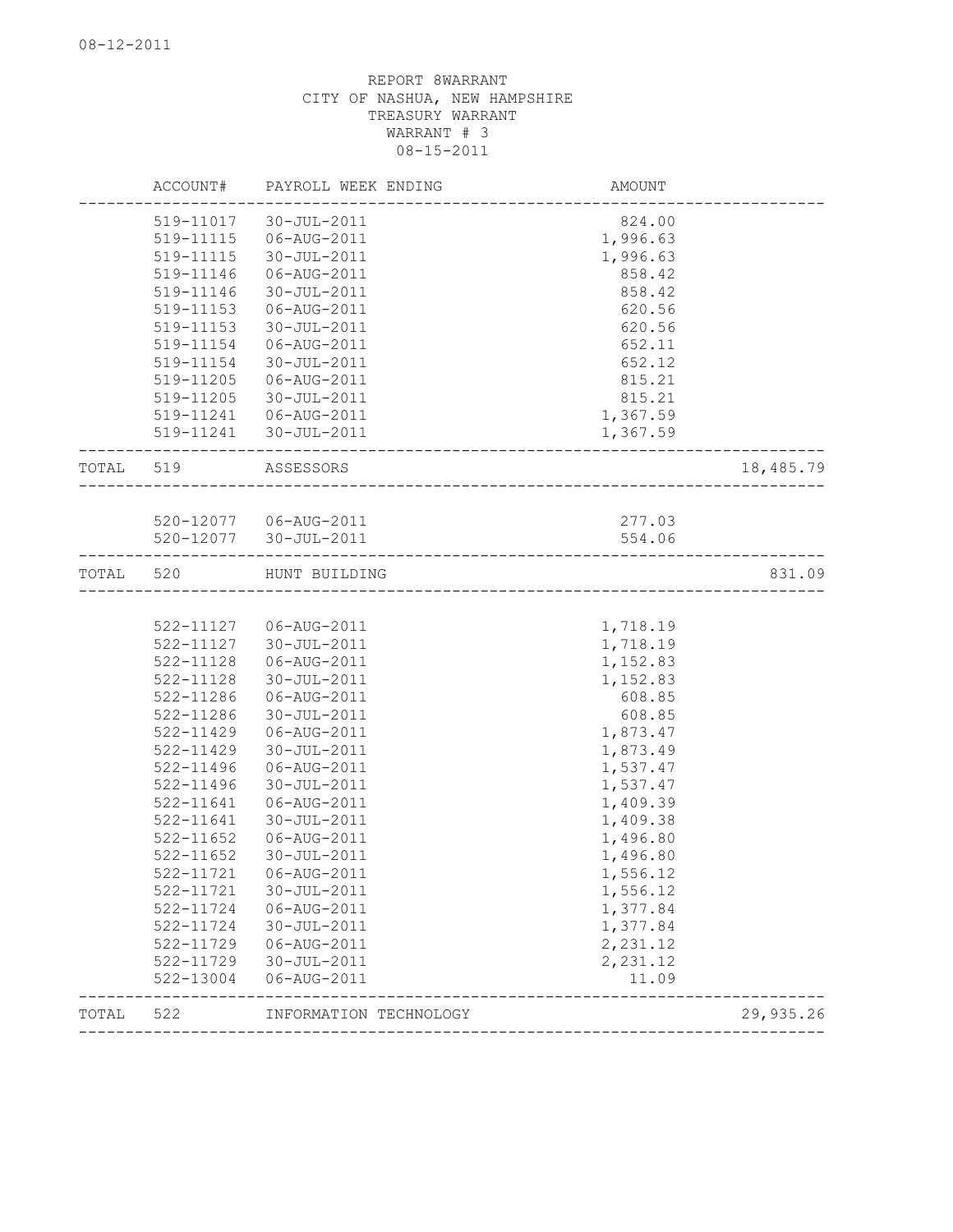08-12-2011

REPORT 8WARRANT
CITY OF NASHUA, NEW HAMPSHIRE
TREASURY WARRANT
WARRANT # 3
08-15-2011

| | ACCOUNT# | PAYROLL WEEK ENDING | AMOUNT | |
|---|---|---|---|---|
| | 519-11017 | 30-JUL-2011 | 824.00 | |
| | 519-11115 | 06-AUG-2011 | 1,996.63 | |
| | 519-11115 | 30-JUL-2011 | 1,996.63 | |
| | 519-11146 | 06-AUG-2011 | 858.42 | |
| | 519-11146 | 30-JUL-2011 | 858.42 | |
| | 519-11153 | 06-AUG-2011 | 620.56 | |
| | 519-11153 | 30-JUL-2011 | 620.56 | |
| | 519-11154 | 06-AUG-2011 | 652.11 | |
| | 519-11154 | 30-JUL-2011 | 652.12 | |
| | 519-11205 | 06-AUG-2011 | 815.21 | |
| | 519-11205 | 30-JUL-2011 | 815.21 | |
| | 519-11241 | 06-AUG-2011 | 1,367.59 | |
| | 519-11241 | 30-JUL-2011 | 1,367.59 | |
| TOTAL | 519 | ASSESSORS | | 18,485.79 |
| | 520-12077 | 06-AUG-2011 | 277.03 | |
| | 520-12077 | 30-JUL-2011 | 554.06 | |
| TOTAL | 520 | HUNT BUILDING | | 831.09 |
| | 522-11127 | 06-AUG-2011 | 1,718.19 | |
| | 522-11127 | 30-JUL-2011 | 1,718.19 | |
| | 522-11128 | 06-AUG-2011 | 1,152.83 | |
| | 522-11128 | 30-JUL-2011 | 1,152.83 | |
| | 522-11286 | 06-AUG-2011 | 608.85 | |
| | 522-11286 | 30-JUL-2011 | 608.85 | |
| | 522-11429 | 06-AUG-2011 | 1,873.47 | |
| | 522-11429 | 30-JUL-2011 | 1,873.49 | |
| | 522-11496 | 06-AUG-2011 | 1,537.47 | |
| | 522-11496 | 30-JUL-2011 | 1,537.47 | |
| | 522-11641 | 06-AUG-2011 | 1,409.39 | |
| | 522-11641 | 30-JUL-2011 | 1,409.38 | |
| | 522-11652 | 06-AUG-2011 | 1,496.80 | |
| | 522-11652 | 30-JUL-2011 | 1,496.80 | |
| | 522-11721 | 06-AUG-2011 | 1,556.12 | |
| | 522-11721 | 30-JUL-2011 | 1,556.12 | |
| | 522-11724 | 06-AUG-2011 | 1,377.84 | |
| | 522-11724 | 30-JUL-2011 | 1,377.84 | |
| | 522-11729 | 06-AUG-2011 | 2,231.12 | |
| | 522-11729 | 30-JUL-2011 | 2,231.12 | |
| | 522-13004 | 06-AUG-2011 | 11.09 | |
| TOTAL | 522 | INFORMATION TECHNOLOGY | | 29,935.26 |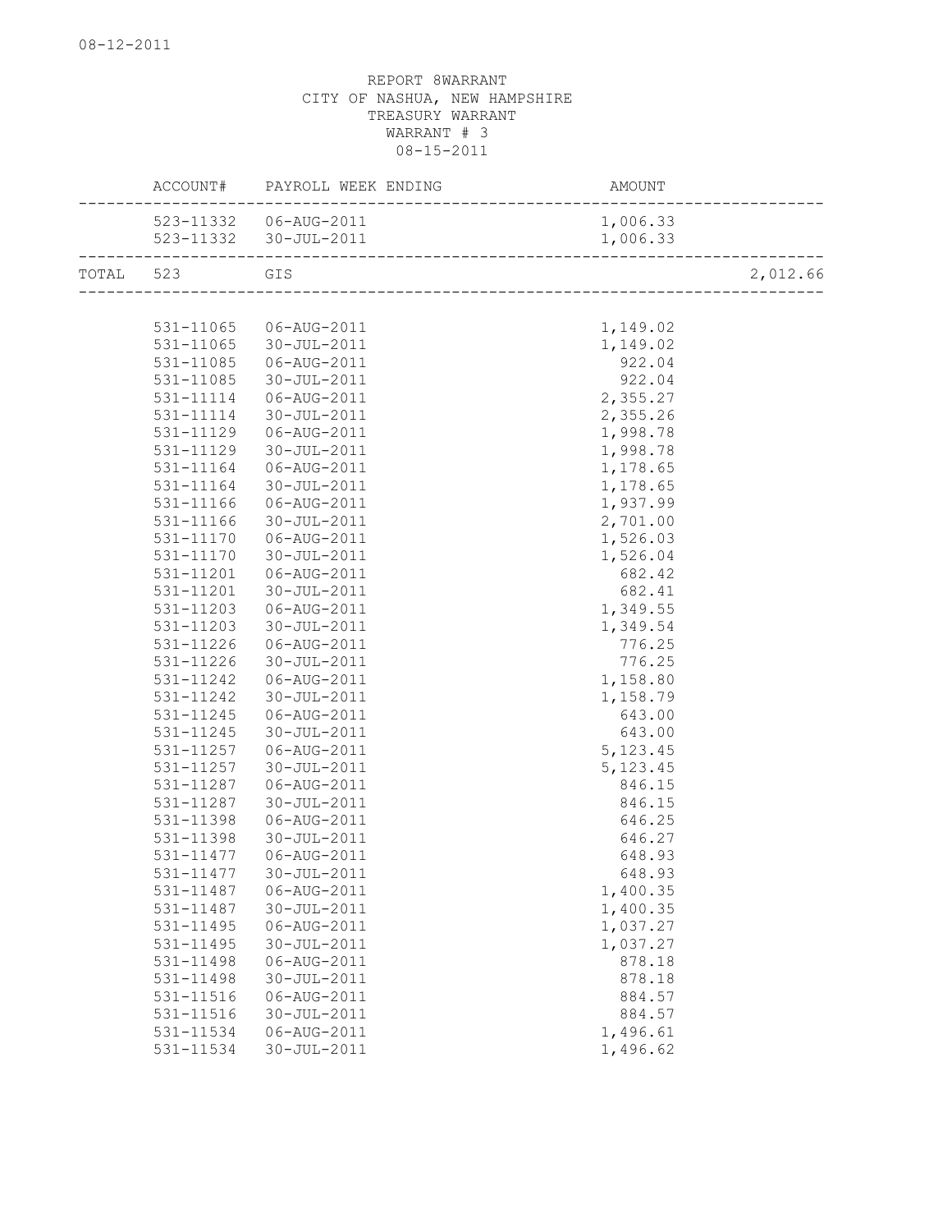REPORT 8WARRANT
CITY OF NASHUA, NEW HAMPSHIRE
TREASURY WARRANT
WARRANT # 3
08-15-2011

| | ACCOUNT# | PAYROLL WEEK ENDING | AMOUNT | |
|---|---|---|---|---|
| | 523-11332 | 06-AUG-2011 | 1,006.33 | |
| | 523-11332 | 30-JUL-2011 | 1,006.33 | |
| TOTAL | 523 | GIS | | 2,012.66 |
| | 531-11065 | 06-AUG-2011 | 1,149.02 | |
| | 531-11065 | 30-JUL-2011 | 1,149.02 | |
| | 531-11085 | 06-AUG-2011 | 922.04 | |
| | 531-11085 | 30-JUL-2011 | 922.04 | |
| | 531-11114 | 06-AUG-2011 | 2,355.27 | |
| | 531-11114 | 30-JUL-2011 | 2,355.26 | |
| | 531-11129 | 06-AUG-2011 | 1,998.78 | |
| | 531-11129 | 30-JUL-2011 | 1,998.78 | |
| | 531-11164 | 06-AUG-2011 | 1,178.65 | |
| | 531-11164 | 30-JUL-2011 | 1,178.65 | |
| | 531-11166 | 06-AUG-2011 | 1,937.99 | |
| | 531-11166 | 30-JUL-2011 | 2,701.00 | |
| | 531-11170 | 06-AUG-2011 | 1,526.03 | |
| | 531-11170 | 30-JUL-2011 | 1,526.04 | |
| | 531-11201 | 06-AUG-2011 | 682.42 | |
| | 531-11201 | 30-JUL-2011 | 682.41 | |
| | 531-11203 | 06-AUG-2011 | 1,349.55 | |
| | 531-11203 | 30-JUL-2011 | 1,349.54 | |
| | 531-11226 | 06-AUG-2011 | 776.25 | |
| | 531-11226 | 30-JUL-2011 | 776.25 | |
| | 531-11242 | 06-AUG-2011 | 1,158.80 | |
| | 531-11242 | 30-JUL-2011 | 1,158.79 | |
| | 531-11245 | 06-AUG-2011 | 643.00 | |
| | 531-11245 | 30-JUL-2011 | 643.00 | |
| | 531-11257 | 06-AUG-2011 | 5,123.45 | |
| | 531-11257 | 30-JUL-2011 | 5,123.45 | |
| | 531-11287 | 06-AUG-2011 | 846.15 | |
| | 531-11287 | 30-JUL-2011 | 846.15 | |
| | 531-11398 | 06-AUG-2011 | 646.25 | |
| | 531-11398 | 30-JUL-2011 | 646.27 | |
| | 531-11477 | 06-AUG-2011 | 648.93 | |
| | 531-11477 | 30-JUL-2011 | 648.93 | |
| | 531-11487 | 06-AUG-2011 | 1,400.35 | |
| | 531-11487 | 30-JUL-2011 | 1,400.35 | |
| | 531-11495 | 06-AUG-2011 | 1,037.27 | |
| | 531-11495 | 30-JUL-2011 | 1,037.27 | |
| | 531-11498 | 06-AUG-2011 | 878.18 | |
| | 531-11498 | 30-JUL-2011 | 878.18 | |
| | 531-11516 | 06-AUG-2011 | 884.57 | |
| | 531-11516 | 30-JUL-2011 | 884.57 | |
| | 531-11534 | 06-AUG-2011 | 1,496.61 | |
| | 531-11534 | 30-JUL-2011 | 1,496.62 | |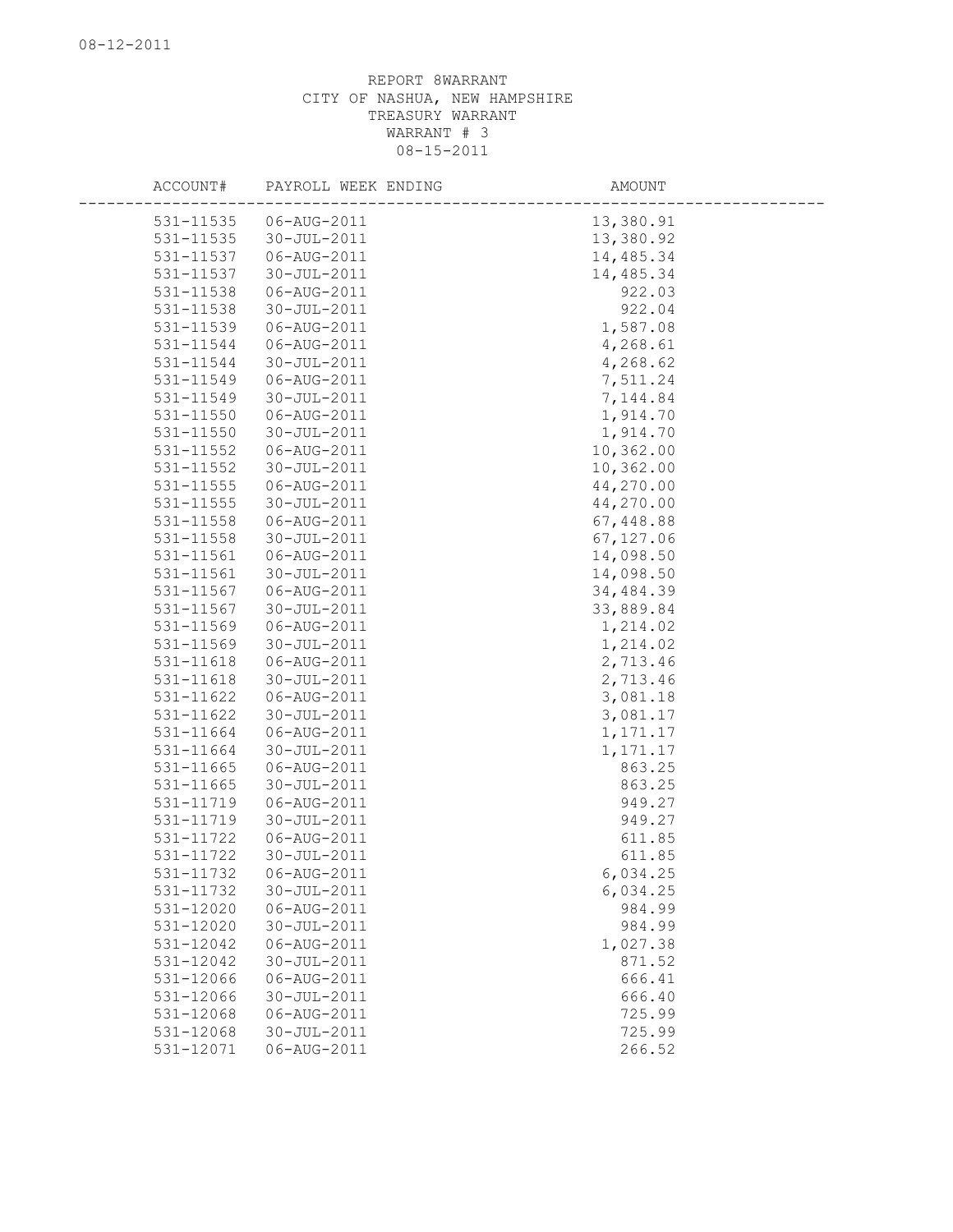REPORT 8WARRANT
CITY OF NASHUA, NEW HAMPSHIRE
TREASURY WARRANT
WARRANT # 3
08-15-2011

| ACCOUNT# | PAYROLL WEEK ENDING | AMOUNT |
|---|---|---|
| 531-11535 | 06-AUG-2011 | 13,380.91 |
| 531-11535 | 30-JUL-2011 | 13,380.92 |
| 531-11537 | 06-AUG-2011 | 14,485.34 |
| 531-11537 | 30-JUL-2011 | 14,485.34 |
| 531-11538 | 06-AUG-2011 | 922.03 |
| 531-11538 | 30-JUL-2011 | 922.04 |
| 531-11539 | 06-AUG-2011 | 1,587.08 |
| 531-11544 | 06-AUG-2011 | 4,268.61 |
| 531-11544 | 30-JUL-2011 | 4,268.62 |
| 531-11549 | 06-AUG-2011 | 7,511.24 |
| 531-11549 | 30-JUL-2011 | 7,144.84 |
| 531-11550 | 06-AUG-2011 | 1,914.70 |
| 531-11550 | 30-JUL-2011 | 1,914.70 |
| 531-11552 | 06-AUG-2011 | 10,362.00 |
| 531-11552 | 30-JUL-2011 | 10,362.00 |
| 531-11555 | 06-AUG-2011 | 44,270.00 |
| 531-11555 | 30-JUL-2011 | 44,270.00 |
| 531-11558 | 06-AUG-2011 | 67,448.88 |
| 531-11558 | 30-JUL-2011 | 67,127.06 |
| 531-11561 | 06-AUG-2011 | 14,098.50 |
| 531-11561 | 30-JUL-2011 | 14,098.50 |
| 531-11567 | 06-AUG-2011 | 34,484.39 |
| 531-11567 | 30-JUL-2011 | 33,889.84 |
| 531-11569 | 06-AUG-2011 | 1,214.02 |
| 531-11569 | 30-JUL-2011 | 1,214.02 |
| 531-11618 | 06-AUG-2011 | 2,713.46 |
| 531-11618 | 30-JUL-2011 | 2,713.46 |
| 531-11622 | 06-AUG-2011 | 3,081.18 |
| 531-11622 | 30-JUL-2011 | 3,081.17 |
| 531-11664 | 06-AUG-2011 | 1,171.17 |
| 531-11664 | 30-JUL-2011 | 1,171.17 |
| 531-11665 | 06-AUG-2011 | 863.25 |
| 531-11665 | 30-JUL-2011 | 863.25 |
| 531-11719 | 06-AUG-2011 | 949.27 |
| 531-11719 | 30-JUL-2011 | 949.27 |
| 531-11722 | 06-AUG-2011 | 611.85 |
| 531-11722 | 30-JUL-2011 | 611.85 |
| 531-11732 | 06-AUG-2011 | 6,034.25 |
| 531-11732 | 30-JUL-2011 | 6,034.25 |
| 531-12020 | 06-AUG-2011 | 984.99 |
| 531-12020 | 30-JUL-2011 | 984.99 |
| 531-12042 | 06-AUG-2011 | 1,027.38 |
| 531-12042 | 30-JUL-2011 | 871.52 |
| 531-12066 | 06-AUG-2011 | 666.41 |
| 531-12066 | 30-JUL-2011 | 666.40 |
| 531-12068 | 06-AUG-2011 | 725.99 |
| 531-12068 | 30-JUL-2011 | 725.99 |
| 531-12071 | 06-AUG-2011 | 266.52 |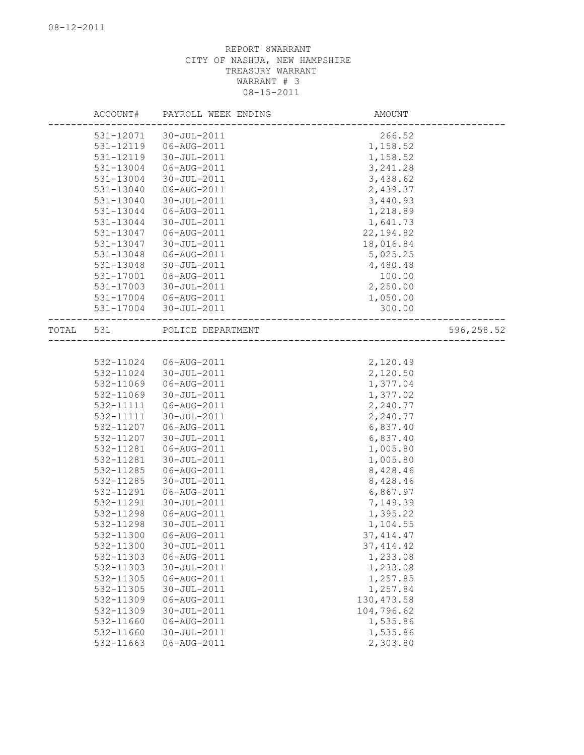REPORT 8WARRANT
CITY OF NASHUA, NEW HAMPSHIRE
TREASURY WARRANT
WARRANT # 3
08-15-2011

| | ACCOUNT# | PAYROLL WEEK ENDING | AMOUNT | |
|---|---|---|---|---|
| | 531-12071 | 30-JUL-2011 | 266.52 | |
| | 531-12119 | 06-AUG-2011 | 1,158.52 | |
| | 531-12119 | 30-JUL-2011 | 1,158.52 | |
| | 531-13004 | 06-AUG-2011 | 3,241.28 | |
| | 531-13004 | 30-JUL-2011 | 3,438.62 | |
| | 531-13040 | 06-AUG-2011 | 2,439.37 | |
| | 531-13040 | 30-JUL-2011 | 3,440.93 | |
| | 531-13044 | 06-AUG-2011 | 1,218.89 | |
| | 531-13044 | 30-JUL-2011 | 1,641.73 | |
| | 531-13047 | 06-AUG-2011 | 22,194.82 | |
| | 531-13047 | 30-JUL-2011 | 18,016.84 | |
| | 531-13048 | 06-AUG-2011 | 5,025.25 | |
| | 531-13048 | 30-JUL-2011 | 4,480.48 | |
| | 531-17001 | 06-AUG-2011 | 100.00 | |
| | 531-17003 | 30-JUL-2011 | 2,250.00 | |
| | 531-17004 | 06-AUG-2011 | 1,050.00 | |
| | 531-17004 | 30-JUL-2011 | 300.00 | |
| TOTAL | 531 | POLICE DEPARTMENT | | 596,258.52 |
| | 532-11024 | 06-AUG-2011 | 2,120.49 | |
| | 532-11024 | 30-JUL-2011 | 2,120.50 | |
| | 532-11069 | 06-AUG-2011 | 1,377.04 | |
| | 532-11069 | 30-JUL-2011 | 1,377.02 | |
| | 532-11111 | 06-AUG-2011 | 2,240.77 | |
| | 532-11111 | 30-JUL-2011 | 2,240.77 | |
| | 532-11207 | 06-AUG-2011 | 6,837.40 | |
| | 532-11207 | 30-JUL-2011 | 6,837.40 | |
| | 532-11281 | 06-AUG-2011 | 1,005.80 | |
| | 532-11281 | 30-JUL-2011 | 1,005.80 | |
| | 532-11285 | 06-AUG-2011 | 8,428.46 | |
| | 532-11285 | 30-JUL-2011 | 8,428.46 | |
| | 532-11291 | 06-AUG-2011 | 6,867.97 | |
| | 532-11291 | 30-JUL-2011 | 7,149.39 | |
| | 532-11298 | 06-AUG-2011 | 1,395.22 | |
| | 532-11298 | 30-JUL-2011 | 1,104.55 | |
| | 532-11300 | 06-AUG-2011 | 37,414.47 | |
| | 532-11300 | 30-JUL-2011 | 37,414.42 | |
| | 532-11303 | 06-AUG-2011 | 1,233.08 | |
| | 532-11303 | 30-JUL-2011 | 1,233.08 | |
| | 532-11305 | 06-AUG-2011 | 1,257.85 | |
| | 532-11305 | 30-JUL-2011 | 1,257.84 | |
| | 532-11309 | 06-AUG-2011 | 130,473.58 | |
| | 532-11309 | 30-JUL-2011 | 104,796.62 | |
| | 532-11660 | 06-AUG-2011 | 1,535.86 | |
| | 532-11660 | 30-JUL-2011 | 1,535.86 | |
| | 532-11663 | 06-AUG-2011 | 2,303.80 | |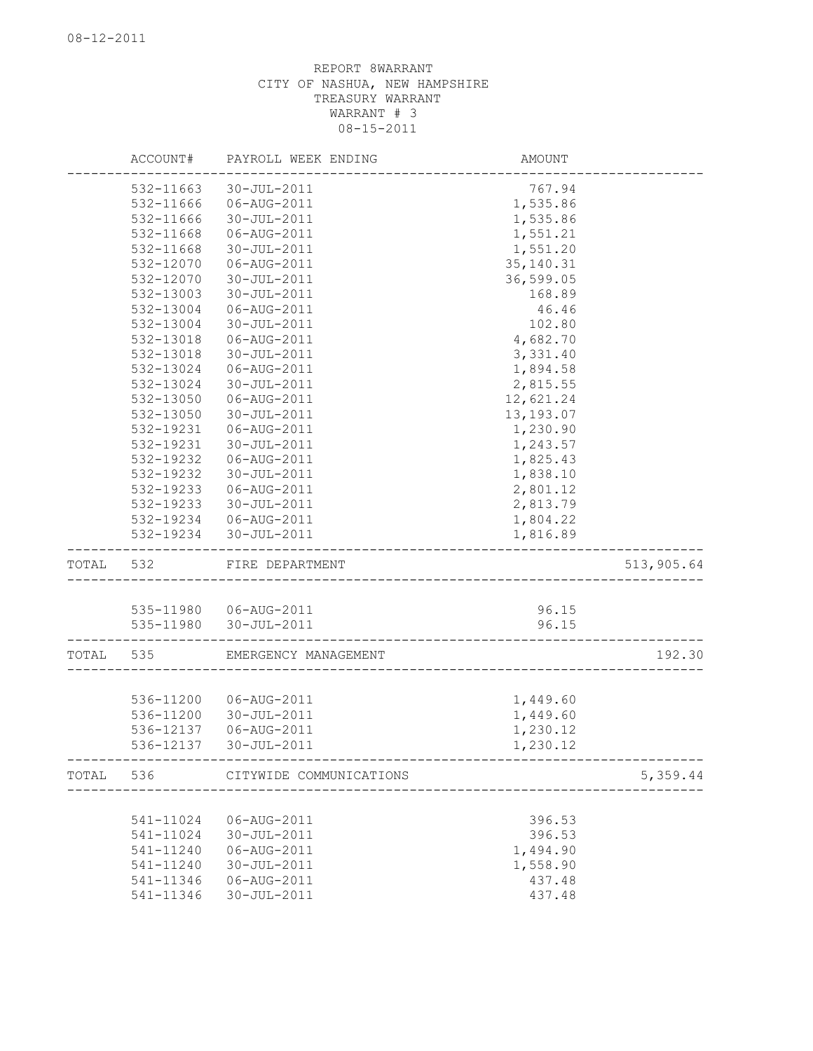08-12-2011

REPORT 8WARRANT
CITY OF NASHUA, NEW HAMPSHIRE
TREASURY WARRANT
WARRANT # 3
08-15-2011

| | ACCOUNT# | PAYROLL WEEK ENDING | AMOUNT | |
|---|---|---|---|---|
| | 532-11663 | 30-JUL-2011 | 767.94 | |
| | 532-11666 | 06-AUG-2011 | 1,535.86 | |
| | 532-11666 | 30-JUL-2011 | 1,535.86 | |
| | 532-11668 | 06-AUG-2011 | 1,551.21 | |
| | 532-11668 | 30-JUL-2011 | 1,551.20 | |
| | 532-12070 | 06-AUG-2011 | 35,140.31 | |
| | 532-12070 | 30-JUL-2011 | 36,599.05 | |
| | 532-13003 | 30-JUL-2011 | 168.89 | |
| | 532-13004 | 06-AUG-2011 | 46.46 | |
| | 532-13004 | 30-JUL-2011 | 102.80 | |
| | 532-13018 | 06-AUG-2011 | 4,682.70 | |
| | 532-13018 | 30-JUL-2011 | 3,331.40 | |
| | 532-13024 | 06-AUG-2011 | 1,894.58 | |
| | 532-13024 | 30-JUL-2011 | 2,815.55 | |
| | 532-13050 | 06-AUG-2011 | 12,621.24 | |
| | 532-13050 | 30-JUL-2011 | 13,193.07 | |
| | 532-19231 | 06-AUG-2011 | 1,230.90 | |
| | 532-19231 | 30-JUL-2011 | 1,243.57 | |
| | 532-19232 | 06-AUG-2011 | 1,825.43 | |
| | 532-19232 | 30-JUL-2011 | 1,838.10 | |
| | 532-19233 | 06-AUG-2011 | 2,801.12 | |
| | 532-19233 | 30-JUL-2011 | 2,813.79 | |
| | 532-19234 | 06-AUG-2011 | 1,804.22 | |
| | 532-19234 | 30-JUL-2011 | 1,816.89 | |
| TOTAL | 532 | FIRE DEPARTMENT | | 513,905.64 |
| | 535-11980 | 06-AUG-2011 | 96.15 | |
| | 535-11980 | 30-JUL-2011 | 96.15 | |
| TOTAL | 535 | EMERGENCY MANAGEMENT | | 192.30 |
| | 536-11200 | 06-AUG-2011 | 1,449.60 | |
| | 536-11200 | 30-JUL-2011 | 1,449.60 | |
| | 536-12137 | 06-AUG-2011 | 1,230.12 | |
| | 536-12137 | 30-JUL-2011 | 1,230.12 | |
| TOTAL | 536 | CITYWIDE COMMUNICATIONS | | 5,359.44 |
| | 541-11024 | 06-AUG-2011 | 396.53 | |
| | 541-11024 | 30-JUL-2011 | 396.53 | |
| | 541-11240 | 06-AUG-2011 | 1,494.90 | |
| | 541-11240 | 30-JUL-2011 | 1,558.90 | |
| | 541-11346 | 06-AUG-2011 | 437.48 | |
| | 541-11346 | 30-JUL-2011 | 437.48 | |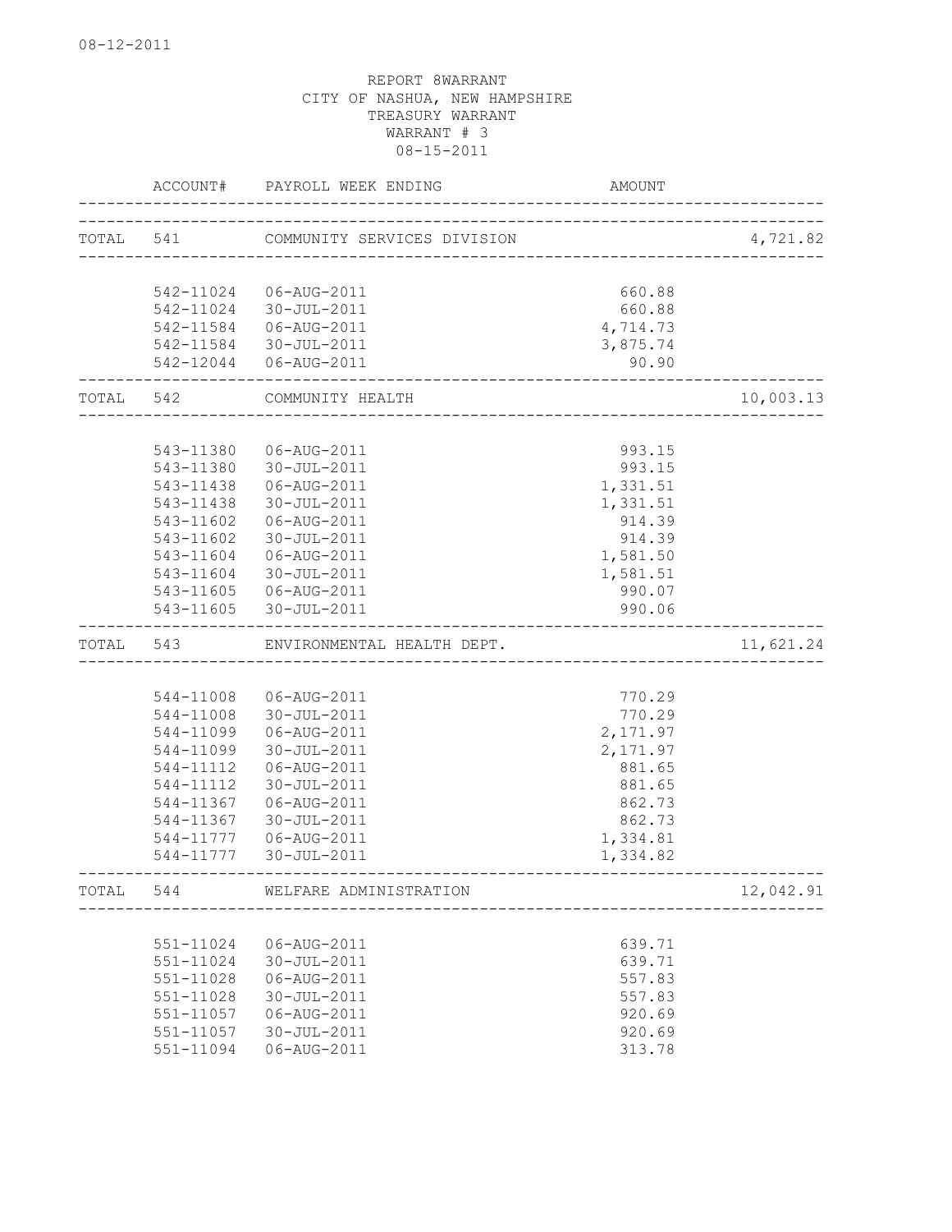08-12-2011

REPORT 8WARRANT
CITY OF NASHUA, NEW HAMPSHIRE
TREASURY WARRANT
WARRANT # 3
08-15-2011

| | ACCOUNT# | PAYROLL WEEK ENDING | AMOUNT | |
|---|---|---|---|---|
| TOTAL | 541 | COMMUNITY SERVICES DIVISION | | 4,721.82 |
| | 542-11024 | 06-AUG-2011 | 660.88 | |
| | 542-11024 | 30-JUL-2011 | 660.88 | |
| | 542-11584 | 06-AUG-2011 | 4,714.73 | |
| | 542-11584 | 30-JUL-2011 | 3,875.74 | |
| | 542-12044 | 06-AUG-2011 | 90.90 | |
| TOTAL | 542 | COMMUNITY HEALTH | | 10,003.13 |
| | 543-11380 | 06-AUG-2011 | 993.15 | |
| | 543-11380 | 30-JUL-2011 | 993.15 | |
| | 543-11438 | 06-AUG-2011 | 1,331.51 | |
| | 543-11438 | 30-JUL-2011 | 1,331.51 | |
| | 543-11602 | 06-AUG-2011 | 914.39 | |
| | 543-11602 | 30-JUL-2011 | 914.39 | |
| | 543-11604 | 06-AUG-2011 | 1,581.50 | |
| | 543-11604 | 30-JUL-2011 | 1,581.51 | |
| | 543-11605 | 06-AUG-2011 | 990.07 | |
| | 543-11605 | 30-JUL-2011 | 990.06 | |
| TOTAL | 543 | ENVIRONMENTAL HEALTH DEPT. | | 11,621.24 |
| | 544-11008 | 06-AUG-2011 | 770.29 | |
| | 544-11008 | 30-JUL-2011 | 770.29 | |
| | 544-11099 | 06-AUG-2011 | 2,171.97 | |
| | 544-11099 | 30-JUL-2011 | 2,171.97 | |
| | 544-11112 | 06-AUG-2011 | 881.65 | |
| | 544-11112 | 30-JUL-2011 | 881.65 | |
| | 544-11367 | 06-AUG-2011 | 862.73 | |
| | 544-11367 | 30-JUL-2011 | 862.73 | |
| | 544-11777 | 06-AUG-2011 | 1,334.81 | |
| | 544-11777 | 30-JUL-2011 | 1,334.82 | |
| TOTAL | 544 | WELFARE ADMINISTRATION | | 12,042.91 |
| | 551-11024 | 06-AUG-2011 | 639.71 | |
| | 551-11024 | 30-JUL-2011 | 639.71 | |
| | 551-11028 | 06-AUG-2011 | 557.83 | |
| | 551-11028 | 30-JUL-2011 | 557.83 | |
| | 551-11057 | 06-AUG-2011 | 920.69 | |
| | 551-11057 | 30-JUL-2011 | 920.69 | |
| | 551-11094 | 06-AUG-2011 | 313.78 | |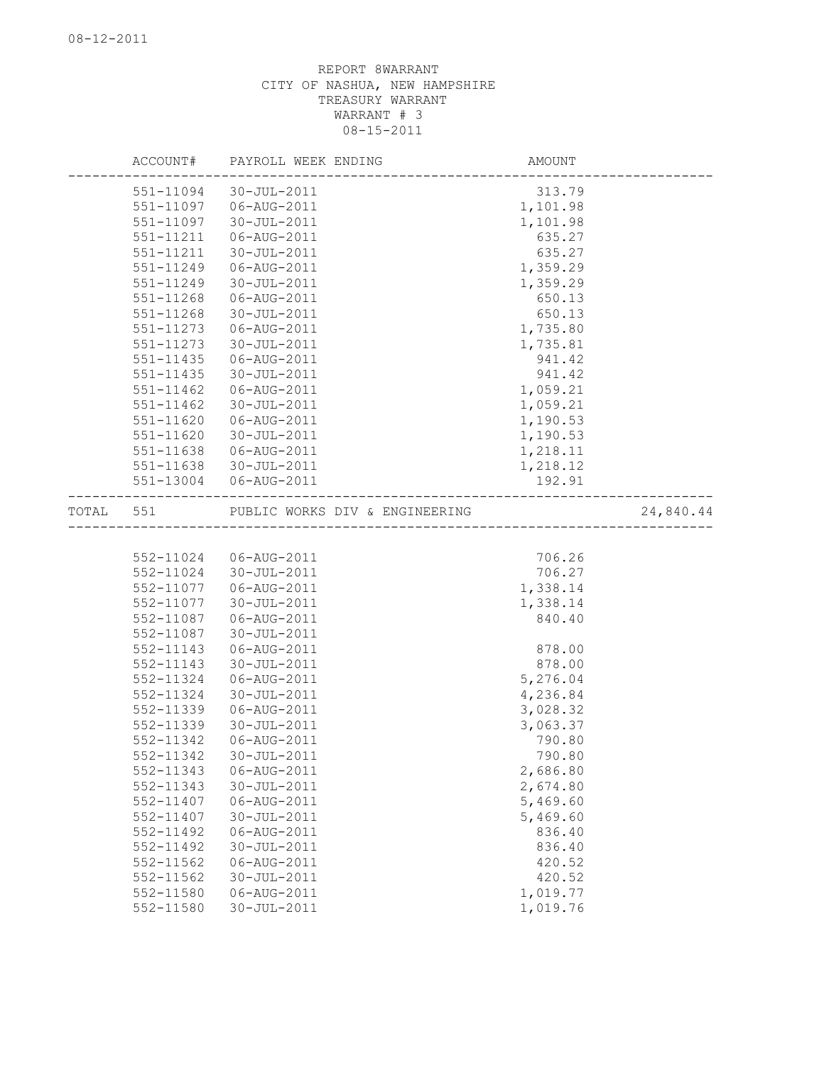REPORT 8WARRANT
CITY OF NASHUA, NEW HAMPSHIRE
TREASURY WARRANT
WARRANT # 3
08-15-2011

| | ACCOUNT# | PAYROLL WEEK ENDING | AMOUNT | |
|---|---|---|---|---|
| | 551-11094 | 30-JUL-2011 | 313.79 | |
| | 551-11097 | 06-AUG-2011 | 1,101.98 | |
| | 551-11097 | 30-JUL-2011 | 1,101.98 | |
| | 551-11211 | 06-AUG-2011 | 635.27 | |
| | 551-11211 | 30-JUL-2011 | 635.27 | |
| | 551-11249 | 06-AUG-2011 | 1,359.29 | |
| | 551-11249 | 30-JUL-2011 | 1,359.29 | |
| | 551-11268 | 06-AUG-2011 | 650.13 | |
| | 551-11268 | 30-JUL-2011 | 650.13 | |
| | 551-11273 | 06-AUG-2011 | 1,735.80 | |
| | 551-11273 | 30-JUL-2011 | 1,735.81 | |
| | 551-11435 | 06-AUG-2011 | 941.42 | |
| | 551-11435 | 30-JUL-2011 | 941.42 | |
| | 551-11462 | 06-AUG-2011 | 1,059.21 | |
| | 551-11462 | 30-JUL-2011 | 1,059.21 | |
| | 551-11620 | 06-AUG-2011 | 1,190.53 | |
| | 551-11620 | 30-JUL-2011 | 1,190.53 | |
| | 551-11638 | 06-AUG-2011 | 1,218.11 | |
| | 551-11638 | 30-JUL-2011 | 1,218.12 | |
| | 551-13004 | 06-AUG-2011 | 192.91 | |
| TOTAL | 551 | PUBLIC WORKS DIV & ENGINEERING | | 24,840.44 |
| | 552-11024 | 06-AUG-2011 | 706.26 | |
| | 552-11024 | 30-JUL-2011 | 706.27 | |
| | 552-11077 | 06-AUG-2011 | 1,338.14 | |
| | 552-11077 | 30-JUL-2011 | 1,338.14 | |
| | 552-11087 | 06-AUG-2011 | 840.40 | |
| | 552-11087 | 30-JUL-2011 | | |
| | 552-11143 | 06-AUG-2011 | 878.00 | |
| | 552-11143 | 30-JUL-2011 | 878.00 | |
| | 552-11324 | 06-AUG-2011 | 5,276.04 | |
| | 552-11324 | 30-JUL-2011 | 4,236.84 | |
| | 552-11339 | 06-AUG-2011 | 3,028.32 | |
| | 552-11339 | 30-JUL-2011 | 3,063.37 | |
| | 552-11342 | 06-AUG-2011 | 790.80 | |
| | 552-11342 | 30-JUL-2011 | 790.80 | |
| | 552-11343 | 06-AUG-2011 | 2,686.80 | |
| | 552-11343 | 30-JUL-2011 | 2,674.80 | |
| | 552-11407 | 06-AUG-2011 | 5,469.60 | |
| | 552-11407 | 30-JUL-2011 | 5,469.60 | |
| | 552-11492 | 06-AUG-2011 | 836.40 | |
| | 552-11492 | 30-JUL-2011 | 836.40 | |
| | 552-11562 | 06-AUG-2011 | 420.52 | |
| | 552-11562 | 30-JUL-2011 | 420.52 | |
| | 552-11580 | 06-AUG-2011 | 1,019.77 | |
| | 552-11580 | 30-JUL-2011 | 1,019.76 | |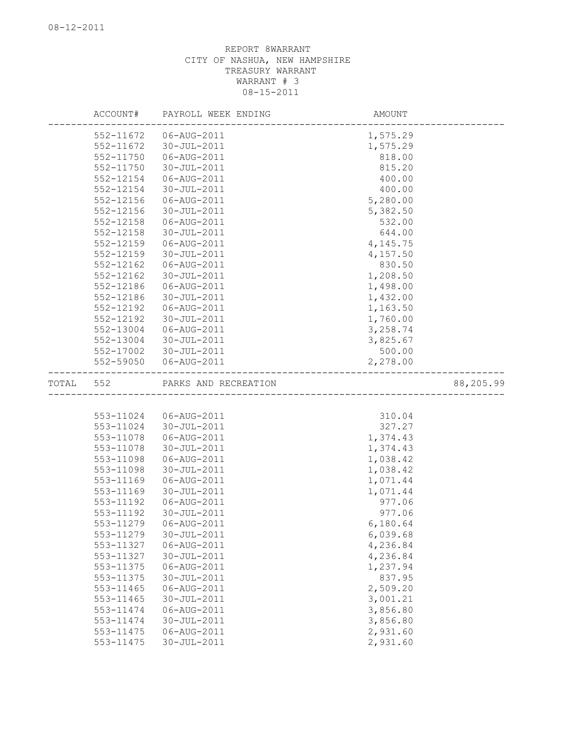REPORT 8WARRANT
CITY OF NASHUA, NEW HAMPSHIRE
TREASURY WARRANT
WARRANT # 3
08-15-2011

| | ACCOUNT# | PAYROLL WEEK ENDING | AMOUNT | |
|---|---|---|---|---|
| | 552-11672 | 06-AUG-2011 | 1,575.29 | |
| | 552-11672 | 30-JUL-2011 | 1,575.29 | |
| | 552-11750 | 06-AUG-2011 | 818.00 | |
| | 552-11750 | 30-JUL-2011 | 815.20 | |
| | 552-12154 | 06-AUG-2011 | 400.00 | |
| | 552-12154 | 30-JUL-2011 | 400.00 | |
| | 552-12156 | 06-AUG-2011 | 5,280.00 | |
| | 552-12156 | 30-JUL-2011 | 5,382.50 | |
| | 552-12158 | 06-AUG-2011 | 532.00 | |
| | 552-12158 | 30-JUL-2011 | 644.00 | |
| | 552-12159 | 06-AUG-2011 | 4,145.75 | |
| | 552-12159 | 30-JUL-2011 | 4,157.50 | |
| | 552-12162 | 06-AUG-2011 | 830.50 | |
| | 552-12162 | 30-JUL-2011 | 1,208.50 | |
| | 552-12186 | 06-AUG-2011 | 1,498.00 | |
| | 552-12186 | 30-JUL-2011 | 1,432.00 | |
| | 552-12192 | 06-AUG-2011 | 1,163.50 | |
| | 552-12192 | 30-JUL-2011 | 1,760.00 | |
| | 552-13004 | 06-AUG-2011 | 3,258.74 | |
| | 552-13004 | 30-JUL-2011 | 3,825.67 | |
| | 552-17002 | 30-JUL-2011 | 500.00 | |
| | 552-59050 | 06-AUG-2011 | 2,278.00 | |
| TOTAL | 552 | PARKS AND RECREATION | | 88,205.99 |
| | 553-11024 | 06-AUG-2011 | 310.04 | |
| | 553-11024 | 30-JUL-2011 | 327.27 | |
| | 553-11078 | 06-AUG-2011 | 1,374.43 | |
| | 553-11078 | 30-JUL-2011 | 1,374.43 | |
| | 553-11098 | 06-AUG-2011 | 1,038.42 | |
| | 553-11098 | 30-JUL-2011 | 1,038.42 | |
| | 553-11169 | 06-AUG-2011 | 1,071.44 | |
| | 553-11169 | 30-JUL-2011 | 1,071.44 | |
| | 553-11192 | 06-AUG-2011 | 977.06 | |
| | 553-11192 | 30-JUL-2011 | 977.06 | |
| | 553-11279 | 06-AUG-2011 | 6,180.64 | |
| | 553-11279 | 30-JUL-2011 | 6,039.68 | |
| | 553-11327 | 06-AUG-2011 | 4,236.84 | |
| | 553-11327 | 30-JUL-2011 | 4,236.84 | |
| | 553-11375 | 06-AUG-2011 | 1,237.94 | |
| | 553-11375 | 30-JUL-2011 | 837.95 | |
| | 553-11465 | 06-AUG-2011 | 2,509.20 | |
| | 553-11465 | 30-JUL-2011 | 3,001.21 | |
| | 553-11474 | 06-AUG-2011 | 3,856.80 | |
| | 553-11474 | 30-JUL-2011 | 3,856.80 | |
| | 553-11475 | 06-AUG-2011 | 2,931.60 | |
| | 553-11475 | 30-JUL-2011 | 2,931.60 | |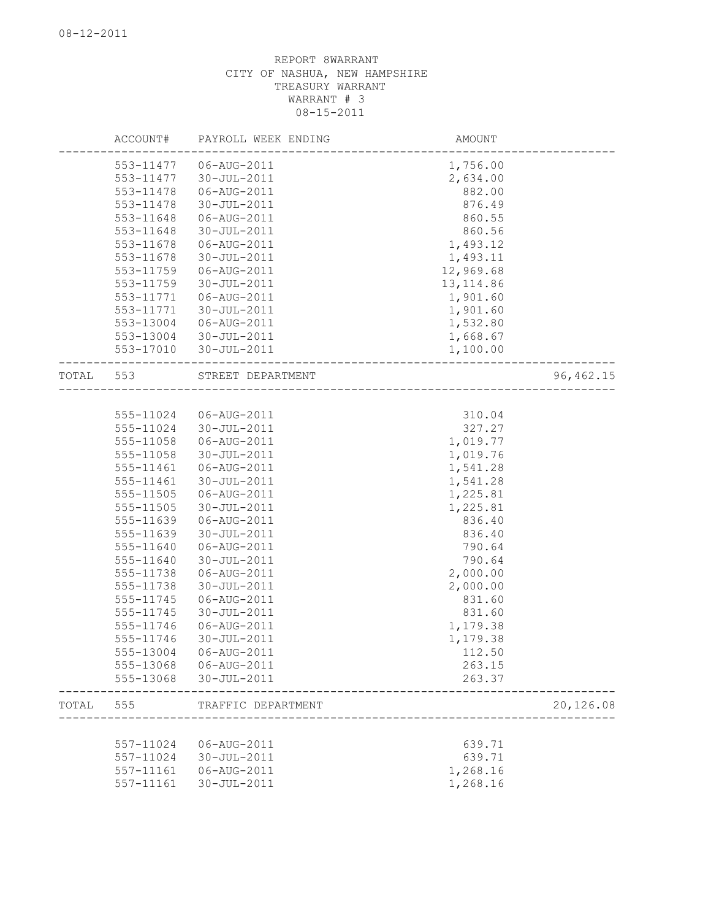08-12-2011

REPORT 8WARRANT
CITY OF NASHUA, NEW HAMPSHIRE
TREASURY WARRANT
WARRANT # 3
08-15-2011

| | ACCOUNT# | PAYROLL WEEK ENDING | AMOUNT | |
|---|---|---|---|---|
| | 553-11477 | 06-AUG-2011 | 1,756.00 | |
| | 553-11477 | 30-JUL-2011 | 2,634.00 | |
| | 553-11478 | 06-AUG-2011 | 882.00 | |
| | 553-11478 | 30-JUL-2011 | 876.49 | |
| | 553-11648 | 06-AUG-2011 | 860.55 | |
| | 553-11648 | 30-JUL-2011 | 860.56 | |
| | 553-11678 | 06-AUG-2011 | 1,493.12 | |
| | 553-11678 | 30-JUL-2011 | 1,493.11 | |
| | 553-11759 | 06-AUG-2011 | 12,969.68 | |
| | 553-11759 | 30-JUL-2011 | 13,114.86 | |
| | 553-11771 | 06-AUG-2011 | 1,901.60 | |
| | 553-11771 | 30-JUL-2011 | 1,901.60 | |
| | 553-13004 | 06-AUG-2011 | 1,532.80 | |
| | 553-13004 | 30-JUL-2011 | 1,668.67 | |
| | 553-17010 | 30-JUL-2011 | 1,100.00 | |
| TOTAL | 553 | STREET DEPARTMENT | | 96,462.15 |
| | 555-11024 | 06-AUG-2011 | 310.04 | |
| | 555-11024 | 30-JUL-2011 | 327.27 | |
| | 555-11058 | 06-AUG-2011 | 1,019.77 | |
| | 555-11058 | 30-JUL-2011 | 1,019.76 | |
| | 555-11461 | 06-AUG-2011 | 1,541.28 | |
| | 555-11461 | 30-JUL-2011 | 1,541.28 | |
| | 555-11505 | 06-AUG-2011 | 1,225.81 | |
| | 555-11505 | 30-JUL-2011 | 1,225.81 | |
| | 555-11639 | 06-AUG-2011 | 836.40 | |
| | 555-11639 | 30-JUL-2011 | 836.40 | |
| | 555-11640 | 06-AUG-2011 | 790.64 | |
| | 555-11640 | 30-JUL-2011 | 790.64 | |
| | 555-11738 | 06-AUG-2011 | 2,000.00 | |
| | 555-11738 | 30-JUL-2011 | 2,000.00 | |
| | 555-11745 | 06-AUG-2011 | 831.60 | |
| | 555-11745 | 30-JUL-2011 | 831.60 | |
| | 555-11746 | 06-AUG-2011 | 1,179.38 | |
| | 555-11746 | 30-JUL-2011 | 1,179.38 | |
| | 555-13004 | 06-AUG-2011 | 112.50 | |
| | 555-13068 | 06-AUG-2011 | 263.15 | |
| | 555-13068 | 30-JUL-2011 | 263.37 | |
| TOTAL | 555 | TRAFFIC DEPARTMENT | | 20,126.08 |
| | 557-11024 | 06-AUG-2011 | 639.71 | |
| | 557-11024 | 30-JUL-2011 | 639.71 | |
| | 557-11161 | 06-AUG-2011 | 1,268.16 | |
| | 557-11161 | 30-JUL-2011 | 1,268.16 | |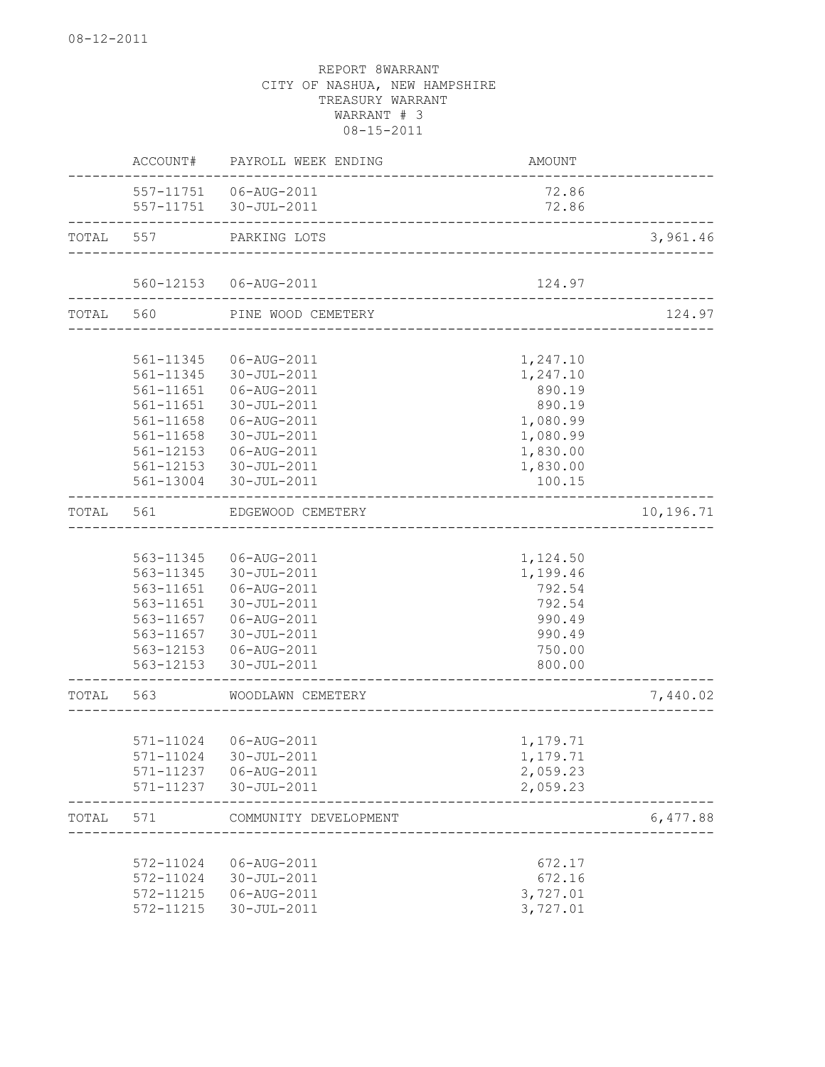08-12-2011

REPORT 8WARRANT
CITY OF NASHUA, NEW HAMPSHIRE
TREASURY WARRANT
WARRANT # 3
08-15-2011

| | ACCOUNT# | PAYROLL WEEK ENDING | AMOUNT | |
|---|---|---|---|---|
| | 557-11751 | 06-AUG-2011 | 72.86 | |
| | 557-11751 | 30-JUL-2011 | 72.86 | |
| TOTAL | 557 | PARKING LOTS | | 3,961.46 |
| | 560-12153 | 06-AUG-2011 | 124.97 | |
| TOTAL | 560 | PINE WOOD CEMETERY | | 124.97 |
| | 561-11345 | 06-AUG-2011 | 1,247.10 | |
| | 561-11345 | 30-JUL-2011 | 1,247.10 | |
| | 561-11651 | 06-AUG-2011 | 890.19 | |
| | 561-11651 | 30-JUL-2011 | 890.19 | |
| | 561-11658 | 06-AUG-2011 | 1,080.99 | |
| | 561-11658 | 30-JUL-2011 | 1,080.99 | |
| | 561-12153 | 06-AUG-2011 | 1,830.00 | |
| | 561-12153 | 30-JUL-2011 | 1,830.00 | |
| | 561-13004 | 30-JUL-2011 | 100.15 | |
| TOTAL | 561 | EDGEWOOD CEMETERY | | 10,196.71 |
| | 563-11345 | 06-AUG-2011 | 1,124.50 | |
| | 563-11345 | 30-JUL-2011 | 1,199.46 | |
| | 563-11651 | 06-AUG-2011 | 792.54 | |
| | 563-11651 | 30-JUL-2011 | 792.54 | |
| | 563-11657 | 06-AUG-2011 | 990.49 | |
| | 563-11657 | 30-JUL-2011 | 990.49 | |
| | 563-12153 | 06-AUG-2011 | 750.00 | |
| | 563-12153 | 30-JUL-2011 | 800.00 | |
| TOTAL | 563 | WOODLAWN CEMETERY | | 7,440.02 |
| | 571-11024 | 06-AUG-2011 | 1,179.71 | |
| | 571-11024 | 30-JUL-2011 | 1,179.71 | |
| | 571-11237 | 06-AUG-2011 | 2,059.23 | |
| | 571-11237 | 30-JUL-2011 | 2,059.23 | |
| TOTAL | 571 | COMMUNITY DEVELOPMENT | | 6,477.88 |
| | 572-11024 | 06-AUG-2011 | 672.17 | |
| | 572-11024 | 30-JUL-2011 | 672.16 | |
| | 572-11215 | 06-AUG-2011 | 3,727.01 | |
| | 572-11215 | 30-JUL-2011 | 3,727.01 | |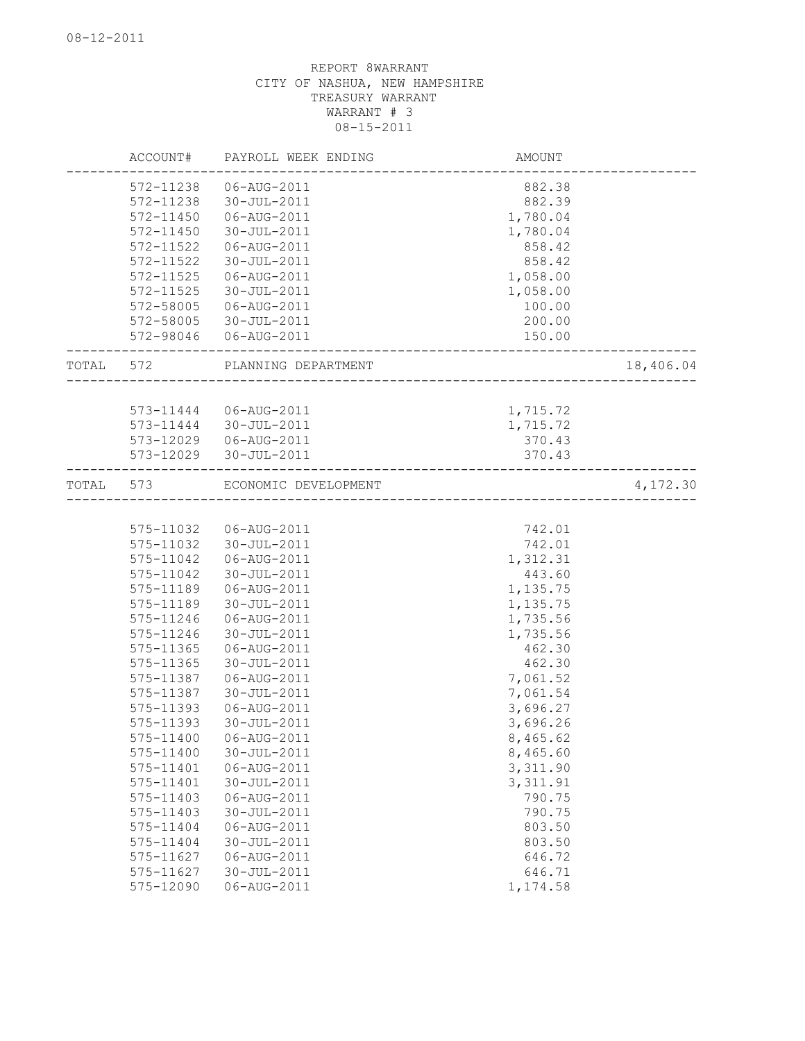08-12-2011

REPORT 8WARRANT
CITY OF NASHUA, NEW HAMPSHIRE
TREASURY WARRANT
WARRANT # 3
08-15-2011

| | ACCOUNT# | PAYROLL WEEK ENDING | AMOUNT | |
|---|---|---|---|---|
| | 572-11238 | 06-AUG-2011 | 882.38 | |
| | 572-11238 | 30-JUL-2011 | 882.39 | |
| | 572-11450 | 06-AUG-2011 | 1,780.04 | |
| | 572-11450 | 30-JUL-2011 | 1,780.04 | |
| | 572-11522 | 06-AUG-2011 | 858.42 | |
| | 572-11522 | 30-JUL-2011 | 858.42 | |
| | 572-11525 | 06-AUG-2011 | 1,058.00 | |
| | 572-11525 | 30-JUL-2011 | 1,058.00 | |
| | 572-58005 | 06-AUG-2011 | 100.00 | |
| | 572-58005 | 30-JUL-2011 | 200.00 | |
| | 572-98046 | 06-AUG-2011 | 150.00 | |
| TOTAL | 572 | PLANNING DEPARTMENT | | 18,406.04 |
| | 573-11444 | 06-AUG-2011 | 1,715.72 | |
| | 573-11444 | 30-JUL-2011 | 1,715.72 | |
| | 573-12029 | 06-AUG-2011 | 370.43 | |
| | 573-12029 | 30-JUL-2011 | 370.43 | |
| TOTAL | 573 | ECONOMIC DEVELOPMENT | | 4,172.30 |
| | 575-11032 | 06-AUG-2011 | 742.01 | |
| | 575-11032 | 30-JUL-2011 | 742.01 | |
| | 575-11042 | 06-AUG-2011 | 1,312.31 | |
| | 575-11042 | 30-JUL-2011 | 443.60 | |
| | 575-11189 | 06-AUG-2011 | 1,135.75 | |
| | 575-11189 | 30-JUL-2011 | 1,135.75 | |
| | 575-11246 | 06-AUG-2011 | 1,735.56 | |
| | 575-11246 | 30-JUL-2011 | 1,735.56 | |
| | 575-11365 | 06-AUG-2011 | 462.30 | |
| | 575-11365 | 30-JUL-2011 | 462.30 | |
| | 575-11387 | 06-AUG-2011 | 7,061.52 | |
| | 575-11387 | 30-JUL-2011 | 7,061.54 | |
| | 575-11393 | 06-AUG-2011 | 3,696.27 | |
| | 575-11393 | 30-JUL-2011 | 3,696.26 | |
| | 575-11400 | 06-AUG-2011 | 8,465.62 | |
| | 575-11400 | 30-JUL-2011 | 8,465.60 | |
| | 575-11401 | 06-AUG-2011 | 3,311.90 | |
| | 575-11401 | 30-JUL-2011 | 3,311.91 | |
| | 575-11403 | 06-AUG-2011 | 790.75 | |
| | 575-11403 | 30-JUL-2011 | 790.75 | |
| | 575-11404 | 06-AUG-2011 | 803.50 | |
| | 575-11404 | 30-JUL-2011 | 803.50 | |
| | 575-11627 | 06-AUG-2011 | 646.72 | |
| | 575-11627 | 30-JUL-2011 | 646.71 | |
| | 575-12090 | 06-AUG-2011 | 1,174.58 | |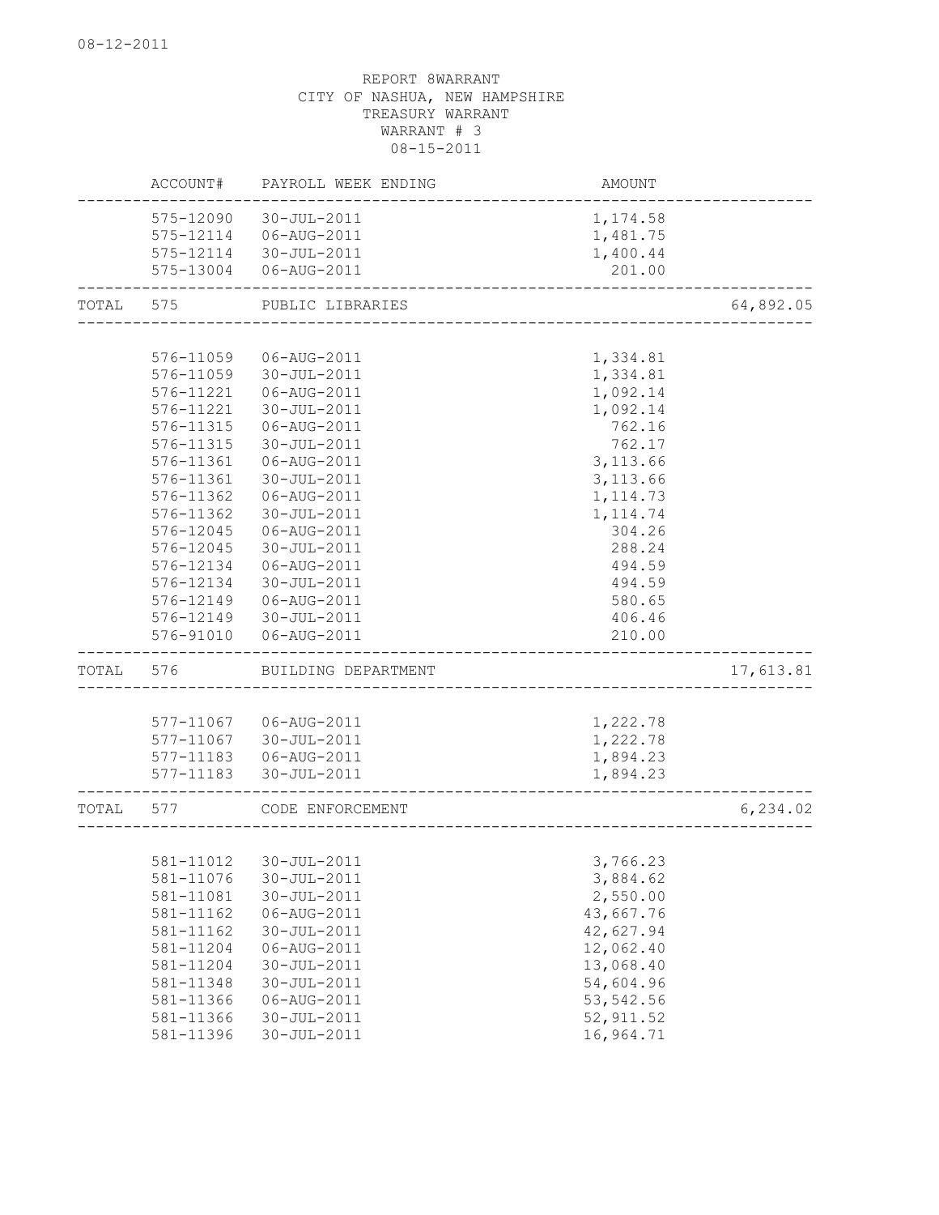08-12-2011

REPORT 8WARRANT
CITY OF NASHUA, NEW HAMPSHIRE
TREASURY WARRANT
WARRANT # 3
08-15-2011

| | ACCOUNT# | PAYROLL WEEK ENDING | AMOUNT | |
|---|---|---|---|---|
| | 575-12090 | 30-JUL-2011 | 1,174.58 | |
| | 575-12114 | 06-AUG-2011 | 1,481.75 | |
| | 575-12114 | 30-JUL-2011 | 1,400.44 | |
| | 575-13004 | 06-AUG-2011 | 201.00 | |
| TOTAL | 575 | PUBLIC LIBRARIES | | 64,892.05 |
| | 576-11059 | 06-AUG-2011 | 1,334.81 | |
| | 576-11059 | 30-JUL-2011 | 1,334.81 | |
| | 576-11221 | 06-AUG-2011 | 1,092.14 | |
| | 576-11221 | 30-JUL-2011 | 1,092.14 | |
| | 576-11315 | 06-AUG-2011 | 762.16 | |
| | 576-11315 | 30-JUL-2011 | 762.17 | |
| | 576-11361 | 06-AUG-2011 | 3,113.66 | |
| | 576-11361 | 30-JUL-2011 | 3,113.66 | |
| | 576-11362 | 06-AUG-2011 | 1,114.73 | |
| | 576-11362 | 30-JUL-2011 | 1,114.74 | |
| | 576-12045 | 06-AUG-2011 | 304.26 | |
| | 576-12045 | 30-JUL-2011 | 288.24 | |
| | 576-12134 | 06-AUG-2011 | 494.59 | |
| | 576-12134 | 30-JUL-2011 | 494.59 | |
| | 576-12149 | 06-AUG-2011 | 580.65 | |
| | 576-12149 | 30-JUL-2011 | 406.46 | |
| | 576-91010 | 06-AUG-2011 | 210.00 | |
| TOTAL | 576 | BUILDING DEPARTMENT | | 17,613.81 |
| | 577-11067 | 06-AUG-2011 | 1,222.78 | |
| | 577-11067 | 30-JUL-2011 | 1,222.78 | |
| | 577-11183 | 06-AUG-2011 | 1,894.23 | |
| | 577-11183 | 30-JUL-2011 | 1,894.23 | |
| TOTAL | 577 | CODE ENFORCEMENT | | 6,234.02 |
| | 581-11012 | 30-JUL-2011 | 3,766.23 | |
| | 581-11076 | 30-JUL-2011 | 3,884.62 | |
| | 581-11081 | 30-JUL-2011 | 2,550.00 | |
| | 581-11162 | 06-AUG-2011 | 43,667.76 | |
| | 581-11162 | 30-JUL-2011 | 42,627.94 | |
| | 581-11204 | 06-AUG-2011 | 12,062.40 | |
| | 581-11204 | 30-JUL-2011 | 13,068.40 | |
| | 581-11348 | 30-JUL-2011 | 54,604.96 | |
| | 581-11366 | 06-AUG-2011 | 53,542.56 | |
| | 581-11366 | 30-JUL-2011 | 52,911.52 | |
| | 581-11396 | 30-JUL-2011 | 16,964.71 | |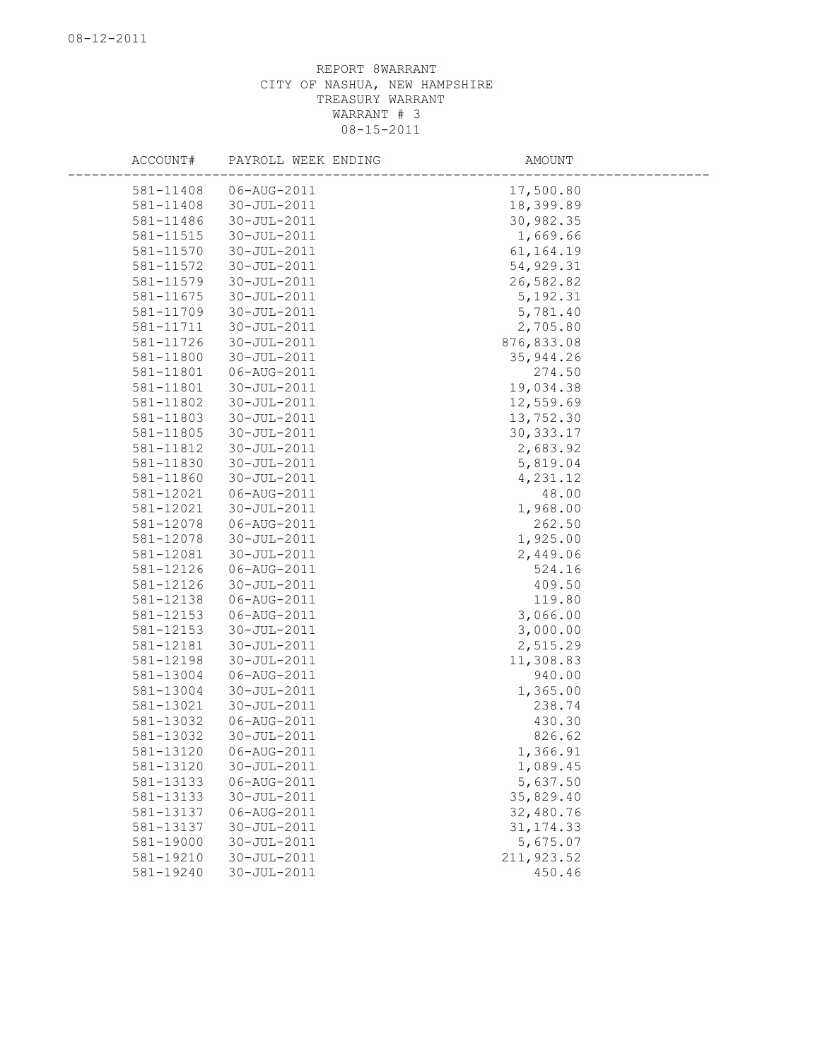REPORT 8WARRANT
CITY OF NASHUA, NEW HAMPSHIRE
TREASURY WARRANT
WARRANT # 3
08-15-2011

| ACCOUNT# | PAYROLL WEEK ENDING | AMOUNT |
|---|---|---|
| 581-11408 | 06-AUG-2011 | 17,500.80 |
| 581-11408 | 30-JUL-2011 | 18,399.89 |
| 581-11486 | 30-JUL-2011 | 30,982.35 |
| 581-11515 | 30-JUL-2011 | 1,669.66 |
| 581-11570 | 30-JUL-2011 | 61,164.19 |
| 581-11572 | 30-JUL-2011 | 54,929.31 |
| 581-11579 | 30-JUL-2011 | 26,582.82 |
| 581-11675 | 30-JUL-2011 | 5,192.31 |
| 581-11709 | 30-JUL-2011 | 5,781.40 |
| 581-11711 | 30-JUL-2011 | 2,705.80 |
| 581-11726 | 30-JUL-2011 | 876,833.08 |
| 581-11800 | 30-JUL-2011 | 35,944.26 |
| 581-11801 | 06-AUG-2011 | 274.50 |
| 581-11801 | 30-JUL-2011 | 19,034.38 |
| 581-11802 | 30-JUL-2011 | 12,559.69 |
| 581-11803 | 30-JUL-2011 | 13,752.30 |
| 581-11805 | 30-JUL-2011 | 30,333.17 |
| 581-11812 | 30-JUL-2011 | 2,683.92 |
| 581-11830 | 30-JUL-2011 | 5,819.04 |
| 581-11860 | 30-JUL-2011 | 4,231.12 |
| 581-12021 | 06-AUG-2011 | 48.00 |
| 581-12021 | 30-JUL-2011 | 1,968.00 |
| 581-12078 | 06-AUG-2011 | 262.50 |
| 581-12078 | 30-JUL-2011 | 1,925.00 |
| 581-12081 | 30-JUL-2011 | 2,449.06 |
| 581-12126 | 06-AUG-2011 | 524.16 |
| 581-12126 | 30-JUL-2011 | 409.50 |
| 581-12138 | 06-AUG-2011 | 119.80 |
| 581-12153 | 06-AUG-2011 | 3,066.00 |
| 581-12153 | 30-JUL-2011 | 3,000.00 |
| 581-12181 | 30-JUL-2011 | 2,515.29 |
| 581-12198 | 30-JUL-2011 | 11,308.83 |
| 581-13004 | 06-AUG-2011 | 940.00 |
| 581-13004 | 30-JUL-2011 | 1,365.00 |
| 581-13021 | 30-JUL-2011 | 238.74 |
| 581-13032 | 06-AUG-2011 | 430.30 |
| 581-13032 | 30-JUL-2011 | 826.62 |
| 581-13120 | 06-AUG-2011 | 1,366.91 |
| 581-13120 | 30-JUL-2011 | 1,089.45 |
| 581-13133 | 06-AUG-2011 | 5,637.50 |
| 581-13133 | 30-JUL-2011 | 35,829.40 |
| 581-13137 | 06-AUG-2011 | 32,480.76 |
| 581-13137 | 30-JUL-2011 | 31,174.33 |
| 581-19000 | 30-JUL-2011 | 5,675.07 |
| 581-19210 | 30-JUL-2011 | 211,923.52 |
| 581-19240 | 30-JUL-2011 | 450.46 |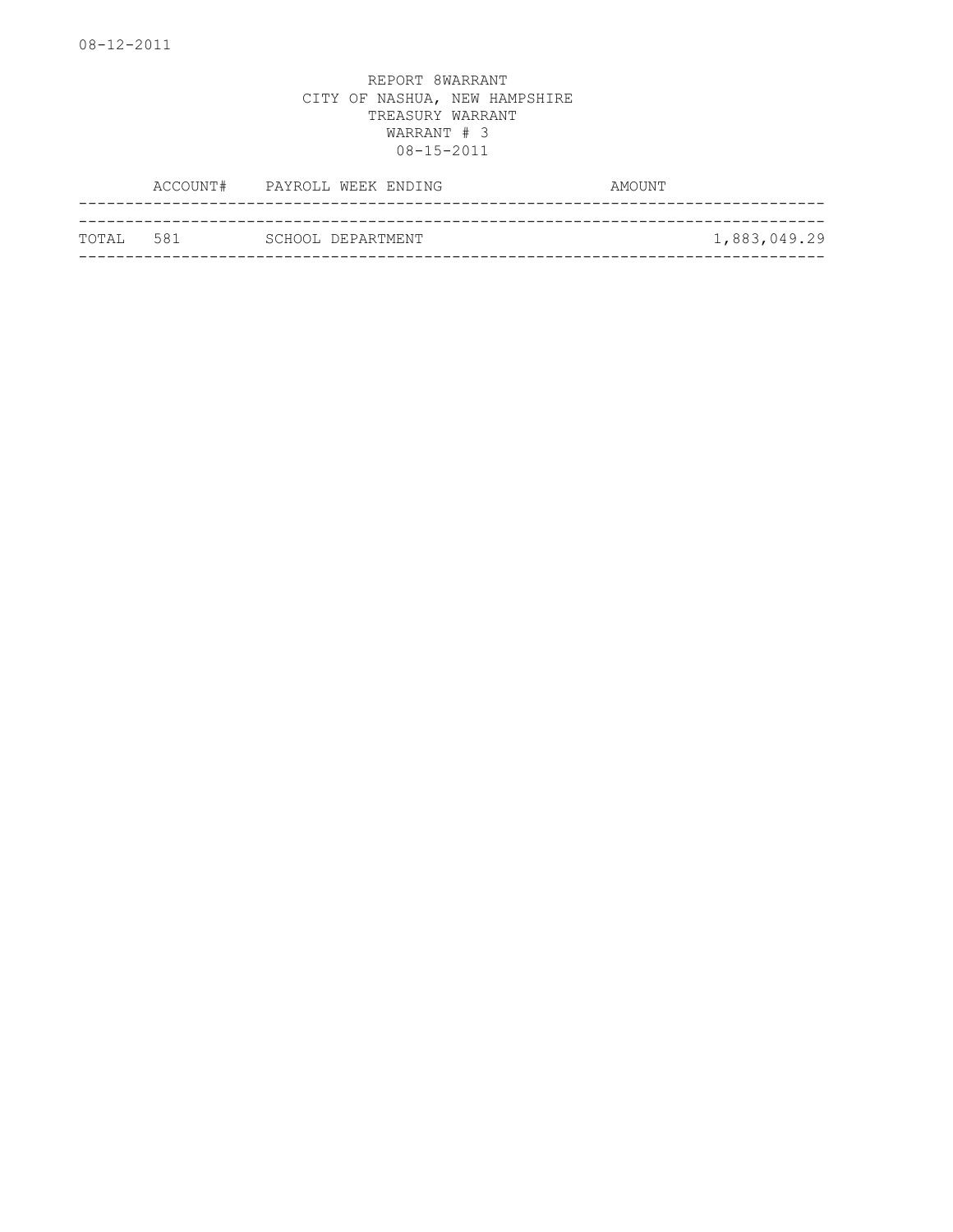08-12-2011

REPORT 8WARRANT
CITY OF NASHUA, NEW HAMPSHIRE
TREASURY WARRANT
WARRANT # 3
08-15-2011

| | ACCOUNT# | PAYROLL WEEK ENDING | AMOUNT |
|---|---|---|---|
| TOTAL | 581 | SCHOOL DEPARTMENT | 1,883,049.29 |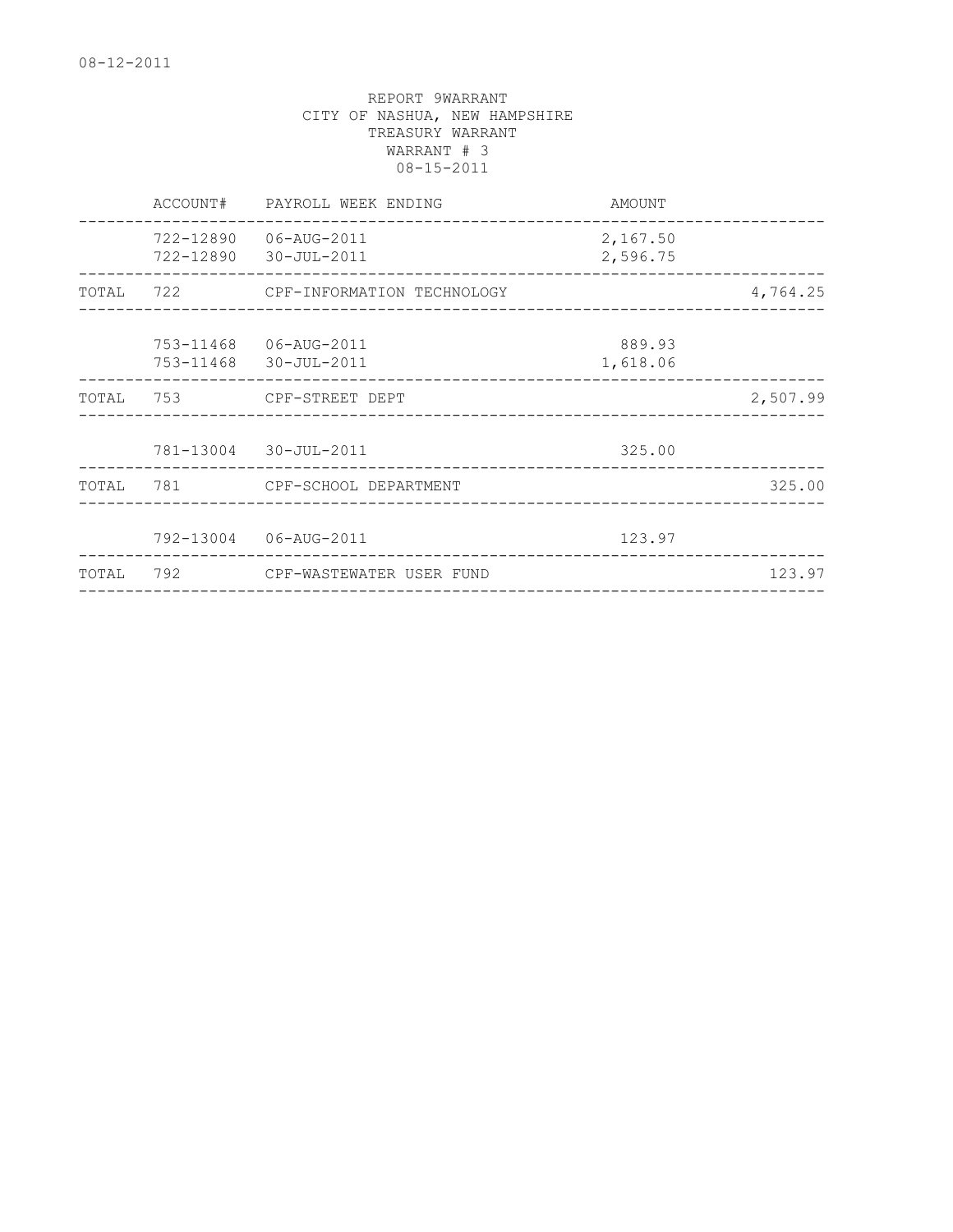08-12-2011

REPORT 9WARRANT
CITY OF NASHUA, NEW HAMPSHIRE
TREASURY WARRANT
WARRANT # 3
08-15-2011

| | ACCOUNT# | PAYROLL WEEK ENDING | AMOUNT | |
|---|---|---|---|---|
| | 722-12890 | 06-AUG-2011 | 2,167.50 | |
| | 722-12890 | 30-JUL-2011 | 2,596.75 | |
| TOTAL | 722 | CPF-INFORMATION TECHNOLOGY | | 4,764.25 |
| | 753-11468 | 06-AUG-2011 | 889.93 | |
| | 753-11468 | 30-JUL-2011 | 1,618.06 | |
| TOTAL | 753 | CPF-STREET DEPT | | 2,507.99 |
| | 781-13004 | 30-JUL-2011 | 325.00 | |
| TOTAL | 781 | CPF-SCHOOL DEPARTMENT | | 325.00 |
| | 792-13004 | 06-AUG-2011 | 123.97 | |
| TOTAL | 792 | CPF-WASTEWATER USER FUND | | 123.97 |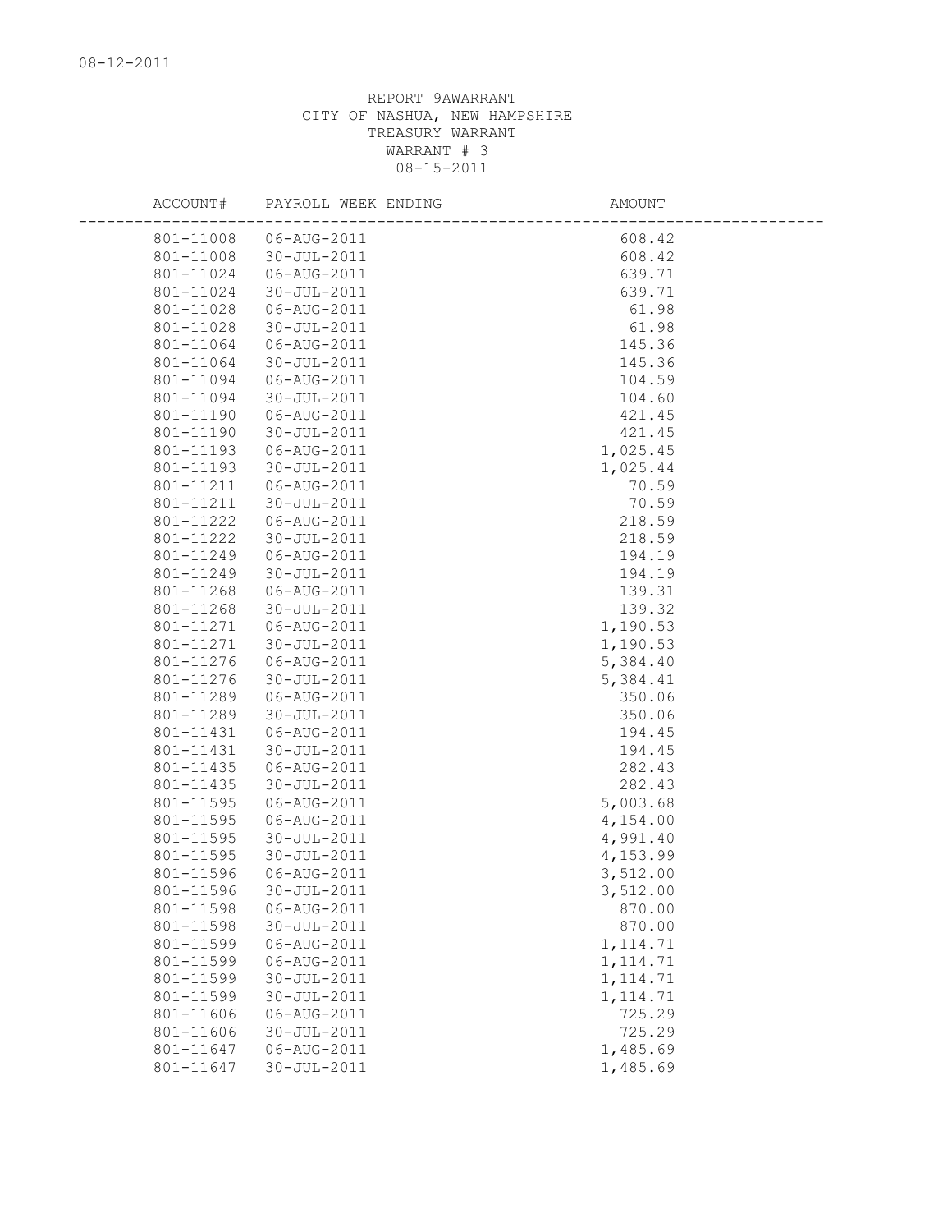08-12-2011

REPORT 9AWARRANT
CITY OF NASHUA, NEW HAMPSHIRE
TREASURY WARRANT
WARRANT # 3
08-15-2011

| ACCOUNT# | PAYROLL WEEK ENDING | AMOUNT |
|---|---|---|
| 801-11008 | 06-AUG-2011 | 608.42 |
| 801-11008 | 30-JUL-2011 | 608.42 |
| 801-11024 | 06-AUG-2011 | 639.71 |
| 801-11024 | 30-JUL-2011 | 639.71 |
| 801-11028 | 06-AUG-2011 | 61.98 |
| 801-11028 | 30-JUL-2011 | 61.98 |
| 801-11064 | 06-AUG-2011 | 145.36 |
| 801-11064 | 30-JUL-2011 | 145.36 |
| 801-11094 | 06-AUG-2011 | 104.59 |
| 801-11094 | 30-JUL-2011 | 104.60 |
| 801-11190 | 06-AUG-2011 | 421.45 |
| 801-11190 | 30-JUL-2011 | 421.45 |
| 801-11193 | 06-AUG-2011 | 1,025.45 |
| 801-11193 | 30-JUL-2011 | 1,025.44 |
| 801-11211 | 06-AUG-2011 | 70.59 |
| 801-11211 | 30-JUL-2011 | 70.59 |
| 801-11222 | 06-AUG-2011 | 218.59 |
| 801-11222 | 30-JUL-2011 | 218.59 |
| 801-11249 | 06-AUG-2011 | 194.19 |
| 801-11249 | 30-JUL-2011 | 194.19 |
| 801-11268 | 06-AUG-2011 | 139.31 |
| 801-11268 | 30-JUL-2011 | 139.32 |
| 801-11271 | 06-AUG-2011 | 1,190.53 |
| 801-11271 | 30-JUL-2011 | 1,190.53 |
| 801-11276 | 06-AUG-2011 | 5,384.40 |
| 801-11276 | 30-JUL-2011 | 5,384.41 |
| 801-11289 | 06-AUG-2011 | 350.06 |
| 801-11289 | 30-JUL-2011 | 350.06 |
| 801-11431 | 06-AUG-2011 | 194.45 |
| 801-11431 | 30-JUL-2011 | 194.45 |
| 801-11435 | 06-AUG-2011 | 282.43 |
| 801-11435 | 30-JUL-2011 | 282.43 |
| 801-11595 | 06-AUG-2011 | 5,003.68 |
| 801-11595 | 06-AUG-2011 | 4,154.00 |
| 801-11595 | 30-JUL-2011 | 4,991.40 |
| 801-11595 | 30-JUL-2011 | 4,153.99 |
| 801-11596 | 06-AUG-2011 | 3,512.00 |
| 801-11596 | 30-JUL-2011 | 3,512.00 |
| 801-11598 | 06-AUG-2011 | 870.00 |
| 801-11598 | 30-JUL-2011 | 870.00 |
| 801-11599 | 06-AUG-2011 | 1,114.71 |
| 801-11599 | 06-AUG-2011 | 1,114.71 |
| 801-11599 | 30-JUL-2011 | 1,114.71 |
| 801-11599 | 30-JUL-2011 | 1,114.71 |
| 801-11606 | 06-AUG-2011 | 725.29 |
| 801-11606 | 30-JUL-2011 | 725.29 |
| 801-11647 | 06-AUG-2011 | 1,485.69 |
| 801-11647 | 30-JUL-2011 | 1,485.69 |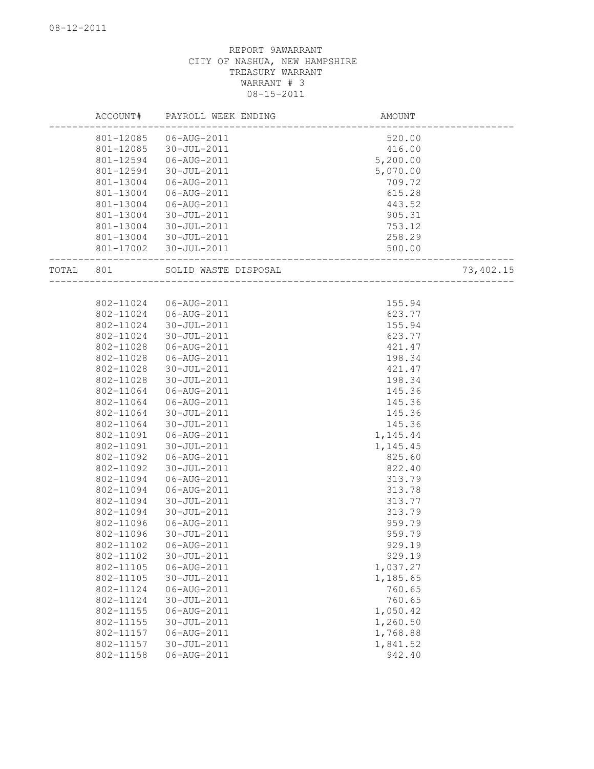REPORT 9AWARRANT
CITY OF NASHUA, NEW HAMPSHIRE
TREASURY WARRANT
WARRANT # 3
08-15-2011

| | ACCOUNT# | PAYROLL WEEK ENDING | AMOUNT | |
|---|---|---|---|---|
| | 801-12085 | 06-AUG-2011 | 520.00 | |
| | 801-12085 | 30-JUL-2011 | 416.00 | |
| | 801-12594 | 06-AUG-2011 | 5,200.00 | |
| | 801-12594 | 30-JUL-2011 | 5,070.00 | |
| | 801-13004 | 06-AUG-2011 | 709.72 | |
| | 801-13004 | 06-AUG-2011 | 615.28 | |
| | 801-13004 | 06-AUG-2011 | 443.52 | |
| | 801-13004 | 30-JUL-2011 | 905.31 | |
| | 801-13004 | 30-JUL-2011 | 753.12 | |
| | 801-13004 | 30-JUL-2011 | 258.29 | |
| | 801-17002 | 30-JUL-2011 | 500.00 | |
| TOTAL | 801 | SOLID WASTE DISPOSAL | | 73,402.15 |
| | 802-11024 | 06-AUG-2011 | 155.94 | |
| | 802-11024 | 06-AUG-2011 | 623.77 | |
| | 802-11024 | 30-JUL-2011 | 155.94 | |
| | 802-11024 | 30-JUL-2011 | 623.77 | |
| | 802-11028 | 06-AUG-2011 | 421.47 | |
| | 802-11028 | 06-AUG-2011 | 198.34 | |
| | 802-11028 | 30-JUL-2011 | 421.47 | |
| | 802-11028 | 30-JUL-2011 | 198.34 | |
| | 802-11064 | 06-AUG-2011 | 145.36 | |
| | 802-11064 | 06-AUG-2011 | 145.36 | |
| | 802-11064 | 30-JUL-2011 | 145.36 | |
| | 802-11064 | 30-JUL-2011 | 145.36 | |
| | 802-11091 | 06-AUG-2011 | 1,145.44 | |
| | 802-11091 | 30-JUL-2011 | 1,145.45 | |
| | 802-11092 | 06-AUG-2011 | 825.60 | |
| | 802-11092 | 30-JUL-2011 | 822.40 | |
| | 802-11094 | 06-AUG-2011 | 313.79 | |
| | 802-11094 | 06-AUG-2011 | 313.78 | |
| | 802-11094 | 30-JUL-2011 | 313.77 | |
| | 802-11094 | 30-JUL-2011 | 313.79 | |
| | 802-11096 | 06-AUG-2011 | 959.79 | |
| | 802-11096 | 30-JUL-2011 | 959.79 | |
| | 802-11102 | 06-AUG-2011 | 929.19 | |
| | 802-11102 | 30-JUL-2011 | 929.19 | |
| | 802-11105 | 06-AUG-2011 | 1,037.27 | |
| | 802-11105 | 30-JUL-2011 | 1,185.65 | |
| | 802-11124 | 06-AUG-2011 | 760.65 | |
| | 802-11124 | 30-JUL-2011 | 760.65 | |
| | 802-11155 | 06-AUG-2011 | 1,050.42 | |
| | 802-11155 | 30-JUL-2011 | 1,260.50 | |
| | 802-11157 | 06-AUG-2011 | 1,768.88 | |
| | 802-11157 | 30-JUL-2011 | 1,841.52 | |
| | 802-11158 | 06-AUG-2011 | 942.40 | |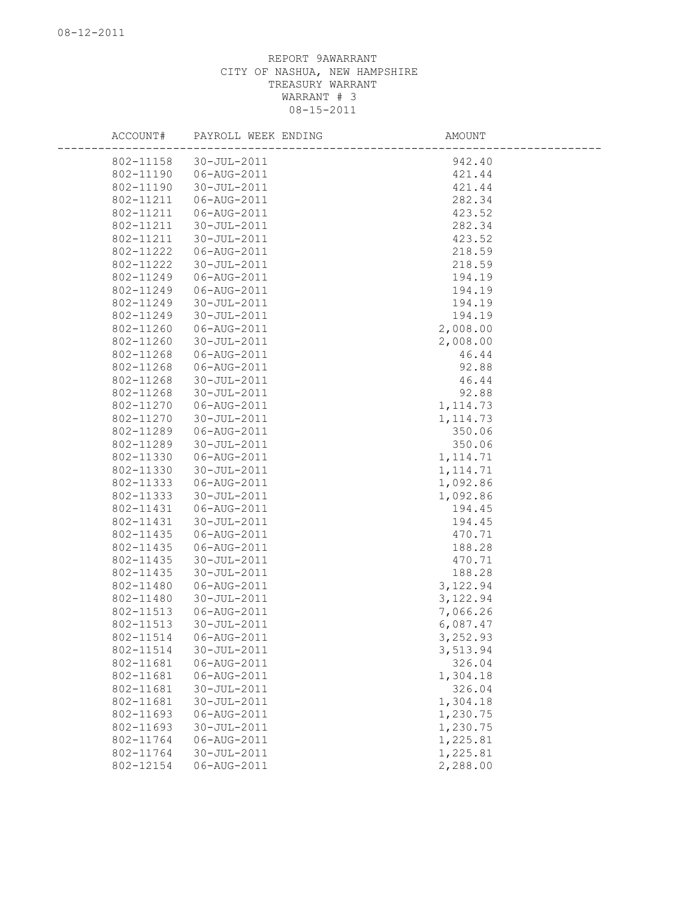REPORT 9AWARRANT
CITY OF NASHUA, NEW HAMPSHIRE
TREASURY WARRANT
WARRANT # 3
08-15-2011

| ACCOUNT# | PAYROLL WEEK ENDING | AMOUNT |
|---|---|---|
| 802-11158 | 30-JUL-2011 | 942.40 |
| 802-11190 | 06-AUG-2011 | 421.44 |
| 802-11190 | 30-JUL-2011 | 421.44 |
| 802-11211 | 06-AUG-2011 | 282.34 |
| 802-11211 | 06-AUG-2011 | 423.52 |
| 802-11211 | 30-JUL-2011 | 282.34 |
| 802-11211 | 30-JUL-2011 | 423.52 |
| 802-11222 | 06-AUG-2011 | 218.59 |
| 802-11222 | 30-JUL-2011 | 218.59 |
| 802-11249 | 06-AUG-2011 | 194.19 |
| 802-11249 | 06-AUG-2011 | 194.19 |
| 802-11249 | 30-JUL-2011 | 194.19 |
| 802-11249 | 30-JUL-2011 | 194.19 |
| 802-11260 | 06-AUG-2011 | 2,008.00 |
| 802-11260 | 30-JUL-2011 | 2,008.00 |
| 802-11268 | 06-AUG-2011 | 46.44 |
| 802-11268 | 06-AUG-2011 | 92.88 |
| 802-11268 | 30-JUL-2011 | 46.44 |
| 802-11268 | 30-JUL-2011 | 92.88 |
| 802-11270 | 06-AUG-2011 | 1,114.73 |
| 802-11270 | 30-JUL-2011 | 1,114.73 |
| 802-11289 | 06-AUG-2011 | 350.06 |
| 802-11289 | 30-JUL-2011 | 350.06 |
| 802-11330 | 06-AUG-2011 | 1,114.71 |
| 802-11330 | 30-JUL-2011 | 1,114.71 |
| 802-11333 | 06-AUG-2011 | 1,092.86 |
| 802-11333 | 30-JUL-2011 | 1,092.86 |
| 802-11431 | 06-AUG-2011 | 194.45 |
| 802-11431 | 30-JUL-2011 | 194.45 |
| 802-11435 | 06-AUG-2011 | 470.71 |
| 802-11435 | 06-AUG-2011 | 188.28 |
| 802-11435 | 30-JUL-2011 | 470.71 |
| 802-11435 | 30-JUL-2011 | 188.28 |
| 802-11480 | 06-AUG-2011 | 3,122.94 |
| 802-11480 | 30-JUL-2011 | 3,122.94 |
| 802-11513 | 06-AUG-2011 | 7,066.26 |
| 802-11513 | 30-JUL-2011 | 6,087.47 |
| 802-11514 | 06-AUG-2011 | 3,252.93 |
| 802-11514 | 30-JUL-2011 | 3,513.94 |
| 802-11681 | 06-AUG-2011 | 326.04 |
| 802-11681 | 06-AUG-2011 | 1,304.18 |
| 802-11681 | 30-JUL-2011 | 326.04 |
| 802-11681 | 30-JUL-2011 | 1,304.18 |
| 802-11693 | 06-AUG-2011 | 1,230.75 |
| 802-11693 | 30-JUL-2011 | 1,230.75 |
| 802-11764 | 06-AUG-2011 | 1,225.81 |
| 802-11764 | 30-JUL-2011 | 1,225.81 |
| 802-12154 | 06-AUG-2011 | 2,288.00 |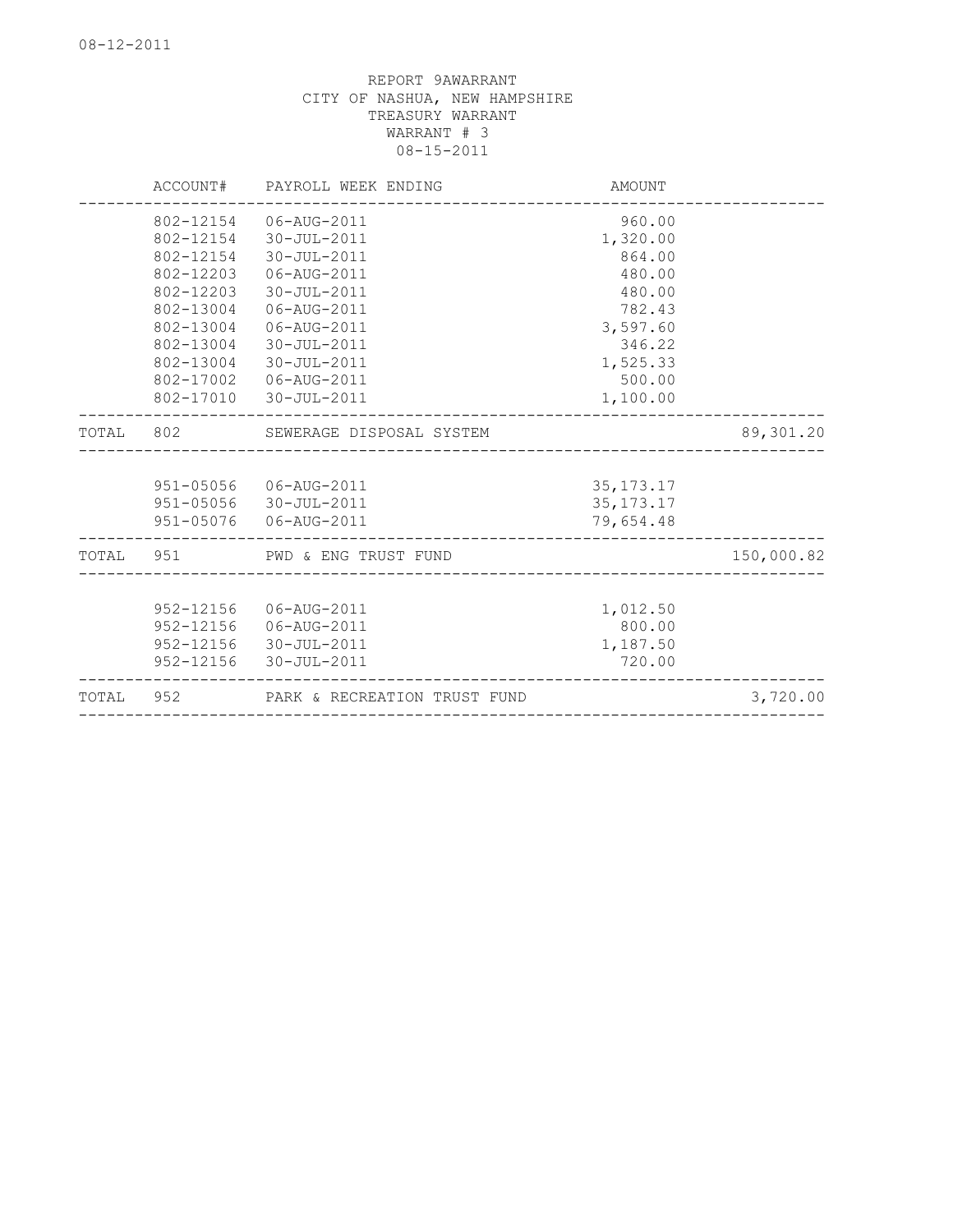08-12-2011

REPORT 9AWARRANT
CITY OF NASHUA, NEW HAMPSHIRE
TREASURY WARRANT
WARRANT # 3
08-15-2011

| | ACCOUNT# | PAYROLL WEEK ENDING | AMOUNT | |
|---|---|---|---|---|
| | 802-12154 | 06-AUG-2011 | 960.00 | |
| | 802-12154 | 30-JUL-2011 | 1,320.00 | |
| | 802-12154 | 30-JUL-2011 | 864.00 | |
| | 802-12203 | 06-AUG-2011 | 480.00 | |
| | 802-12203 | 30-JUL-2011 | 480.00 | |
| | 802-13004 | 06-AUG-2011 | 782.43 | |
| | 802-13004 | 06-AUG-2011 | 3,597.60 | |
| | 802-13004 | 30-JUL-2011 | 346.22 | |
| | 802-13004 | 30-JUL-2011 | 1,525.33 | |
| | 802-17002 | 06-AUG-2011 | 500.00 | |
| | 802-17010 | 30-JUL-2011 | 1,100.00 | |
| TOTAL | 802 | SEWERAGE DISPOSAL SYSTEM | | 89,301.20 |
| | 951-05056 | 06-AUG-2011 | 35,173.17 | |
| | 951-05056 | 30-JUL-2011 | 35,173.17 | |
| | 951-05076 | 06-AUG-2011 | 79,654.48 | |
| TOTAL | 951 | PWD & ENG TRUST FUND | | 150,000.82 |
| | 952-12156 | 06-AUG-2011 | 1,012.50 | |
| | 952-12156 | 06-AUG-2011 | 800.00 | |
| | 952-12156 | 30-JUL-2011 | 1,187.50 | |
| | 952-12156 | 30-JUL-2011 | 720.00 | |
| TOTAL | 952 | PARK & RECREATION TRUST FUND | | 3,720.00 |